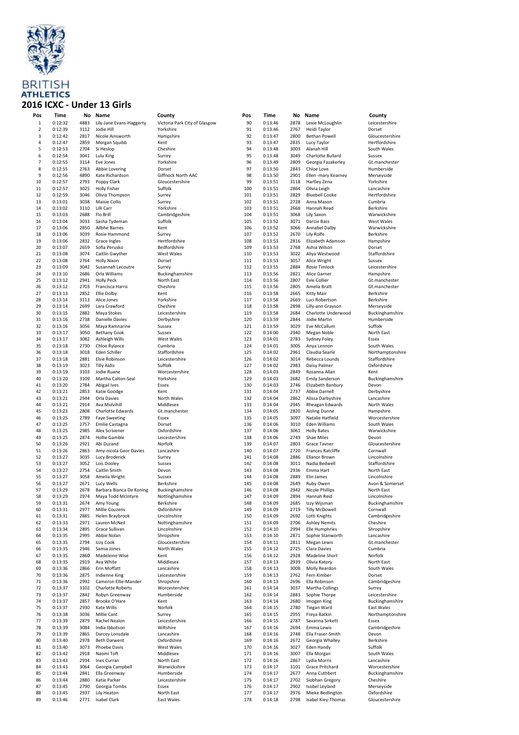BRITISH ATHLETICS

# 2016 ICXC - Under 13 Girls

| Pos | Time | No | Name | County |
|---|---|---|---|---|
| 1 | 0:12:32 | 4883 | Lily-Jane Evans-Haggerty | Victoria Park City of Glasgow |
| 2 | 0:12:39 | 3112 | Jodie Hill | Yorkshire |
| 3 | 0:12:42 | 2817 | Nicole Ainsworth | Hampshire |
| 4 | 0:12:47 | 2859 | Morgan Squibb | Kent |
| 5 | 0:12:53 | 2704 | Si Heslop | Cheshire |
| 6 | 0:12:54 | 3041 | Lulu King | Surrey |
| 7 | 0:12:55 | 3114 | Eve Jones | Yorkshire |
| 8 | 0:12:55 | 2763 | Abbie Lovering | Dorset |
| 9 | 0:12:56 | 4890 | Kate Richardson | Giffnock North AAC |
| 10 | 0:12:57 | 2793 | Poppy Clark | Gloucestershire |
| 11 | 0:12:57 | 3025 | Holly Fisher | Suffolk |
| 12 | 0:12:59 | 3046 | Olivia Thompson | Surrey |
| 13 | 0:13:01 | 3038 | Maisie Collis | Surrey |
| 14 | 0:13:02 | 3110 | Lilli Carr | Yorkshire |
| 15 | 0:13:03 | 2688 | Flo Brill | Cambridgeshire |
| 16 | 0:13:04 | 3033 | Sasha Tydeman | Suffolk |
| 17 | 0:13:06 | 2850 | Ailbhe Barnes | Kent |
| 18 | 0:13:06 | 3039 | Rosie Hammond | Surrey |
| 19 | 0:13:06 | 2832 | Grace Ingles | Hertfordshire |
| 20 | 0:13:07 | 2659 | Sofia Perusko | Bedfordshire |
| 21 | 0:13:08 | 3074 | Caitlin Gwyther | West Wales |
| 22 | 0:13:08 | 2764 | Holly Nixon | Dorset |
| 23 | 0:13:09 | 3042 | Susannah Lecoutre | Surrey |
| 24 | 0:13:10 | 2686 | Orla Williams | Buckinghamshire |
| 25 | 0:13:12 | 2941 | Holly Peck | North East |
| 26 | 0:13:12 | 2703 | Francisca Harris | Cheshire |
| 27 | 0:13:13 | 2852 | Ellie Dolby | Kent |
| 28 | 0:13:14 | 3113 | Alice Jones | Yorkshire |
| 29 | 0:13:14 | 2699 | Lara Crawford | Cheshire |
| 30 | 0:13:15 | 2882 | Maya Stokes | Leicestershire |
| 31 | 0:13:16 | 2738 | Danielle Davies | Derbyshire |
| 32 | 0:13:16 | 3056 | Maya Ramnarine | Sussex |
| 33 | 0:13:17 | 3050 | Bethany Cook | Sussex |
| 34 | 0:13:17 | 3082 | Ashleigh Wills | West Wales |
| 35 | 0:13:18 | 2730 | Chloe Rylance | Cumbria |
| 36 | 0:13:18 | 3018 | Eden Schiller | Staffordshire |
| 37 | 0:13:18 | 2881 | Elsie Robinson | Leicestershire |
| 38 | 0:13:19 | 3023 | Tilly Aldis | Suffolk |
| 39 | 0:13:19 | 3103 | Jodie Ruane | Worcestershire |
| 40 | 0:13:20 | 3109 | Martha Calton-Seal | Yorkshire |
| 41 | 0:13:20 | 2784 | Abigail Ives | Essex |
| 42 | 0:13:21 | 2853 | Katie Goodge | Kent |
| 43 | 0:13:21 | 2944 | Orla Davies | North Wales |
| 44 | 0:13:21 | 2914 | Ava Mulvihill | Middlesex |
| 45 | 0:13:23 | 2808 | Charlotte Edwards | Gt.manchester |
| 46 | 0:13:25 | 2789 | Faye Sweeting | Essex |
| 47 | 0:13:25 | 2757 | Emilie Castagna | Dorset |
| 48 | 0:13:25 | 2985 | Alex Scrivener | Oxfordshire |
| 49 | 0:13:25 | 2874 | Hollie Gamble | Leicestershire |
| 50 | 0:13:26 | 2921 | Abi Durand | Norfolk |
| 51 | 0:13:26 | 2863 | Amy-nicola Geor Davies | Lancashire |
| 52 | 0:13:27 | 3035 | Lucy Broderick | Surrey |
| 53 | 0:13:27 | 3052 | Lois Dooley | Sussex |
| 54 | 0:13:27 | 2754 | Caitlin Smith | Devon |
| 55 | 0:13:27 | 3058 | Amelia Wright | Sussex |
| 56 | 0:13:27 | 2671 | Lucy Wells | Berkshire |
| 57 | 0:13:29 | 2678 | Barbara Bianca De Koning | Buckinghamshire |
| 58 | 0:13:29 | 2974 | Maya Todd McIntyre | Nottinghamshire |
| 59 | 0:13:31 | 2674 | Amy Young | Berkshire |
| 60 | 0:13:31 | 2977 | Millie Couzens | Oxfordshire |
| 61 | 0:13:31 | 2885 | Helen Braybrook | Lincolnshire |
| 62 | 0:13:33 | 2971 | Lauren McNeil | Nottinghamshire |
| 63 | 0:13:34 | 2895 | Grace Sullivan | Lincolnshire |
| 64 | 0:13:35 | 2995 | Abbie Nolan | Shropshire |
| 65 | 0:13:35 | 2794 | Izzy Cook | Gloucestershire |
| 66 | 0:13:35 | 2946 | Samia Jones | North Wales |
| 67 | 0:13:35 | 2860 | Madeleine Wise | Kent |
| 68 | 0:13:35 | 2919 | Ava White | Middlesex |
| 69 | 0:13:36 | 2866 | Erin Moffatt | Lancashire |
| 70 | 0:13:36 | 2875 | Indienne King | Leicestershire |
| 71 | 0:13:36 | 2992 | Cameron Ellie-Mander | Shropshire |
| 72 | 0:13:37 | 3102 | Charlotte Roberts | Worcestershire |
| 73 | 0:13:37 | 2842 | Robyn Greenway | Humberside |
| 74 | 0:13:37 | 2857 | Brooke O'Hare | Kent |
| 75 | 0:13:37 | 2930 | Kate Willis | Norfolk |
| 76 | 0:13:38 | 3036 | Millie Cant | Surrey |
| 77 | 0:13:39 | 2879 | Rachel Nealon | Leicestershire |
| 78 | 0:13:39 | 3084 | India Ibbotson | Wiltshire |
| 79 | 0:13:39 | 2865 | Darcey Lonsdale | Lancashire |
| 80 | 0:13:40 | 2978 | Beth Darwent | Oxfordshire |
| 81 | 0:13:40 | 3073 | Phoebe Davis | West Wales |
| 82 | 0:13:42 | 2918 | Naomi Toft | Middlesex |
| 83 | 0:13:43 | 2934 | Ines Curran | North East |
| 84 | 0:13:43 | 3064 | Georgia Campbell | Warwickshire |
| 85 | 0:13:44 | 2841 | Ella Greenway | Humberside |
| 86 | 0:13:44 | 2880 | Katie Parker | Leicestershire |
| 87 | 0:13:45 | 2790 | Georgia Tombs | Essex |
| 88 | 0:13:45 | 2937 | Lily Heaton | North East |
| 89 | 0:13:46 | 2771 | Isabel Clark | East Wales |
| 90 | 0:13:46 | 2878 | Lexie McLoughlin | Leicestershire |
| 91 | 0:13:46 | 2767 | Heidi Taylor | Dorset |
| 92 | 0:13:47 | 2800 | Bethan Powell | Gloucestershire |
| 93 | 0:13:47 | 2835 | Lucy Taylor | Hertfordshire |
| 94 | 0:13:48 | 3003 | Alanah Hill | South Wales |
| 95 | 0:13:48 | 3049 | Charlotte Bullard | Sussex |
| 96 | 0:13:49 | 2809 | Georgia Fazakerley | Gt.manchester |
| 97 | 0:13:50 | 2843 | Chloe Love | Humberside |
| 98 | 0:13:50 | 2901 | Ellen -mary Kearney | Merseyside |
| 99 | 0:13:51 | 3118 | Hartley Zena | Yorkshire |
| 100 | 0:13:51 | 2864 | Olivia Leigh | Lancashire |
| 101 | 0:13:51 | 2829 | Bluebell Cooke | Hertfordshire |
| 102 | 0:13:51 | 2728 | Anna Mason | Cumbria |
| 103 | 0:13:51 | 2668 | Hannah Read | Berkshire |
| 104 | 0:13:51 | 3068 | Lily Saxon | Warwickshire |
| 105 | 0:13:52 | 3071 | Darcie Bass | West Wales |
| 106 | 0:13:52 | 3066 | Annabel Dalby | Warwickshire |
| 107 | 0:13:52 | 2670 | Lily Rolfe | Berkshire |
| 108 | 0:13:53 | 2816 | Elizabeth Adamson | Hampshire |
| 109 | 0:13:53 | 2768 | Ashia Wilson | Dorset |
| 110 | 0:13:53 | 3022 | Aliya Westwood | Staffordshire |
| 111 | 0:13:53 | 3057 | Alice Wright | Sussex |
| 112 | 0:13:55 | 2884 | Rosie Timlock | Leicestershire |
| 113 | 0:13:56 | 2821 | Alice Garner | Hampshire |
| 114 | 0:13:56 | 2807 | Evie Collier | Gt.manchester |
| 115 | 0:13:56 | 2805 | Amelia Bratt | Gt.manchester |
| 116 | 0:13:58 | 2665 | Kitty Mair | Berkshire |
| 117 | 0:13:58 | 2669 | Luci Robertson | Berkshire |
| 118 | 0:13:58 | 2898 | Lilly-ann Grayson | Merseyside |
| 119 | 0:13:58 | 2684 | Charlotte Underwood | Buckinghamshire |
| 120 | 0:13:59 | 2844 | Jodie Martin | Humberside |
| 121 | 0:13:59 | 3029 | Eve McCallum | Suffolk |
| 122 | 0:14:00 | 2940 | Megan Noble | North East |
| 123 | 0:14:01 | 2783 | Sydney Foley | Essex |
| 124 | 0:14:01 | 3005 | Anya Lennon | South Wales |
| 125 | 0:14:02 | 2961 | Claudia Searle | Northamptonshire |
| 126 | 0:14:02 | 3014 | Rebecca Lounds | Staffordshire |
| 127 | 0:14:02 | 2983 | Daisy Palmer | Oxfordshire |
| 128 | 0:14:03 | 2849 | Rosanna Allan | Kent |
| 129 | 0:14:03 | 2682 | Emily Sanderson | Buckinghamshire |
| 130 | 0:14:03 | 2746 | Elizabeth Banbury | Devon |
| 131 | 0:14:04 | 2737 | Abbie Darnell | Derbyshire |
| 132 | 0:14:04 | 2862 | Alissa Darbyshire | Lancashire |
| 133 | 0:14:04 | 2945 | Rheagan Edwards | North Wales |
| 134 | 0:14:05 | 2820 | Aisling Dunne | Hampshire |
| 135 | 0:14:05 | 3097 | Natalie Hatfield | Worcestershire |
| 136 | 0:14:06 | 3010 | Eden Williams | South Wales |
| 137 | 0:14:06 | 3061 | Holly Bates | Warwickshire |
| 138 | 0:14:06 | 2749 | Shae Miles | Devon |
| 139 | 0:14:07 | 2803 | Grace Tavner | Gloucestershire |
| 140 | 0:14:07 | 2720 | Frances Ratcliffe | Cornwall |
| 141 | 0:14:08 | 2886 | Ellanor Brown | Lincolnshire |
| 142 | 0:14:08 | 3011 | Nadia Bedwell | Staffordshire |
| 143 | 0:14:08 | 2936 | Emma Hart | North East |
| 144 | 0:14:08 | 2889 | Elin James | Lincolnshire |
| 145 | 0:14:08 | 2649 | Ruby Owen | Avon & Somerset |
| 146 | 0:14:08 | 2942 | Nicole Phillips | North East |
| 147 | 0:14:09 | 2894 | Hannah Reid | Lincolnshire |
| 148 | 0:14:09 | 2685 | Izzy Wijsman | Buckinghamshire |
| 149 | 0:14:09 | 2719 | Tilly McDowell | Cornwall |
| 150 | 0:14:09 | 2692 | Lotti Knights | Cambridgeshire |
| 151 | 0:14:09 | 2706 | Ashley Nemits | Cheshire |
| 152 | 0:14:10 | 2994 | Elle Humphries | Shropshire |
| 153 | 0:14:10 | 2871 | Sophie Stanworth | Lancashire |
| 154 | 0:14:11 | 2811 | Megan Lewis | Gt.manchester |
| 155 | 0:14:12 | 2725 | Clara Davies | Cumbria |
| 156 | 0:14:12 | 2928 | Madeline Short | Norfolk |
| 157 | 0:14:13 | 2939 | Olivia Katory | North East |
| 158 | 0:14:13 | 3008 | Molly Reardon | South Wales |
| 159 | 0:14:13 | 2762 | Fern Kimber | Dorset |
| 160 | 0:14:13 | 2696 | Ella Robinson | Cambridgeshire |
| 161 | 0:14:14 | 3037 | Martha Collings | Surrey |
| 162 | 0:14:14 | 2883 | Sophie Thorpe | Leicestershire |
| 163 | 0:14:14 | 2680 | Imogen King | Buckinghamshire |
| 164 | 0:14:15 | 2780 | Tiegan Ward | East Wales |
| 165 | 0:14:15 | 2955 | Freya Batkin | Northamptonshire |
| 166 | 0:14:15 | 2787 | Savanna Sirkett | Essex |
| 167 | 0:14:16 | 2694 | Emma Lewis | Cambridgeshire |
| 168 | 0:14:16 | 2748 | Ella Fraser-Smith | Devon |
| 169 | 0:14:16 | 2672 | Georgia Whalley | Berkshire |
| 170 | 0:14:16 | 3027 | Eden Handy | Suffolk |
| 171 | 0:14:16 | 3007 | Ella Morgan | South Wales |
| 172 | 0:14:16 | 2867 | Lydia Morris | Lancashire |
| 173 | 0:14:17 | 3101 | Grace Pritchard | Worcestershire |
| 174 | 0:14:17 | 2677 | Anna Cuthbert | Buckinghamshire |
| 175 | 0:14:17 | 2702 | Siobhan Gregory | Cheshire |
| 176 | 0:14:17 | 2902 | Isobel Leyland | Merseyside |
| 177 | 0:14:17 | 2976 | Mieke Bedlington | Oxfordshire |
| 178 | 0:14:18 | 2798 | Isabel Kiey-Thomas | Gloucestershire |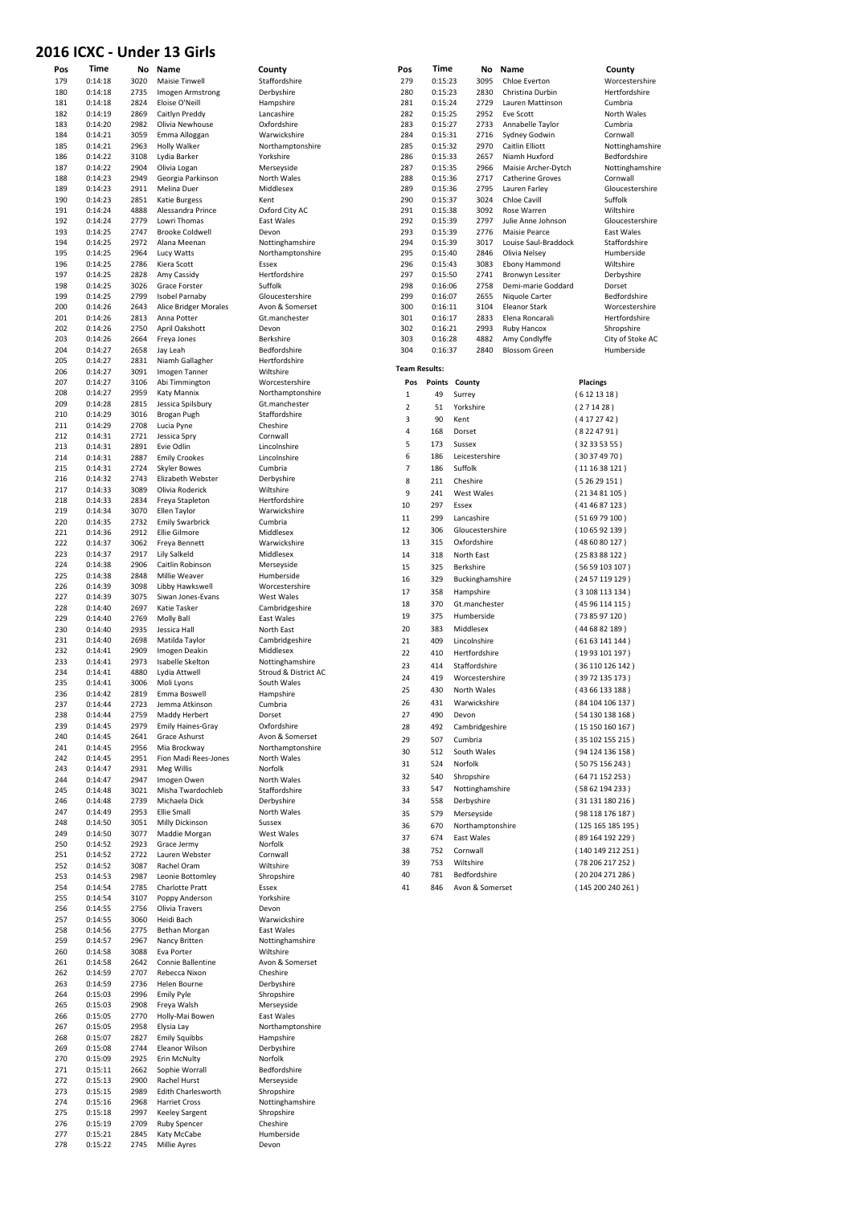# 2016 ICXC - Under 13 Girls

| Pos | Time | No | Name | County |
|---|---|---|---|---|
| 179 | 0:14:18 | 3020 | Maisie Tinwell | Staffordshire |
| 180 | 0:14:18 | 2735 | Imogen Armstrong | Derbyshire |
| 181 | 0:14:18 | 2824 | Eloise O'Neill | Hampshire |
| 182 | 0:14:19 | 2869 | Caitlyn Preddy | Lancashire |
| 183 | 0:14:20 | 2982 | Olivia Newhouse | Oxfordshire |
| 184 | 0:14:21 | 3059 | Emma Alloggan | Warwickshire |
| 185 | 0:14:21 | 2963 | Holly Walker | Northamptonshire |
| 186 | 0:14:22 | 3108 | Lydia Barker | Yorkshire |
| 187 | 0:14:22 | 2904 | Olivia Logan | Merseyside |
| 188 | 0:14:23 | 2949 | Georgia Parkinson | North Wales |
| 189 | 0:14:23 | 2911 | Melina Duer | Middlesex |
| 190 | 0:14:23 | 2851 | Katie Burgess | Kent |
| 191 | 0:14:24 | 4888 | Alessandra Prince | Oxford City AC |
| 192 | 0:14:24 | 2779 | Lowri Thomas | East Wales |
| 193 | 0:14:25 | 2747 | Brooke Coldwell | Devon |
| 194 | 0:14:25 | 2972 | Alana Meenan | Nottinghamshire |
| 195 | 0:14:25 | 2964 | Lucy Watts | Northamptonshire |
| 196 | 0:14:25 | 2786 | Kiera Scott | Essex |
| 197 | 0:14:25 | 2828 | Amy Cassidy | Hertfordshire |
| 198 | 0:14:25 | 3026 | Grace Forster | Suffolk |
| 199 | 0:14:25 | 2799 | Isobel Parnaby | Gloucestershire |
| 200 | 0:14:26 | 2643 | Alice Bridger Morales | Avon & Somerset |
| 201 | 0:14:26 | 2813 | Anna Potter | Gt.manchester |
| 202 | 0:14:26 | 2750 | April Oakshott | Devon |
| 203 | 0:14:26 | 2664 | Freya Jones | Berkshire |
| 204 | 0:14:27 | 2658 | Jay Leah | Bedfordshire |
| 205 | 0:14:27 | 2831 | Niamh Gallagher | Hertfordshire |
| 206 | 0:14:27 | 3091 | Imogen Tanner | Wiltshire |
| 207 | 0:14:27 | 3106 | Abi Timmington | Worcestershire |
| 208 | 0:14:27 | 2959 | Katy Mannix | Northamptonshire |
| 209 | 0:14:28 | 2815 | Jessica Spilsbury | Gt.manchester |
| 210 | 0:14:29 | 3016 | Brogan Pugh | Staffordshire |
| 211 | 0:14:29 | 2708 | Lucia Pyne | Cheshire |
| 212 | 0:14:31 | 2721 | Jessica Spry | Cornwall |
| 213 | 0:14:31 | 2891 | Evie Odlin | Lincolnshire |
| 214 | 0:14:31 | 2887 | Emily Crookes | Lincolnshire |
| 215 | 0:14:31 | 2724 | Skyler Bowes | Cumbria |
| 216 | 0:14:32 | 2743 | Elizabeth Webster | Derbyshire |
| 217 | 0:14:33 | 3089 | Olivia Roderick | Wiltshire |
| 218 | 0:14:33 | 2834 | Freya Stapleton | Hertfordshire |
| 219 | 0:14:34 | 3070 | Ellen Taylor | Warwickshire |
| 220 | 0:14:35 | 2732 | Emily Swarbrick | Cumbria |
| 221 | 0:14:36 | 2912 | Ellie Gilmore | Middlesex |
| 222 | 0:14:37 | 3062 | Freya Bennett | Warwickshire |
| 223 | 0:14:37 | 2917 | Lily Salkeld | Middlesex |
| 224 | 0:14:38 | 2906 | Caitlin Robinson | Merseyside |
| 225 | 0:14:38 | 2848 | Millie Weaver | Humberside |
| 226 | 0:14:39 | 3098 | Libby Hawkswell | Worcestershire |
| 227 | 0:14:39 | 3075 | Siwan Jones-Evans | West Wales |
| 228 | 0:14:40 | 2697 | Katie Tasker | Cambridgeshire |
| 229 | 0:14:40 | 2769 | Molly Ball | East Wales |
| 230 | 0:14:40 | 2935 | Jessica Hall | North East |
| 231 | 0:14:40 | 2698 | Matilda Taylor | Cambridgeshire |
| 232 | 0:14:41 | 2909 | Imogen Deakin | Middlesex |
| 233 | 0:14:41 | 2973 | Isabelle Skelton | Nottinghamshire |
| 234 | 0:14:41 | 4880 | Lydia Attwell | Stroud & District AC |
| 235 | 0:14:41 | 3006 | Moli Lyons | South Wales |
| 236 | 0:14:42 | 2819 | Emma Boswell | Hampshire |
| 237 | 0:14:44 | 2723 | Jemma Atkinson | Cumbria |
| 238 | 0:14:44 | 2759 | Maddy Herbert | Dorset |
| 239 | 0:14:45 | 2979 | Emily Haines-Gray | Oxfordshire |
| 240 | 0:14:45 | 2641 | Grace Ashurst | Avon & Somerset |
| 241 | 0:14:45 | 2956 | Mia Brockway | Northamptonshire |
| 242 | 0:14:45 | 2951 | Fion Madi Rees-Jones | North Wales |
| 243 | 0:14:47 | 2931 | Meg Willis | Norfolk |
| 244 | 0:14:47 | 2947 | Imogen Owen | North Wales |
| 245 | 0:14:48 | 3021 | Misha Twardochleb | Staffordshire |
| 246 | 0:14:48 | 2739 | Michaela Dick | Derbyshire |
| 247 | 0:14:49 | 2953 | Ellie Small | North Wales |
| 248 | 0:14:50 | 3051 | Milly Dickinson | Sussex |
| 249 | 0:14:50 | 3077 | Maddie Morgan | West Wales |
| 250 | 0:14:52 | 2923 | Grace Jermy | Norfolk |
| 251 | 0:14:52 | 2722 | Lauren Webster | Cornwall |
| 252 | 0:14:52 | 3087 | Rachel Oram | Wiltshire |
| 253 | 0:14:53 | 2987 | Leonie Bottomley | Shropshire |
| 254 | 0:14:54 | 2785 | Charlotte Pratt | Essex |
| 255 | 0:14:54 | 3107 | Poppy Anderson | Yorkshire |
| 256 | 0:14:55 | 2756 | Olivia Travers | Devon |
| 257 | 0:14:55 | 3060 | Heidi Bach | Warwickshire |
| 258 | 0:14:56 | 2775 | Bethan Morgan | East Wales |
| 259 | 0:14:57 | 2967 | Nancy Britten | Nottinghamshire |
| 260 | 0:14:58 | 3088 | Eva Porter | Wiltshire |
| 261 | 0:14:58 | 2642 | Connie Ballentine | Avon & Somerset |
| 262 | 0:14:59 | 2707 | Rebecca Nixon | Cheshire |
| 263 | 0:14:59 | 2736 | Helen Bourne | Derbyshire |
| 264 | 0:15:03 | 2996 | Emily Pyle | Shropshire |
| 265 | 0:15:03 | 2908 | Freya Walsh | Merseyside |
| 266 | 0:15:05 | 2770 | Holly-Mai Bowen | East Wales |
| 267 | 0:15:05 | 2958 | Elysia Lay | Northamptonshire |
| 268 | 0:15:07 | 2827 | Emily Squibbs | Hampshire |
| 269 | 0:15:08 | 2744 | Eleanor Wilson | Derbyshire |
| 270 | 0:15:09 | 2925 | Erin McNulty | Norfolk |
| 271 | 0:15:11 | 2662 | Sophie Worrall | Bedfordshire |
| 272 | 0:15:13 | 2900 | Rachel Hurst | Merseyside |
| 273 | 0:15:15 | 2989 | Edith Charlesworth | Shropshire |
| 274 | 0:15:16 | 2968 | Harriet Cross | Nottinghamshire |
| 275 | 0:15:18 | 2997 | Keeley Sargent | Shropshire |
| 276 | 0:15:19 | 2709 | Ruby Spencer | Cheshire |
| 277 | 0:15:21 | 2845 | Katy McCabe | Humberside |
| 278 | 0:15:22 | 2745 | Millie Ayres | Devon |
| 279 | 0:15:23 | 3095 | Chloe Everton | Worcestershire |
| 280 | 0:15:23 | 2830 | Christina Durbin | Hertfordshire |
| 281 | 0:15:24 | 2729 | Lauren Mattinson | Cumbria |
| 282 | 0:15:25 | 2952 | Eve Scott | North Wales |
| 283 | 0:15:27 | 2733 | Annabelle Taylor | Cumbria |
| 284 | 0:15:31 | 2716 | Sydney Godwin | Cornwall |
| 285 | 0:15:32 | 2970 | Caitlin Elliott | Nottinghamshire |
| 286 | 0:15:33 | 2657 | Niamh Huxford | Bedfordshire |
| 287 | 0:15:35 | 2966 | Maisie Archer-Dytch | Nottinghamshire |
| 288 | 0:15:36 | 2717 | Catherine Groves | Cornwall |
| 289 | 0:15:36 | 2795 | Lauren Farley | Gloucestershire |
| 290 | 0:15:37 | 3024 | Chloe Cavill | Suffolk |
| 291 | 0:15:38 | 3092 | Rose Warren | Wiltshire |
| 292 | 0:15:39 | 2797 | Julie Anne Johnson | Gloucestershire |
| 293 | 0:15:39 | 2776 | Maisie Pearce | East Wales |
| 294 | 0:15:39 | 3017 | Louise Saul-Braddock | Staffordshire |
| 295 | 0:15:40 | 2846 | Olivia Nelsey | Humberside |
| 296 | 0:15:43 | 3083 | Ebony Hammond | Wiltshire |
| 297 | 0:15:50 | 2741 | Bronwyn Lessiter | Derbyshire |
| 298 | 0:16:06 | 2758 | Demi-marie Goddard | Dorset |
| 299 | 0:16:07 | 2655 | Niquole Carter | Bedfordshire |
| 300 | 0:16:11 | 3104 | Eleanor Stark | Worcestershire |
| 301 | 0:16:17 | 2833 | Elena Roncarali | Hertfordshire |
| 302 | 0:16:21 | 2993 | Ruby Hancox | Shropshire |
| 303 | 0:16:28 | 4882 | Amy Condlyffe | City of Stoke AC |
| 304 | 0:16:37 | 2840 | Blossom Green | Humberside |

**Team Results:**

| Pos | Points | County | Placings |
|---|---|---|---|
| 1 | 49 | Surrey | ( 6 12 13 18 ) |
| 2 | 51 | Yorkshire | ( 2 7 14 28 ) |
| 3 | 90 | Kent | ( 4 17 27 42 ) |
| 4 | 168 | Dorset | ( 8 22 47 91 ) |
| 5 | 173 | Sussex | ( 32 33 53 55 ) |
| 6 | 186 | Leicestershire | ( 30 37 49 70 ) |
| 7 | 186 | Suffolk | ( 11 16 38 121 ) |
| 8 | 211 | Cheshire | ( 5 26 29 151 ) |
| 9 | 241 | West Wales | ( 21 34 81 105 ) |
| 10 | 297 | Essex | ( 41 46 87 123 ) |
| 11 | 299 | Lancashire | ( 51 69 79 100 ) |
| 12 | 306 | Gloucestershire | ( 10 65 92 139 ) |
| 13 | 315 | Oxfordshire | ( 48 60 80 127 ) |
| 14 | 318 | North East | ( 25 83 88 122 ) |
| 15 | 325 | Berkshire | ( 56 59 103 107 ) |
| 16 | 329 | Buckinghamshire | ( 24 57 119 129 ) |
| 17 | 358 | Hampshire | ( 3 108 113 134 ) |
| 18 | 370 | Gt.manchester | ( 45 96 114 115 ) |
| 19 | 375 | Humberside | ( 73 85 97 120 ) |
| 20 | 383 | Middlesex | ( 44 68 82 189 ) |
| 21 | 409 | Lincolnshire | ( 61 63 141 144 ) |
| 22 | 410 | Hertfordshire | ( 19 93 101 197 ) |
| 23 | 414 | Staffordshire | ( 36 110 126 142 ) |
| 24 | 419 | Worcestershire | ( 39 72 135 173 ) |
| 25 | 430 | North Wales | ( 43 66 133 188 ) |
| 26 | 431 | Warwickshire | ( 84 104 106 137 ) |
| 27 | 490 | Devon | ( 54 130 138 168 ) |
| 28 | 492 | Cambridgeshire | ( 15 150 160 167 ) |
| 29 | 507 | Cumbria | ( 35 102 155 215 ) |
| 30 | 512 | South Wales | ( 94 124 136 158 ) |
| 31 | 524 | Norfolk | ( 50 75 156 243 ) |
| 32 | 540 | Shropshire | ( 64 71 152 253 ) |
| 33 | 547 | Nottinghamshire | ( 58 62 194 233 ) |
| 34 | 558 | Derbyshire | ( 31 131 180 216 ) |
| 35 | 579 | Merseyside | ( 98 118 176 187 ) |
| 36 | 670 | Northamptonshire | ( 125 165 185 195 ) |
| 37 | 674 | East Wales | ( 89 164 192 229 ) |
| 38 | 752 | Cornwall | ( 140 149 212 251 ) |
| 39 | 753 | Wiltshire | ( 78 206 217 252 ) |
| 40 | 781 | Bedfordshire | ( 20 204 271 286 ) |
| 41 | 846 | Avon & Somerset | ( 145 200 240 261 ) |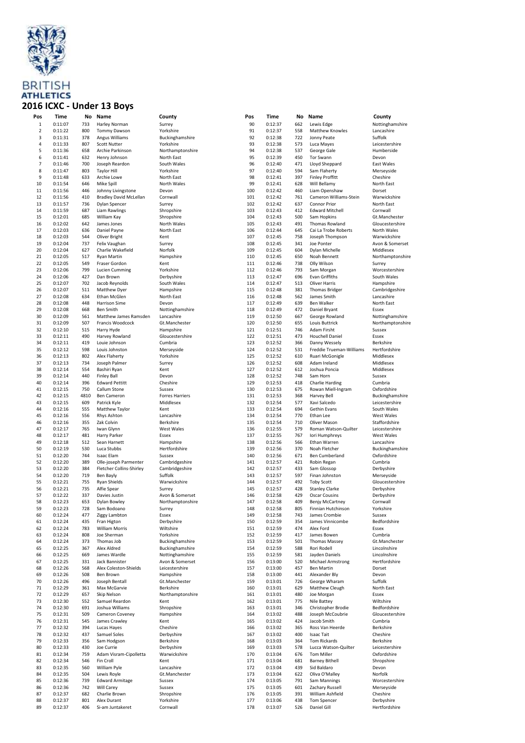# 2016 ICXC - Under 13 Boys

| Pos | Time | No | Name | County |
|---|---|---|---|---|
| 1 | 0:11:07 | 733 | Harley Norman | Surrey |
| 2 | 0:11:22 | 800 | Tommy Dawson | Yorkshire |
| 3 | 0:11:31 | 378 | Angus Williams | Buckinghamshire |
| 4 | 0:11:33 | 807 | Scott Nutter | Yorkshire |
| 5 | 0:11:36 | 658 | Archie Parkinson | Northamptonshire |
| 6 | 0:11:41 | 632 | Henry Johnson | North East |
| 7 | 0:11:46 | 700 | Joseph Reardon | South Wales |
| 8 | 0:11:47 | 803 | Taylor Hill | Yorkshire |
| 9 | 0:11:48 | 633 | Archie Lowe | North East |
| 10 | 0:11:54 | 646 | Mike Spill | North Wales |
| 11 | 0:11:56 | 446 | Johnny Livingstone | Devon |
| 12 | 0:11:56 | 410 | Bradley David McLellan | Cornwall |
| 13 | 0:11:57 | 736 | Dylan Spencer | Surrey |
| 14 | 0:11:59 | 687 | Liam Rawlings | Shropshire |
| 15 | 0:12:01 | 685 | William Kay | Shropshire |
| 16 | 0:12:02 | 642 | James Jones | North Wales |
| 17 | 0:12:03 | 636 | Daniel Payne | North East |
| 18 | 0:12:03 | 544 | Oliver Bright | Kent |
| 19 | 0:12:04 | 737 | Felix Vaughan | Surrey |
| 20 | 0:12:04 | 627 | Charlie Wakefield | Norfolk |
| 21 | 0:12:05 | 517 | Ryan Martin | Hampshire |
| 22 | 0:12:05 | 549 | Fraser Gordon | Kent |
| 23 | 0:12:06 | 799 | Lucien Cumming | Yorkshire |
| 24 | 0:12:06 | 427 | Dan Brown | Derbyshire |
| 25 | 0:12:07 | 702 | Jacob Reynolds | South Wales |
| 26 | 0:12:07 | 511 | Matthew Dyer | Hampshire |
| 27 | 0:12:08 | 634 | Ethan McGlen | North East |
| 28 | 0:12:08 | 448 | Harrison Sime | Devon |
| 29 | 0:12:08 | 668 | Ben Smith | Nottinghamshire |
| 30 | 0:12:09 | 561 | Matthew James Ramsden | Lancashire |
| 31 | 0:12:09 | 507 | Francis Woodcock | Gt.Manchester |
| 32 | 0:12:10 | 515 | Harry Hyde | Hampshire |
| 33 | 0:12:11 | 490 | Harvey Rowland | Gloucestershire |
| 34 | 0:12:11 | 419 | Louie Johnson | Cumbria |
| 35 | 0:12:12 | 598 | Louis Johnston | Merseyside |
| 36 | 0:12:13 | 802 | Alex Flaherty | Yorkshire |
| 37 | 0:12:13 | 734 | Joseph Palmer | Surrey |
| 38 | 0:12:14 | 554 | Bashiri Ryan | Kent |
| 39 | 0:12:14 | 440 | Finley Ball | Devon |
| 40 | 0:12:14 | 396 | Edward Pettitt | Cheshire |
| 41 | 0:12:15 | 750 | Callum Stone | Sussex |
| 42 | 0:12:15 | 4810 | Ben Cameron | Forres Harriers |
| 43 | 0:12:15 | 609 | Patrick Kyle | Middlesex |
| 44 | 0:12:16 | 555 | Matthew Taylor | Kent |
| 45 | 0:12:16 | 556 | Rhys Ashton | Lancashire |
| 46 | 0:12:16 | 355 | Zak Colvin | Berkshire |
| 47 | 0:12:17 | 765 | Iwan Glynn | West Wales |
| 48 | 0:12:17 | 481 | Harry Parker | Essex |
| 49 | 0:12:18 | 512 | Sean Harnett | Hampshire |
| 50 | 0:12:19 | 530 | Luca Stubbs | Hertfordshire |
| 51 | 0:12:20 | 744 | Isaac Elam | Sussex |
| 52 | 0:12:20 | 389 | Olle-joseph Parmenter | Cambridgeshire |
| 53 | 0:12:20 | 384 | Fletcher Collins-Shirley | Cambridgeshire |
| 54 | 0:12:20 | 719 | Ben Bayly | Suffolk |
| 55 | 0:12:21 | 755 | Ryan Shields | Warwickshire |
| 56 | 0:12:21 | 735 | Alfie Spear | Surrey |
| 57 | 0:12:22 | 337 | Davies Justin | Avon & Somerset |
| 58 | 0:12:23 | 653 | Dylan Bowley | Northamptonshire |
| 59 | 0:12:23 | 728 | Sam Bodoano | Surrey |
| 60 | 0:12:24 | 477 | Ziggy Lambton | Essex |
| 61 | 0:12:24 | 435 | Fran Higton | Derbyshire |
| 62 | 0:12:24 | 783 | William Morris | Wiltshire |
| 63 | 0:12:24 | 808 | Joe Sherman | Yorkshire |
| 64 | 0:12:24 | 373 | Thomas Job | Buckinghamshire |
| 65 | 0:12:25 | 367 | Alex Aldred | Buckinghamshire |
| 66 | 0:12:25 | 669 | James Wardle | Nottinghamshire |
| 67 | 0:12:25 | 331 | Jack Bannister | Avon & Somerset |
| 68 | 0:12:26 | 568 | Alex Coleston-Shields | Leicestershire |
| 69 | 0:12:26 | 508 | Ben Brown | Hampshire |
| 70 | 0:12:26 | 496 | Joseph Bentall | Gt.Manchester |
| 71 | 0:12:29 | 361 | Max McGarvie | Berkshire |
| 72 | 0:12:29 | 657 | Skip Nelson | Northamptonshire |
| 73 | 0:12:30 | 552 | Samuel Reardon | Kent |
| 74 | 0:12:30 | 691 | Joshua Williams | Shropshire |
| 75 | 0:12:31 | 509 | Cameron Coveney | Hampshire |
| 76 | 0:12:31 | 545 | James Crawley | Kent |
| 77 | 0:12:32 | 394 | Lucas Hayes | Cheshire |
| 78 | 0:12:32 | 437 | Samuel Soles | Derbyshire |
| 79 | 0:12:33 | 356 | Sam Hodgson | Berkshire |
| 80 | 0:12:33 | 430 | Joe Currie | Derbyshire |
| 81 | 0:12:34 | 759 | Adam Visram-Cipolletta | Warwickshire |
| 82 | 0:12:34 | 546 | Fin Croll | Kent |
| 83 | 0:12:35 | 560 | William Pyle | Lancashire |
| 84 | 0:12:35 | 504 | Lewis Royle | Gt.Manchester |
| 85 | 0:12:36 | 739 | Edward Armitage | Sussex |
| 86 | 0:12:36 | 742 | Will Carey | Sussex |
| 87 | 0:12:37 | 682 | Charlie Brown | Shropshire |
| 88 | 0:12:37 | 801 | Alex Durant | Yorkshire |
| 89 | 0:12:37 | 406 | Si-am Juntakeret | Cornwall |
| 90 | 0:12:37 | 662 | Lewis Edge | Nottinghamshire |
| 91 | 0:12:37 | 558 | Matthew Knowles | Lancashire |
| 92 | 0:12:38 | 722 | Jonny Peate | Suffolk |
| 93 | 0:12:38 | 573 | Luca Mayes | Leicestershire |
| 94 | 0:12:38 | 537 | George Gale | Humberside |
| 95 | 0:12:39 | 450 | Tor Swann | Devon |
| 96 | 0:12:40 | 471 | Lloyd Sheppard | East Wales |
| 97 | 0:12:40 | 594 | Sam Flaherty | Merseyside |
| 98 | 0:12:41 | 397 | Finley Proffitt | Cheshire |
| 99 | 0:12:41 | 628 | Will Bellamy | North East |
| 100 | 0:12:42 | 460 | Liam Openshaw | Dorset |
| 101 | 0:12:42 | 761 | Cameron Williams-Stein | Warwickshire |
| 102 | 0:12:42 | 637 | Connor Prior | North East |
| 103 | 0:12:43 | 412 | Edward Mitchell | Cornwall |
| 104 | 0:12:43 | 500 | Sam Hopkins | Gt.Manchester |
| 105 | 0:12:43 | 491 | Thomas Rowland | Gloucestershire |
| 106 | 0:12:44 | 645 | Cai La Trobe Roberts | North Wales |
| 107 | 0:12:45 | 758 | Joseph Thompson | Warwickshire |
| 108 | 0:12:45 | 341 | Joe Ponter | Avon & Somerset |
| 109 | 0:12:45 | 604 | Dylan Michelle | Middlesex |
| 110 | 0:12:45 | 650 | Noah Bennett | Northamptonshire |
| 111 | 0:12:46 | 738 | Olly Wilson | Surrey |
| 112 | 0:12:46 | 793 | Sam Morgan | Worcestershire |
| 113 | 0:12:47 | 696 | Evan Griffiths | South Wales |
| 114 | 0:12:47 | 513 | Oliver Harris | Hampshire |
| 115 | 0:12:48 | 381 | Thomas Bridger | Cambridgeshire |
| 116 | 0:12:48 | 562 | James Smith | Lancashire |
| 117 | 0:12:49 | 639 | Ben Walker | North East |
| 118 | 0:12:49 | 472 | Daniel Bryant | Essex |
| 119 | 0:12:50 | 667 | George Rowland | Nottinghamshire |
| 120 | 0:12:50 | 655 | Louis Buttrick | Northamptonshire |
| 121 | 0:12:51 | 746 | Adam Firsht | Sussex |
| 122 | 0:12:51 | 473 | Houchell Daniel | Essex |
| 123 | 0:12:52 | 366 | Danny Wessely | Berkshire |
| 124 | 0:12:52 | 531 | Freddie Trueman-Williams | Hertfordshire |
| 125 | 0:12:52 | 610 | Ruari McGonigle | Middlesex |
| 126 | 0:12:52 | 608 | Adam Ireland | Middlesex |
| 127 | 0:12:52 | 612 | Joshua Poncia | Middlesex |
| 128 | 0:12:52 | 748 | Sam Horn | Sussex |
| 129 | 0:12:53 | 418 | Charlie Harding | Cumbria |
| 130 | 0:12:53 | 675 | Rowan Miell-Ingram | Oxfordshire |
| 131 | 0:12:53 | 368 | Harvey Bell | Buckinghamshire |
| 132 | 0:12:54 | 577 | Xavi Salcedo | Leicestershire |
| 133 | 0:12:54 | 694 | Gethin Evans | South Wales |
| 134 | 0:12:54 | 770 | Ethan Lee | West Wales |
| 135 | 0:12:54 | 710 | Oliver Mason | Staffordshire |
| 136 | 0:12:55 | 579 | Roman Watson-Quilter | Leicestershire |
| 137 | 0:12:55 | 767 | Iori Humphreys | West Wales |
| 138 | 0:12:56 | 566 | Ethan Warren | Lancashire |
| 139 | 0:12:56 | 370 | Noah Fletcher | Buckinghamshire |
| 140 | 0:12:56 | 671 | Ben Cumberland | Oxfordshire |
| 141 | 0:12:57 | 421 | Robin Regan | Cumbria |
| 142 | 0:12:57 | 433 | Sam Glossop | Derbyshire |
| 143 | 0:12:57 | 597 | Finan Johnston | Merseyside |
| 144 | 0:12:57 | 492 | Toby Scott | Gloucestershire |
| 145 | 0:12:57 | 428 | Stanley Clarke | Derbyshire |
| 146 | 0:12:58 | 429 | Oscar Cousins | Derbyshire |
| 147 | 0:12:58 | 409 | Benjy McCartney | Cornwall |
| 148 | 0:12:58 | 805 | Finnian Hutchinson | Yorkshire |
| 149 | 0:12:58 | 743 | James Crombie | Sussex |
| 150 | 0:12:59 | 354 | James Vinnicombe | Bedfordshire |
| 151 | 0:12:59 | 474 | Alex Ford | Essex |
| 152 | 0:12:59 | 417 | James Bowen | Cumbria |
| 153 | 0:12:59 | 501 | Thomas Massey | Gt.Manchester |
| 154 | 0:12:59 | 588 | Rori Rodell | Lincolnshire |
| 155 | 0:12:59 | 581 | Jayden Daniels | Lincolnshire |
| 156 | 0:13:00 | 520 | Michael Armstrong | Hertfordshire |
| 157 | 0:13:00 | 457 | Ben Martin | Dorset |
| 158 | 0:13:00 | 441 | Alexander Bly | Devon |
| 159 | 0:13:01 | 726 | George Wharam | Suffolk |
| 160 | 0:13:01 | 629 | Matthew Cleugh | North East |
| 161 | 0:13:01 | 480 | Joe Morgan | Essex |
| 162 | 0:13:01 | 775 | Nile Battey | Wiltshire |
| 163 | 0:13:01 | 346 | Christopher Brodie | Bedfordshire |
| 164 | 0:13:02 | 488 | Joseph McCoubrie | Gloucestershire |
| 165 | 0:13:02 | 424 | Jacob Smith | Cumbria |
| 166 | 0:13:02 | 365 | Ross Van Heerde | Berkshire |
| 167 | 0:13:02 | 400 | Isaac Tait | Cheshire |
| 168 | 0:13:03 | 364 | Tom Rickards | Berkshire |
| 169 | 0:13:03 | 578 | Lucca Watson-Quilter | Leicestershire |
| 170 | 0:13:04 | 676 | Tom Miller | Oxfordshire |
| 171 | 0:13:04 | 681 | Barney Bithell | Shropshire |
| 172 | 0:13:04 | 439 | Sid Baldaro | Devon |
| 173 | 0:13:04 | 622 | Oliva O'Malley | Norfolk |
| 174 | 0:13:05 | 791 | Sam Mannings | Worcestershire |
| 175 | 0:13:05 | 601 | Zachary Russell | Merseyside |
| 176 | 0:13:05 | 391 | William Ashfield | Cheshire |
| 177 | 0:13:06 | 438 | Tom Spencer | Derbyshire |
| 178 | 0:13:07 | 526 | Daniel Gill | Hertfordshire |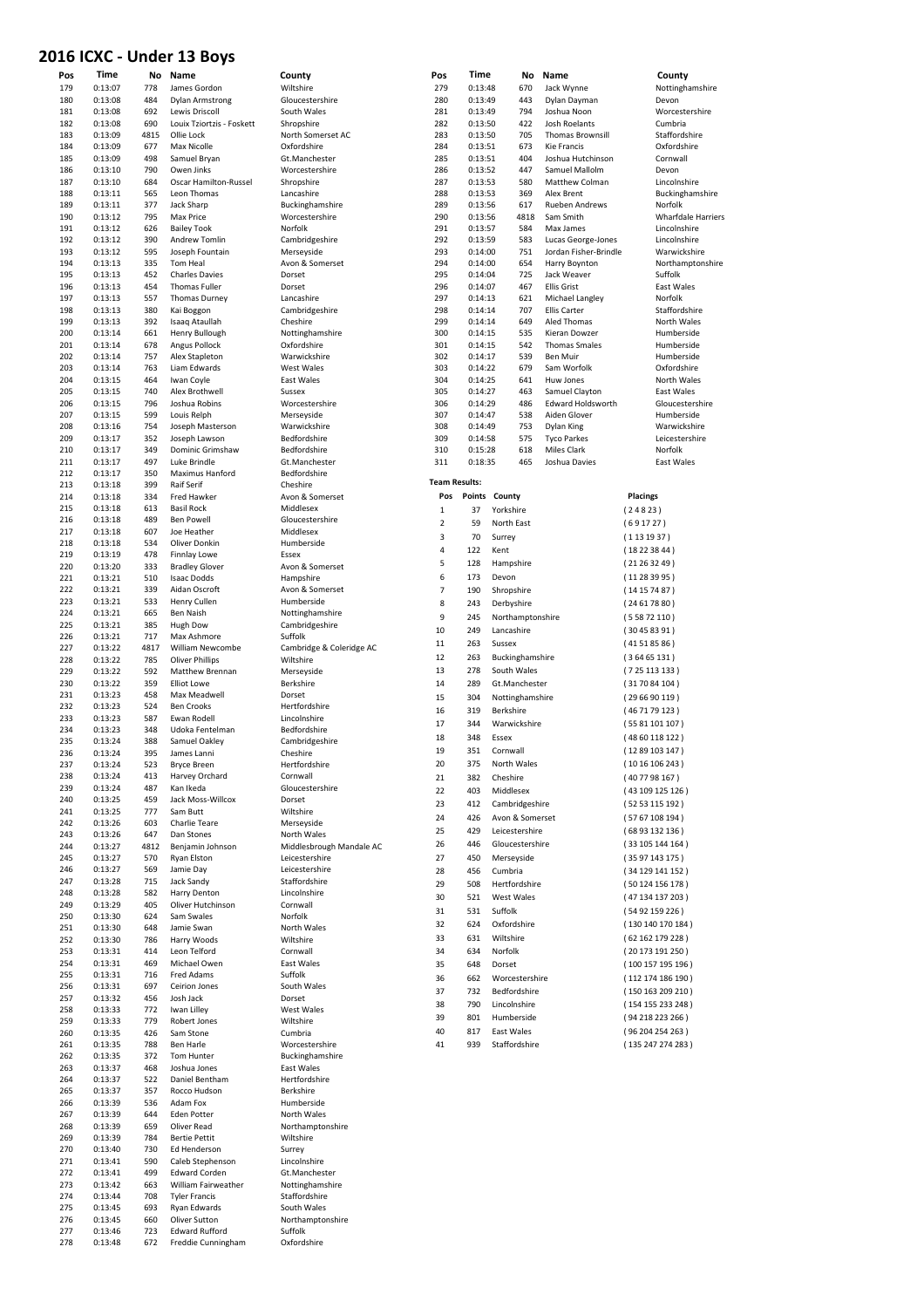# 2016 ICXC - Under 13 Boys

| Pos | Time | No | Name | County |
|---|---|---|---|---|
| 179 | 0:13:07 | 778 | James Gordon | Wiltshire |
| 180 | 0:13:08 | 484 | Dylan Armstrong | Gloucestershire |
| 181 | 0:13:08 | 692 | Lewis Driscoll | South Wales |
| 182 | 0:13:08 | 690 | Louix Tziortzis - Foskett | Shropshire |
| 183 | 0:13:09 | 4815 | Ollie Lock | North Somerset AC |
| 184 | 0:13:09 | 677 | Max Nicolle | Oxfordshire |
| 185 | 0:13:09 | 498 | Samuel Bryan | Gt.Manchester |
| 186 | 0:13:10 | 790 | Owen Jinks | Worcestershire |
| 187 | 0:13:10 | 684 | Oscar Hamilton-Russel | Shropshire |
| 188 | 0:13:11 | 565 | Leon Thomas | Lancashire |
| 189 | 0:13:11 | 377 | Jack Sharp | Buckinghamshire |
| 190 | 0:13:12 | 795 | Max Price | Worcestershire |
| 191 | 0:13:12 | 626 | Bailey Took | Norfolk |
| 192 | 0:13:12 | 390 | Andrew Tomlin | Cambridgeshire |
| 193 | 0:13:12 | 595 | Joseph Fountain | Merseyside |
| 194 | 0:13:13 | 335 | Tom Heal | Avon & Somerset |
| 195 | 0:13:13 | 452 | Charles Davies | Dorset |
| 196 | 0:13:13 | 454 | Thomas Fuller | Dorset |
| 197 | 0:13:13 | 557 | Thomas Durney | Lancashire |
| 198 | 0:13:13 | 380 | Kai Boggon | Cambridgeshire |
| 199 | 0:13:13 | 392 | Isaaq Ataullah | Cheshire |
| 200 | 0:13:14 | 661 | Henry Bullough | Nottinghamshire |
| 201 | 0:13:14 | 678 | Angus Pollock | Oxfordshire |
| 202 | 0:13:14 | 757 | Alex Stapleton | Warwickshire |
| 203 | 0:13:14 | 763 | Liam Edwards | West Wales |
| 204 | 0:13:15 | 464 | Iwan Coyle | East Wales |
| 205 | 0:13:15 | 740 | Alex Brothwell | Sussex |
| 206 | 0:13:15 | 796 | Joshua Robins | Worcestershire |
| 207 | 0:13:15 | 599 | Louis Relph | Merseyside |
| 208 | 0:13:16 | 754 | Joseph Masterson | Warwickshire |
| 209 | 0:13:17 | 352 | Joseph Lawson | Bedfordshire |
| 210 | 0:13:17 | 349 | Dominic Grimshaw | Bedfordshire |
| 211 | 0:13:17 | 497 | Luke Brindle | Gt.Manchester |
| 212 | 0:13:17 | 350 | Maximus Hanford | Bedfordshire |
| 213 | 0:13:18 | 399 | Raif Serif | Cheshire |
| 214 | 0:13:18 | 334 | Fred Hawker | Avon & Somerset |
| 215 | 0:13:18 | 613 | Basil Rock | Middlesex |
| 216 | 0:13:18 | 489 | Ben Powell | Gloucestershire |
| 217 | 0:13:18 | 607 | Joe Heather | Middlesex |
| 218 | 0:13:18 | 534 | Oliver Donkin | Humberside |
| 219 | 0:13:19 | 478 | Finnlay Lowe | Essex |
| 220 | 0:13:20 | 333 | Bradley Glover | Avon & Somerset |
| 221 | 0:13:21 | 510 | Isaac Dodds | Hampshire |
| 222 | 0:13:21 | 339 | Aidan Oscroft | Avon & Somerset |
| 223 | 0:13:21 | 533 | Henry Cullen | Humberside |
| 224 | 0:13:21 | 665 | Ben Naish | Nottinghamshire |
| 225 | 0:13:21 | 385 | Hugh Dow | Cambridgeshire |
| 226 | 0:13:21 | 717 | Max Ashmore | Suffolk |
| 227 | 0:13:22 | 4817 | William Newcombe | Cambridge & Coleridge AC |
| 228 | 0:13:22 | 785 | Oliver Phillips | Wiltshire |
| 229 | 0:13:22 | 592 | Matthew Brennan | Merseyside |
| 230 | 0:13:22 | 359 | Elliot Lowe | Berkshire |
| 231 | 0:13:23 | 458 | Max Meadwell | Dorset |
| 232 | 0:13:23 | 524 | Ben Crooks | Hertfordshire |
| 233 | 0:13:23 | 587 | Ewan Rodell | Lincolnshire |
| 234 | 0:13:23 | 348 | Udoka Fentelman | Bedfordshire |
| 235 | 0:13:24 | 388 | Samuel Oakley | Cambridgeshire |
| 236 | 0:13:24 | 395 | James Lanni | Cheshire |
| 237 | 0:13:24 | 523 | Bryce Breen | Hertfordshire |
| 238 | 0:13:24 | 413 | Harvey Orchard | Cornwall |
| 239 | 0:13:24 | 487 | Kan Ikeda | Gloucestershire |
| 240 | 0:13:25 | 459 | Jack Moss-Willcox | Dorset |
| 241 | 0:13:25 | 777 | Sam Butt | Wiltshire |
| 242 | 0:13:26 | 603 | Charlie Teare | Merseyside |
| 243 | 0:13:26 | 647 | Dan Stones | North Wales |
| 244 | 0:13:27 | 4812 | Benjamin Johnson | Middlesbrough Mandale AC |
| 245 | 0:13:27 | 570 | Ryan Elston | Leicestershire |
| 246 | 0:13:27 | 569 | Jamie Day | Leicestershire |
| 247 | 0:13:28 | 715 | Jack Sandy | Staffordshire |
| 248 | 0:13:28 | 582 | Harry Denton | Lincolnshire |
| 249 | 0:13:29 | 405 | Oliver Hutchinson | Cornwall |
| 250 | 0:13:30 | 624 | Sam Swales | Norfolk |
| 251 | 0:13:30 | 648 | Jamie Swan | North Wales |
| 252 | 0:13:30 | 786 | Harry Woods | Wiltshire |
| 253 | 0:13:31 | 414 | Leon Telford | Cornwall |
| 254 | 0:13:31 | 469 | Michael Owen | East Wales |
| 255 | 0:13:31 | 716 | Fred Adams | Suffolk |
| 256 | 0:13:31 | 697 | Ceirion Jones | South Wales |
| 257 | 0:13:32 | 456 | Josh Jack | Dorset |
| 258 | 0:13:33 | 772 | Iwan Lilley | West Wales |
| 259 | 0:13:33 | 779 | Robert Jones | Wiltshire |
| 260 | 0:13:35 | 426 | Sam Stone | Cumbria |
| 261 | 0:13:35 | 788 | Ben Harle | Worcestershire |
| 262 | 0:13:35 | 372 | Tom Hunter | Buckinghamshire |
| 263 | 0:13:37 | 468 | Joshua Jones | East Wales |
| 264 | 0:13:37 | 522 | Daniel Bentham | Hertfordshire |
| 265 | 0:13:37 | 357 | Rocco Hudson | Berkshire |
| 266 | 0:13:39 | 536 | Adam Fox | Humberside |
| 267 | 0:13:39 | 644 | Eden Potter | North Wales |
| 268 | 0:13:39 | 659 | Oliver Read | Northamptonshire |
| 269 | 0:13:39 | 784 | Bertie Pettit | Wiltshire |
| 270 | 0:13:40 | 730 | Ed Henderson | Surrey |
| 271 | 0:13:41 | 590 | Caleb Stephenson | Lincolnshire |
| 272 | 0:13:41 | 499 | Edward Corden | Gt.Manchester |
| 273 | 0:13:42 | 663 | William Fairweather | Nottinghamshire |
| 274 | 0:13:44 | 708 | Tyler Francis | Staffordshire |
| 275 | 0:13:45 | 693 | Ryan Edwards | South Wales |
| 276 | 0:13:45 | 660 | Oliver Sutton | Northamptonshire |
| 277 | 0:13:46 | 723 | Edward Rufford | Suffolk |
| 278 | 0:13:48 | 672 | Freddie Cunningham | Oxfordshire |
| 279 | 0:13:48 | 670 | Jack Wynne | Nottinghamshire |
| 280 | 0:13:49 | 443 | Dylan Dayman | Devon |
| 281 | 0:13:49 | 794 | Joshua Noon | Worcestershire |
| 282 | 0:13:50 | 422 | Josh Roelants | Cumbria |
| 283 | 0:13:50 | 705 | Thomas Brownsill | Staffordshire |
| 284 | 0:13:51 | 673 | Kie Francis | Oxfordshire |
| 285 | 0:13:51 | 404 | Joshua Hutchinson | Cornwall |
| 286 | 0:13:52 | 447 | Samuel Mallolm | Devon |
| 287 | 0:13:53 | 580 | Matthew Colman | Lincolnshire |
| 288 | 0:13:53 | 369 | Alex Brent | Buckinghamshire |
| 289 | 0:13:56 | 617 | Rueben Andrews | Norfolk |
| 290 | 0:13:56 | 4818 | Sam Smith | Wharfdale Harriers |
| 291 | 0:13:57 | 584 | Max James | Lincolnshire |
| 292 | 0:13:59 | 583 | Lucas George-Jones | Lincolnshire |
| 293 | 0:14:00 | 751 | Jordan Fisher-Brindle | Warwickshire |
| 294 | 0:14:00 | 654 | Harry Boynton | Northamptonshire |
| 295 | 0:14:04 | 725 | Jack Weaver | Suffolk |
| 296 | 0:14:07 | 467 | Ellis Grist | East Wales |
| 297 | 0:14:13 | 621 | Michael Langley | Norfolk |
| 298 | 0:14:14 | 707 | Ellis Carter | Staffordshire |
| 299 | 0:14:14 | 649 | Aled Thomas | North Wales |
| 300 | 0:14:15 | 535 | Kieran Dowzer | Humberside |
| 301 | 0:14:15 | 542 | Thomas Smales | Humberside |
| 302 | 0:14:17 | 539 | Ben Muir | Humberside |
| 303 | 0:14:22 | 679 | Sam Worfolk | Oxfordshire |
| 304 | 0:14:25 | 641 | Huw Jones | North Wales |
| 305 | 0:14:27 | 463 | Samuel Clayton | East Wales |
| 306 | 0:14:29 | 486 | Edward Holdsworth | Gloucestershire |
| 307 | 0:14:47 | 538 | Aiden Glover | Humberside |
| 308 | 0:14:49 | 753 | Dylan King | Warwickshire |
| 309 | 0:14:58 | 575 | Tyco Parkes | Leicestershire |
| 310 | 0:15:28 | 618 | Miles Clark | Norfolk |
| 311 | 0:18:35 | 465 | Joshua Davies | East Wales |

**Team Results:**

| Pos | Points | County | Placings |
|---|---|---|---|
| 1 | 37 | Yorkshire | ( 2 4 8 23 ) |
| 2 | 59 | North East | ( 6 9 17 27 ) |
| 3 | 70 | Surrey | ( 1 13 19 37 ) |
| 4 | 122 | Kent | ( 18 22 38 44 ) |
| 5 | 128 | Hampshire | ( 21 26 32 49 ) |
| 6 | 173 | Devon | ( 11 28 39 95 ) |
| 7 | 190 | Shropshire | ( 14 15 74 87 ) |
| 8 | 243 | Derbyshire | ( 24 61 78 80 ) |
| 9 | 245 | Northamptonshire | ( 5 58 72 110 ) |
| 10 | 249 | Lancashire | ( 30 45 83 91 ) |
| 11 | 263 | Sussex | ( 41 51 85 86 ) |
| 12 | 263 | Buckinghamshire | ( 3 64 65 131 ) |
| 13 | 278 | South Wales | ( 7 25 113 133 ) |
| 14 | 289 | Gt.Manchester | ( 31 70 84 104 ) |
| 15 | 304 | Nottinghamshire | ( 29 66 90 119 ) |
| 16 | 319 | Berkshire | ( 46 71 79 123 ) |
| 17 | 344 | Warwickshire | ( 55 81 101 107 ) |
| 18 | 348 | Essex | ( 48 60 118 122 ) |
| 19 | 351 | Cornwall | ( 12 89 103 147 ) |
| 20 | 375 | North Wales | ( 10 16 106 243 ) |
| 21 | 382 | Cheshire | ( 40 77 98 167 ) |
| 22 | 403 | Middlesex | ( 43 109 125 126 ) |
| 23 | 412 | Cambridgeshire | ( 52 53 115 192 ) |
| 24 | 426 | Avon & Somerset | ( 57 67 108 194 ) |
| 25 | 429 | Leicestershire | ( 68 93 132 136 ) |
| 26 | 446 | Gloucestershire | ( 33 105 144 164 ) |
| 27 | 450 | Merseyside | ( 35 97 143 175 ) |
| 28 | 456 | Cumbria | ( 34 129 141 152 ) |
| 29 | 508 | Hertfordshire | ( 50 124 156 178 ) |
| 30 | 521 | West Wales | ( 47 134 137 203 ) |
| 31 | 531 | Suffolk | ( 54 92 159 226 ) |
| 32 | 624 | Oxfordshire | ( 130 140 170 184 ) |
| 33 | 631 | Wiltshire | ( 62 162 179 228 ) |
| 34 | 634 | Norfolk | ( 20 173 191 250 ) |
| 35 | 648 | Dorset | ( 100 157 195 196 ) |
| 36 | 662 | Worcestershire | ( 112 174 186 190 ) |
| 37 | 732 | Bedfordshire | ( 150 163 209 210 ) |
| 38 | 790 | Lincolnshire | ( 154 155 233 248 ) |
| 39 | 801 | Humberside | ( 94 218 223 266 ) |
| 40 | 817 | East Wales | ( 96 204 254 263 ) |
| 41 | 939 | Staffordshire | ( 135 247 274 283 ) |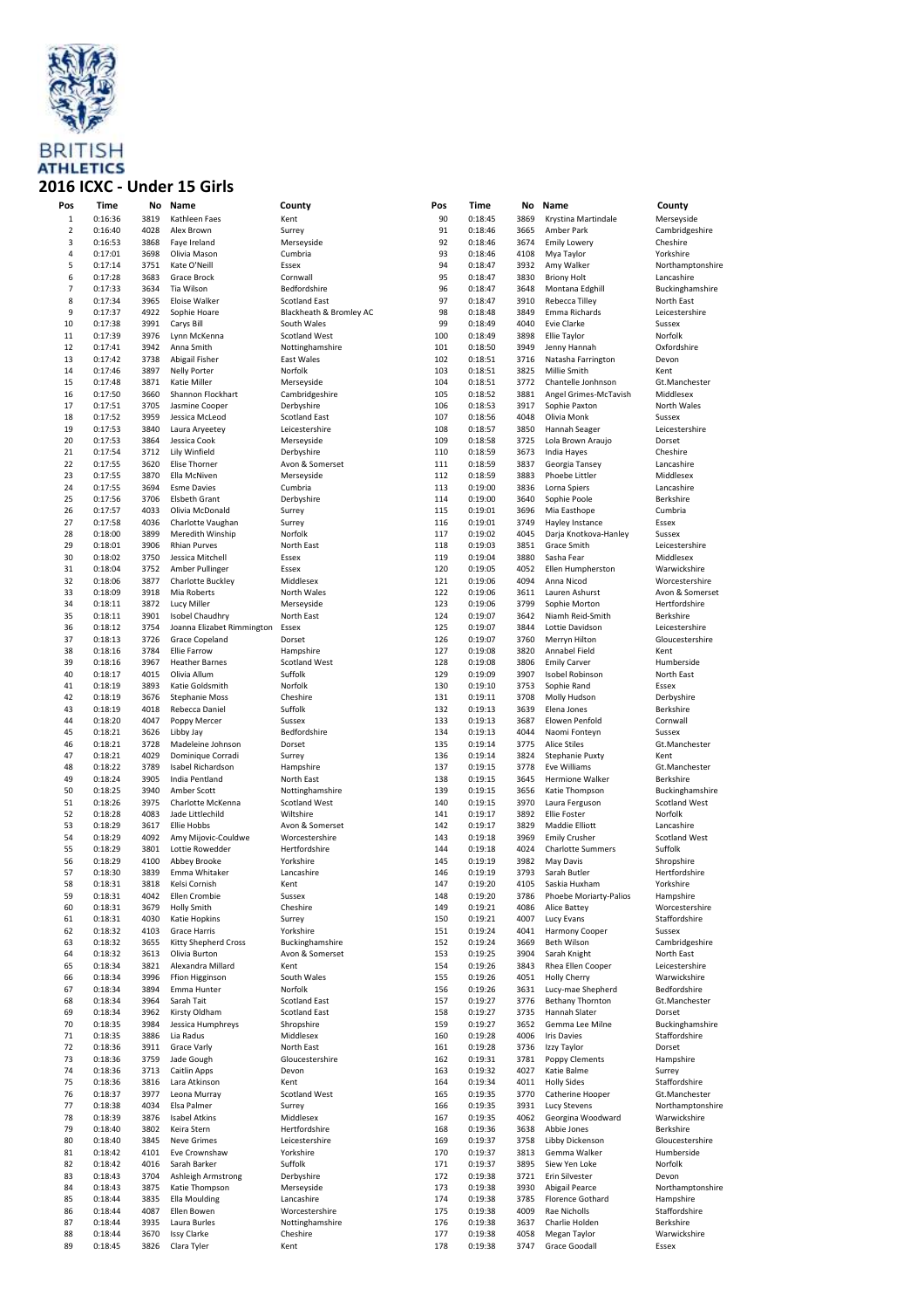BRITISH ATHLETICS

# 2016 ICXC - Under 15 Girls

| Pos | Time | No | Name | County |
|---|---|---|---|---|
| 1 | 0:16:36 | 3819 | Kathleen Faes | Kent |
| 2 | 0:16:40 | 4028 | Alex Brown | Surrey |
| 3 | 0:16:53 | 3868 | Faye Ireland | Merseyside |
| 4 | 0:17:01 | 3698 | Olivia Mason | Cumbria |
| 5 | 0:17:14 | 3751 | Kate O'Neill | Essex |
| 6 | 0:17:28 | 3683 | Grace Brock | Cornwall |
| 7 | 0:17:33 | 3634 | Tia Wilson | Bedfordshire |
| 8 | 0:17:34 | 3965 | Eloise Walker | Scotland East |
| 9 | 0:17:37 | 4922 | Sophie Hoare | Blackheath & Bromley AC |
| 10 | 0:17:38 | 3991 | Carys Bill | South Wales |
| 11 | 0:17:39 | 3976 | Lynn McKenna | Scotland West |
| 12 | 0:17:41 | 3942 | Anna Smith | Nottinghamshire |
| 13 | 0:17:42 | 3738 | Abigail Fisher | East Wales |
| 14 | 0:17:46 | 3897 | Nelly Porter | Norfolk |
| 15 | 0:17:48 | 3871 | Katie Miller | Merseyside |
| 16 | 0:17:50 | 3660 | Shannon Flockhart | Cambridgeshire |
| 17 | 0:17:51 | 3705 | Jasmine Cooper | Derbyshire |
| 18 | 0:17:52 | 3959 | Jessica McLeod | Scotland East |
| 19 | 0:17:53 | 3840 | Laura Aryeetey | Leicestershire |
| 20 | 0:17:53 | 3864 | Jessica Cook | Merseyside |
| 21 | 0:17:54 | 3712 | Lily Winfield | Derbyshire |
| 22 | 0:17:55 | 3620 | Elise Thorner | Avon & Somerset |
| 23 | 0:17:55 | 3870 | Ella McNiven | Merseyside |
| 24 | 0:17:55 | 3694 | Esme Davies | Cumbria |
| 25 | 0:17:56 | 3706 | Elsbeth Grant | Derbyshire |
| 26 | 0:17:57 | 4033 | Olivia McDonald | Surrey |
| 27 | 0:17:58 | 4036 | Charlotte Vaughan | Surrey |
| 28 | 0:18:00 | 3899 | Meredith Winship | Norfolk |
| 29 | 0:18:01 | 3906 | Rhian Purves | North East |
| 30 | 0:18:02 | 3750 | Jessica Mitchell | Essex |
| 31 | 0:18:04 | 3752 | Amber Pullinger | Essex |
| 32 | 0:18:06 | 3877 | Charlotte Buckley | Middlesex |
| 33 | 0:18:09 | 3918 | Mia Roberts | North Wales |
| 34 | 0:18:11 | 3872 | Lucy Miller | Merseyside |
| 35 | 0:18:11 | 3901 | Isobel Chaudhry | North East |
| 36 | 0:18:12 | 3754 | Joanna Elizabet Rimmington | Essex |
| 37 | 0:18:13 | 3726 | Grace Copeland | Dorset |
| 38 | 0:18:16 | 3784 | Ellie Farrow | Hampshire |
| 39 | 0:18:16 | 3967 | Heather Barnes | Scotland West |
| 40 | 0:18:17 | 4015 | Olivia Allum | Suffolk |
| 41 | 0:18:19 | 3893 | Katie Goldsmith | Norfolk |
| 42 | 0:18:19 | 3676 | Stephanie Moss | Cheshire |
| 43 | 0:18:19 | 4018 | Rebecca Daniel | Suffolk |
| 44 | 0:18:20 | 4047 | Poppy Mercer | Sussex |
| 45 | 0:18:21 | 3626 | Libby Jay | Bedfordshire |
| 46 | 0:18:21 | 3728 | Madeleine Johnson | Dorset |
| 47 | 0:18:21 | 4029 | Dominique Corradi | Surrey |
| 48 | 0:18:22 | 3789 | Isabel Richardson | Hampshire |
| 49 | 0:18:24 | 3905 | India Pentland | North East |
| 50 | 0:18:25 | 3940 | Amber Scott | Nottinghamshire |
| 51 | 0:18:26 | 3975 | Charlotte McKenna | Scotland West |
| 52 | 0:18:28 | 4083 | Jade Littlechild | Wiltshire |
| 53 | 0:18:29 | 3617 | Ellie Hobbs | Avon & Somerset |
| 54 | 0:18:29 | 4092 | Amy Mijovic-Couldwe | Worcestershire |
| 55 | 0:18:29 | 3801 | Lottie Rowedder | Hertfordshire |
| 56 | 0:18:29 | 4100 | Abbey Brooke | Yorkshire |
| 57 | 0:18:30 | 3839 | Emma Whitaker | Lancashire |
| 58 | 0:18:31 | 3818 | Kelsi Cornish | Kent |
| 59 | 0:18:31 | 4042 | Ellen Crombie | Sussex |
| 60 | 0:18:31 | 3679 | Holly Smith | Cheshire |
| 61 | 0:18:31 | 4030 | Katie Hopkins | Surrey |
| 62 | 0:18:32 | 4103 | Grace Harris | Yorkshire |
| 63 | 0:18:32 | 3655 | Kitty Shepherd Cross | Buckinghamshire |
| 64 | 0:18:32 | 3613 | Olivia Burton | Avon & Somerset |
| 65 | 0:18:34 | 3821 | Alexandra Millard | Kent |
| 66 | 0:18:34 | 3996 | Ffion Higginson | South Wales |
| 67 | 0:18:34 | 3894 | Emma Hunter | Norfolk |
| 68 | 0:18:34 | 3964 | Sarah Tait | Scotland East |
| 69 | 0:18:34 | 3962 | Kirsty Oldham | Scotland East |
| 70 | 0:18:35 | 3984 | Jessica Humphreys | Shropshire |
| 71 | 0:18:35 | 3886 | Lia Radus | Middlesex |
| 72 | 0:18:36 | 3911 | Grace Varly | North East |
| 73 | 0:18:36 | 3759 | Jade Gough | Gloucestershire |
| 74 | 0:18:36 | 3713 | Caitlin Apps | Devon |
| 75 | 0:18:36 | 3816 | Lara Atkinson | Kent |
| 76 | 0:18:37 | 3977 | Leona Murray | Scotland West |
| 77 | 0:18:38 | 4034 | Elsa Palmer | Surrey |
| 78 | 0:18:39 | 3876 | Isabel Atkins | Middlesex |
| 79 | 0:18:40 | 3802 | Keira Stern | Hertfordshire |
| 80 | 0:18:40 | 3845 | Neve Grimes | Leicestershire |
| 81 | 0:18:42 | 4101 | Eve Crownshaw | Yorkshire |
| 82 | 0:18:42 | 4016 | Sarah Barker | Suffolk |
| 83 | 0:18:43 | 3704 | Ashleigh Armstrong | Derbyshire |
| 84 | 0:18:43 | 3875 | Katie Thompson | Merseyside |
| 85 | 0:18:44 | 3835 | Ella Moulding | Lancashire |
| 86 | 0:18:44 | 4087 | Ellen Bowen | Worcestershire |
| 87 | 0:18:44 | 3935 | Laura Burles | Nottinghamshire |
| 88 | 0:18:44 | 3670 | Issy Clarke | Cheshire |
| 89 | 0:18:45 | 3826 | Clara Tyler | Kent |
| 90 | 0:18:45 | 3869 | Krystina Martindale | Merseyside |
| 91 | 0:18:46 | 3665 | Amber Park | Cambridgeshire |
| 92 | 0:18:46 | 3674 | Emily Lowery | Cheshire |
| 93 | 0:18:46 | 4108 | Mya Taylor | Yorkshire |
| 94 | 0:18:47 | 3932 | Amy Walker | Northamptonshire |
| 95 | 0:18:47 | 3830 | Briony Holt | Lancashire |
| 96 | 0:18:47 | 3648 | Montana Edghill | Buckinghamshire |
| 97 | 0:18:47 | 3910 | Rebecca Tilley | North East |
| 98 | 0:18:48 | 3849 | Emma Richards | Leicestershire |
| 99 | 0:18:49 | 4040 | Evie Clarke | Sussex |
| 100 | 0:18:49 | 3898 | Ellie Taylor | Norfolk |
| 101 | 0:18:50 | 3949 | Jenny Hannah | Oxfordshire |
| 102 | 0:18:51 | 3716 | Natasha Farrington | Devon |
| 103 | 0:18:51 | 3825 | Millie Smith | Kent |
| 104 | 0:18:51 | 3772 | Chantelle Jonhnson | Gt.Manchester |
| 105 | 0:18:52 | 3881 | Angel Grimes-McTavish | Middlesex |
| 106 | 0:18:53 | 3917 | Sophie Paxton | North Wales |
| 107 | 0:18:56 | 4048 | Olivia Monk | Sussex |
| 108 | 0:18:57 | 3850 | Hannah Seager | Leicestershire |
| 109 | 0:18:58 | 3725 | Lola Brown Araujo | Dorset |
| 110 | 0:18:59 | 3673 | India Hayes | Cheshire |
| 111 | 0:18:59 | 3837 | Georgia Tansey | Lancashire |
| 112 | 0:18:59 | 3883 | Phoebe Littler | Middlesex |
| 113 | 0:19:00 | 3836 | Lorna Spiers | Lancashire |
| 114 | 0:19:00 | 3640 | Sophie Poole | Berkshire |
| 115 | 0:19:01 | 3696 | Mia Easthope | Cumbria |
| 116 | 0:19:01 | 3749 | Hayley Instance | Essex |
| 117 | 0:19:02 | 4045 | Darja Knotkova-Hanley | Sussex |
| 118 | 0:19:03 | 3851 | Grace Smith | Leicestershire |
| 119 | 0:19:04 | 3880 | Sasha Fear | Middlesex |
| 120 | 0:19:05 | 4052 | Ellen Humpherston | Warwickshire |
| 121 | 0:19:06 | 4094 | Anna Nicod | Worcestershire |
| 122 | 0:19:06 | 3611 | Lauren Ashurst | Avon & Somerset |
| 123 | 0:19:06 | 3799 | Sophie Morton | Hertfordshire |
| 124 | 0:19:07 | 3642 | Niamh Reid-Smith | Berkshire |
| 125 | 0:19:07 | 3844 | Lottie Davidson | Leicestershire |
| 126 | 0:19:07 | 3760 | Merryn Hilton | Gloucestershire |
| 127 | 0:19:08 | 3820 | Annabel Field | Kent |
| 128 | 0:19:08 | 3806 | Emily Carver | Humberside |
| 129 | 0:19:09 | 3907 | Isobel Robinson | North East |
| 130 | 0:19:10 | 3753 | Sophie Rand | Essex |
| 131 | 0:19:11 | 3708 | Molly Hudson | Derbyshire |
| 132 | 0:19:13 | 3639 | Elena Jones | Berkshire |
| 133 | 0:19:13 | 3687 | Elowen Penfold | Cornwall |
| 134 | 0:19:13 | 4044 | Naomi Fonteyn | Sussex |
| 135 | 0:19:14 | 3775 | Alice Stiles | Gt.Manchester |
| 136 | 0:19:14 | 3824 | Stephanie Puxty | Kent |
| 137 | 0:19:15 | 3778 | Eve Williams | Gt.Manchester |
| 138 | 0:19:15 | 3645 | Hermione Walker | Berkshire |
| 139 | 0:19:15 | 3656 | Katie Thompson | Buckinghamshire |
| 140 | 0:19:15 | 3970 | Laura Ferguson | Scotland West |
| 141 | 0:19:17 | 3892 | Ellie Foster | Norfolk |
| 142 | 0:19:17 | 3829 | Maddie Elliott | Lancashire |
| 143 | 0:19:18 | 3969 | Emily Crusher | Scotland West |
| 144 | 0:19:18 | 4024 | Charlotte Summers | Suffolk |
| 145 | 0:19:19 | 3982 | May Davis | Shropshire |
| 146 | 0:19:19 | 3793 | Sarah Butler | Hertfordshire |
| 147 | 0:19:20 | 4105 | Saskia Huxham | Yorkshire |
| 148 | 0:19:20 | 3786 | Phoebe Moriarty-Palios | Hampshire |
| 149 | 0:19:21 | 4086 | Alice Battey | Worcestershire |
| 150 | 0:19:21 | 4007 | Lucy Evans | Staffordshire |
| 151 | 0:19:24 | 4041 | Harmony Cooper | Sussex |
| 152 | 0:19:24 | 3669 | Beth Wilson | Cambridgeshire |
| 153 | 0:19:25 | 3904 | Sarah Knight | North East |
| 154 | 0:19:26 | 3843 | Rhea Ellen Cooper | Leicestershire |
| 155 | 0:19:26 | 4051 | Holly Cherry | Warwickshire |
| 156 | 0:19:26 | 3631 | Lucy-mae Shepherd | Bedfordshire |
| 157 | 0:19:27 | 3776 | Bethany Thornton | Gt.Manchester |
| 158 | 0:19:27 | 3735 | Hannah Slater | Dorset |
| 159 | 0:19:27 | 3652 | Gemma Lee Milne | Buckinghamshire |
| 160 | 0:19:28 | 4006 | Iris Davies | Staffordshire |
| 161 | 0:19:28 | 3736 | Izzy Taylor | Dorset |
| 162 | 0:19:31 | 3781 | Poppy Clements | Hampshire |
| 163 | 0:19:32 | 4027 | Katie Balme | Surrey |
| 164 | 0:19:34 | 4011 | Holly Sides | Staffordshire |
| 165 | 0:19:35 | 3770 | Catherine Hooper | Gt.Manchester |
| 166 | 0:19:35 | 3931 | Lucy Stevens | Northamptonshire |
| 167 | 0:19:35 | 4062 | Georgina Woodward | Warwickshire |
| 168 | 0:19:36 | 3638 | Abbie Jones | Berkshire |
| 169 | 0:19:37 | 3758 | Libby Dickenson | Gloucestershire |
| 170 | 0:19:37 | 3813 | Gemma Walker | Humberside |
| 171 | 0:19:37 | 3895 | Siew Yen Loke | Norfolk |
| 172 | 0:19:38 | 3721 | Erin Silvester | Devon |
| 173 | 0:19:38 | 3930 | Abigail Pearce | Northamptonshire |
| 174 | 0:19:38 | 3785 | Florence Gothard | Hampshire |
| 175 | 0:19:38 | 4009 | Rae Nicholls | Staffordshire |
| 176 | 0:19:38 | 3637 | Charlie Holden | Berkshire |
| 177 | 0:19:38 | 4058 | Megan Taylor | Warwickshire |
| 178 | 0:19:38 | 3747 | Grace Goodall | Essex |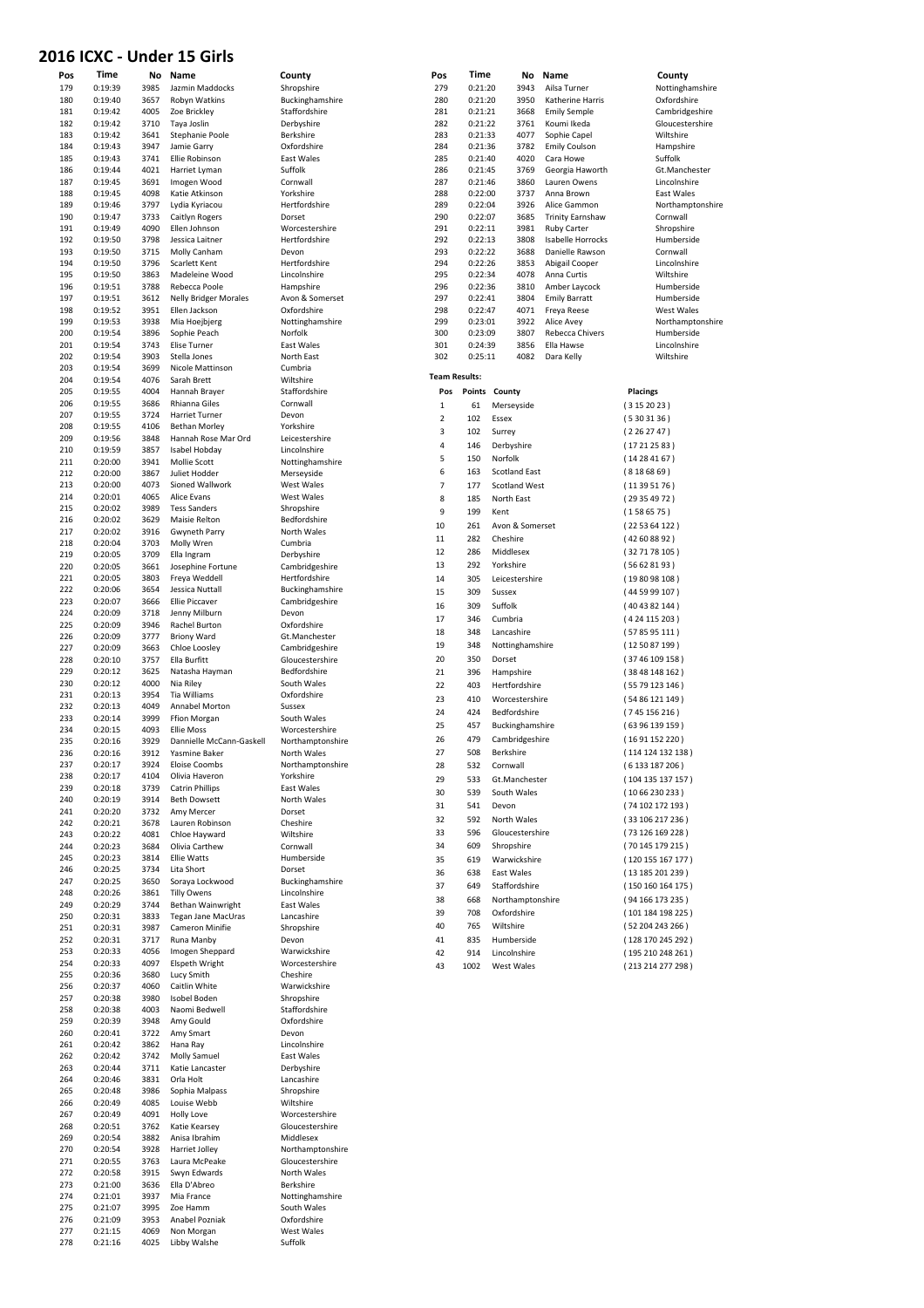# 2016 ICXC - Under 15 Girls

| Pos | Time | No | Name | County |
|---|---|---|---|---|
| 179 | 0:19:39 | 3985 | Jazmin Maddocks | Shropshire |
| 180 | 0:19:40 | 3657 | Robyn Watkins | Buckinghamshire |
| 181 | 0:19:42 | 4005 | Zoe Brickley | Staffordshire |
| 182 | 0:19:42 | 3710 | Taya Joslin | Derbyshire |
| 183 | 0:19:42 | 3641 | Stephanie Poole | Berkshire |
| 184 | 0:19:43 | 3947 | Jamie Garry | Oxfordshire |
| 185 | 0:19:43 | 3741 | Ellie Robinson | East Wales |
| 186 | 0:19:44 | 4021 | Harriet Lyman | Suffolk |
| 187 | 0:19:45 | 3691 | Imogen Wood | Cornwall |
| 188 | 0:19:45 | 4098 | Katie Atkinson | Yorkshire |
| 189 | 0:19:46 | 3797 | Lydia Kyriacou | Hertfordshire |
| 190 | 0:19:47 | 3733 | Caitlyn Rogers | Dorset |
| 191 | 0:19:49 | 4090 | Ellen Johnson | Worcestershire |
| 192 | 0:19:50 | 3798 | Jessica Laitner | Hertfordshire |
| 193 | 0:19:50 | 3715 | Molly Canham | Devon |
| 194 | 0:19:50 | 3796 | Scarlett Kent | Hertfordshire |
| 195 | 0:19:50 | 3863 | Madeleine Wood | Lincolnshire |
| 196 | 0:19:51 | 3788 | Rebecca Poole | Hampshire |
| 197 | 0:19:51 | 3612 | Nelly Bridger Morales | Avon & Somerset |
| 198 | 0:19:52 | 3951 | Ellen Jackson | Oxfordshire |
| 199 | 0:19:53 | 3938 | Mia Hoejbjerg | Nottinghamshire |
| 200 | 0:19:54 | 3896 | Sophie Peach | Norfolk |
| 201 | 0:19:54 | 3743 | Elise Turner | East Wales |
| 202 | 0:19:54 | 3903 | Stella Jones | North East |
| 203 | 0:19:54 | 3699 | Nicole Mattinson | Cumbria |
| 204 | 0:19:54 | 4076 | Sarah Brett | Wiltshire |
| 205 | 0:19:55 | 4004 | Hannah Brayer | Staffordshire |
| 206 | 0:19:55 | 3686 | Rhianna Giles | Cornwall |
| 207 | 0:19:55 | 3724 | Harriet Turner | Devon |
| 208 | 0:19:55 | 4106 | Bethan Morley | Yorkshire |
| 209 | 0:19:56 | 3848 | Hannah Rose Mar Ord | Leicestershire |
| 210 | 0:19:59 | 3857 | Isabel Hobday | Lincolnshire |
| 211 | 0:20:00 | 3941 | Mollie Scott | Nottinghamshire |
| 212 | 0:20:00 | 3867 | Juliet Hodder | Merseyside |
| 213 | 0:20:00 | 4073 | Sioned Wallwork | West Wales |
| 214 | 0:20:01 | 4065 | Alice Evans | West Wales |
| 215 | 0:20:02 | 3989 | Tess Sanders | Shropshire |
| 216 | 0:20:02 | 3629 | Maisie Relton | Bedfordshire |
| 217 | 0:20:02 | 3916 | Gwyneth Parry | North Wales |
| 218 | 0:20:04 | 3703 | Molly Wren | Cumbria |
| 219 | 0:20:05 | 3709 | Ella Ingram | Derbyshire |
| 220 | 0:20:05 | 3661 | Josephine Fortune | Cambridgeshire |
| 221 | 0:20:05 | 3803 | Freya Weddell | Hertfordshire |
| 222 | 0:20:06 | 3654 | Jessica Nuttall | Buckinghamshire |
| 223 | 0:20:07 | 3666 | Ellie Piccaver | Cambridgeshire |
| 224 | 0:20:09 | 3718 | Jenny Milburn | Devon |
| 225 | 0:20:09 | 3946 | Rachel Burton | Oxfordshire |
| 226 | 0:20:09 | 3777 | Briony Ward | Gt.Manchester |
| 227 | 0:20:09 | 3663 | Chloe Loosley | Cambridgeshire |
| 228 | 0:20:10 | 3757 | Ella Burfitt | Gloucestershire |
| 229 | 0:20:12 | 3625 | Natasha Hayman | Bedfordshire |
| 230 | 0:20:12 | 4000 | Nia Riley | South Wales |
| 231 | 0:20:13 | 3954 | Tia Williams | Oxfordshire |
| 232 | 0:20:13 | 4049 | Annabel Morton | Sussex |
| 233 | 0:20:14 | 3999 | Ffion Morgan | South Wales |
| 234 | 0:20:15 | 4093 | Ellie Moss | Worcestershire |
| 235 | 0:20:16 | 3929 | Dannielle McCann-Gaskell | Northamptonshire |
| 236 | 0:20:16 | 3912 | Yasmine Baker | North Wales |
| 237 | 0:20:17 | 3924 | Eloise Coombs | Northamptonshire |
| 238 | 0:20:17 | 4104 | Olivia Haveron | Yorkshire |
| 239 | 0:20:18 | 3739 | Catrin Phillips | East Wales |
| 240 | 0:20:19 | 3914 | Beth Dowsett | North Wales |
| 241 | 0:20:20 | 3732 | Amy Mercer | Dorset |
| 242 | 0:20:21 | 3678 | Lauren Robinson | Cheshire |
| 243 | 0:20:22 | 4081 | Chloe Hayward | Wiltshire |
| 244 | 0:20:23 | 3684 | Olivia Carthew | Cornwall |
| 245 | 0:20:23 | 3814 | Ellie Watts | Humberside |
| 246 | 0:20:25 | 3734 | Lita Short | Dorset |
| 247 | 0:20:25 | 3650 | Soraya Lockwood | Buckinghamshire |
| 248 | 0:20:26 | 3861 | Tilly Owens | Lincolnshire |
| 249 | 0:20:29 | 3744 | Bethan Wainwright | East Wales |
| 250 | 0:20:31 | 3833 | Tegan Jane MacUras | Lancashire |
| 251 | 0:20:31 | 3987 | Cameron Minifie | Shropshire |
| 252 | 0:20:31 | 3717 | Runa Manby | Devon |
| 253 | 0:20:33 | 4056 | Imogen Sheppard | Warwickshire |
| 254 | 0:20:33 | 4097 | Elspeth Wright | Worcestershire |
| 255 | 0:20:36 | 3680 | Lucy Smith | Cheshire |
| 256 | 0:20:37 | 4060 | Caitlin White | Warwickshire |
| 257 | 0:20:38 | 3980 | Isobel Boden | Shropshire |
| 258 | 0:20:38 | 4003 | Naomi Bedwell | Staffordshire |
| 259 | 0:20:39 | 3948 | Amy Gould | Oxfordshire |
| 260 | 0:20:41 | 3722 | Amy Smart | Devon |
| 261 | 0:20:42 | 3862 | Hana Ray | Lincolnshire |
| 262 | 0:20:42 | 3742 | Molly Samuel | East Wales |
| 263 | 0:20:44 | 3711 | Katie Lancaster | Derbyshire |
| 264 | 0:20:46 | 3831 | Orla Holt | Lancashire |
| 265 | 0:20:48 | 3986 | Sophia Malpass | Shropshire |
| 266 | 0:20:49 | 4085 | Louise Webb | Wiltshire |
| 267 | 0:20:49 | 4091 | Holly Love | Worcestershire |
| 268 | 0:20:51 | 3762 | Katie Kearsey | Gloucestershire |
| 269 | 0:20:54 | 3882 | Anisa Ibrahim | Middlesex |
| 270 | 0:20:54 | 3928 | Harriet Jolley | Northamptonshire |
| 271 | 0:20:55 | 3763 | Laura McPeake | Gloucestershire |
| 272 | 0:20:58 | 3915 | Swyn Edwards | North Wales |
| 273 | 0:21:00 | 3636 | Ella D'Abreo | Berkshire |
| 274 | 0:21:01 | 3937 | Mia France | Nottinghamshire |
| 275 | 0:21:07 | 3995 | Zoe Hamm | South Wales |
| 276 | 0:21:09 | 3953 | Anabel Pozniak | Oxfordshire |
| 277 | 0:21:15 | 4069 | Non Morgan | West Wales |
| 278 | 0:21:16 | 4025 | Libby Walshe | Suffolk |
| 279 | 0:21:20 | 3943 | Ailsa Turner | Nottinghamshire |
| 280 | 0:21:20 | 3950 | Katherine Harris | Oxfordshire |
| 281 | 0:21:21 | 3668 | Emily Semple | Cambridgeshire |
| 282 | 0:21:22 | 3761 | Koumi Ikeda | Gloucestershire |
| 283 | 0:21:33 | 4077 | Sophie Capel | Wiltshire |
| 284 | 0:21:36 | 3782 | Emily Coulson | Hampshire |
| 285 | 0:21:40 | 4020 | Cara Howe | Suffolk |
| 286 | 0:21:45 | 3769 | Georgia Haworth | Gt.Manchester |
| 287 | 0:21:46 | 3860 | Lauren Owens | Lincolnshire |
| 288 | 0:22:00 | 3737 | Anna Brown | East Wales |
| 289 | 0:22:04 | 3926 | Alice Gammon | Northamptonshire |
| 290 | 0:22:07 | 3685 | Trinity Earnshaw | Cornwall |
| 291 | 0:22:11 | 3981 | Ruby Carter | Shropshire |
| 292 | 0:22:13 | 3808 | Isabelle Horrocks | Humberside |
| 293 | 0:22:22 | 3688 | Danielle Rawson | Cornwall |
| 294 | 0:22:26 | 3853 | Abigail Cooper | Lincolnshire |
| 295 | 0:22:34 | 4078 | Anna Curtis | Wiltshire |
| 296 | 0:22:36 | 3810 | Amber Laycock | Humberside |
| 297 | 0:22:41 | 3804 | Emily Barratt | Humberside |
| 298 | 0:22:47 | 4071 | Freya Reese | West Wales |
| 299 | 0:23:01 | 3922 | Alice Avey | Northamptonshire |
| 300 | 0:23:09 | 3807 | Rebecca Chivers | Humberside |
| 301 | 0:24:39 | 3856 | Ella Hawse | Lincolnshire |
| 302 | 0:25:11 | 4082 | Dara Kelly | Wiltshire |

**Team Results:**

| Pos | Points | County | Placings |
|---|---|---|---|
| 1 | 61 | Merseyside | ( 3 15 20 23 ) |
| 2 | 102 | Essex | ( 5 30 31 36 ) |
| 3 | 102 | Surrey | ( 2 26 27 47 ) |
| 4 | 146 | Derbyshire | ( 17 21 25 83 ) |
| 5 | 150 | Norfolk | ( 14 28 41 67 ) |
| 6 | 163 | Scotland East | ( 8 18 68 69 ) |
| 7 | 177 | Scotland West | ( 11 39 51 76 ) |
| 8 | 185 | North East | ( 29 35 49 72 ) |
| 9 | 199 | Kent | ( 1 58 65 75 ) |
| 10 | 261 | Avon & Somerset | ( 22 53 64 122 ) |
| 11 | 282 | Cheshire | ( 42 60 88 92 ) |
| 12 | 286 | Middlesex | ( 32 71 78 105 ) |
| 13 | 292 | Yorkshire | ( 56 62 81 93 ) |
| 14 | 305 | Leicestershire | ( 19 80 98 108 ) |
| 15 | 309 | Sussex | ( 44 59 99 107 ) |
| 16 | 309 | Suffolk | ( 40 43 82 144 ) |
| 17 | 346 | Cumbria | ( 4 24 115 203 ) |
| 18 | 348 | Lancashire | ( 57 85 95 111 ) |
| 19 | 348 | Nottinghamshire | ( 12 50 87 199 ) |
| 20 | 350 | Dorset | ( 37 46 109 158 ) |
| 21 | 396 | Hampshire | ( 38 48 148 162 ) |
| 22 | 403 | Hertfordshire | ( 55 79 123 146 ) |
| 23 | 410 | Worcestershire | ( 54 86 121 149 ) |
| 24 | 424 | Bedfordshire | ( 7 45 156 216 ) |
| 25 | 457 | Buckinghamshire | ( 63 96 139 159 ) |
| 26 | 479 | Cambridgeshire | ( 16 91 152 220 ) |
| 27 | 508 | Berkshire | ( 114 124 132 138 ) |
| 28 | 532 | Cornwall | ( 6 133 187 206 ) |
| 29 | 533 | Gt.Manchester | ( 104 135 137 157 ) |
| 30 | 539 | South Wales | ( 10 66 230 233 ) |
| 31 | 541 | Devon | ( 74 102 172 193 ) |
| 32 | 592 | North Wales | ( 33 106 217 236 ) |
| 33 | 596 | Gloucestershire | ( 73 126 169 228 ) |
| 34 | 609 | Shropshire | ( 70 145 179 215 ) |
| 35 | 619 | Warwickshire | ( 120 155 167 177 ) |
| 36 | 638 | East Wales | ( 13 185 201 239 ) |
| 37 | 649 | Staffordshire | ( 150 160 164 175 ) |
| 38 | 668 | Northamptonshire | ( 94 166 173 235 ) |
| 39 | 708 | Oxfordshire | ( 101 184 198 225 ) |
| 40 | 765 | Wiltshire | ( 52 204 243 266 ) |
| 41 | 835 | Humberside | ( 128 170 245 292 ) |
| 42 | 914 | Lincolnshire | ( 195 210 248 261 ) |
| 43 | 1002 | West Wales | ( 213 214 277 298 ) |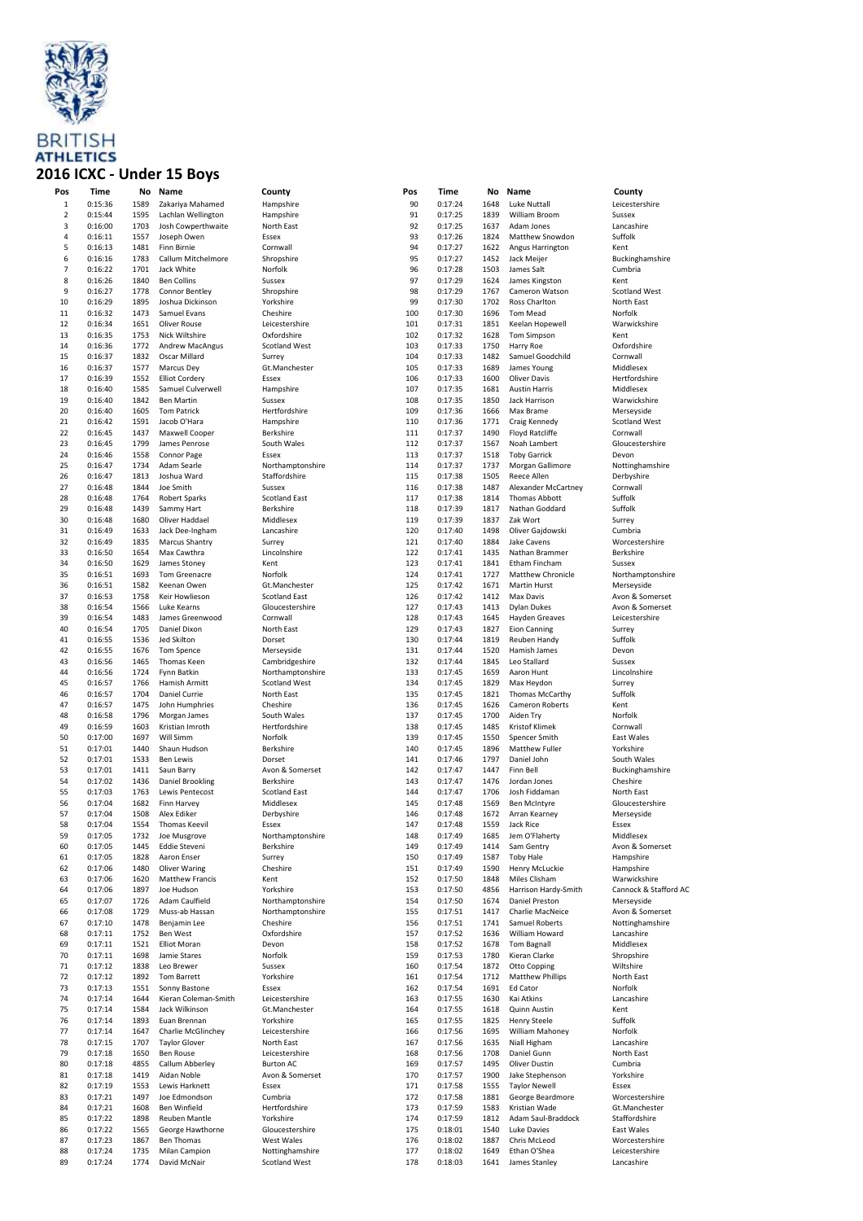BRITISH ATHLETICS

# 2016 ICXC - Under 15 Boys

| Pos | Time | No | Name | County |
|---|---|---|---|---|
| 1 | 0:15:36 | 1589 | Zakariya Mahamed | Hampshire |
| 2 | 0:15:44 | 1595 | Lachlan Wellington | Hampshire |
| 3 | 0:16:00 | 1703 | Josh Cowperthwaite | North East |
| 4 | 0:16:11 | 1557 | Joseph Owen | Essex |
| 5 | 0:16:13 | 1481 | Finn Birnie | Cornwall |
| 6 | 0:16:16 | 1783 | Callum Mitchelmore | Shropshire |
| 7 | 0:16:22 | 1701 | Jack White | Norfolk |
| 8 | 0:16:26 | 1840 | Ben Collins | Sussex |
| 9 | 0:16:27 | 1778 | Connor Bentley | Shropshire |
| 10 | 0:16:29 | 1895 | Joshua Dickinson | Yorkshire |
| 11 | 0:16:32 | 1473 | Samuel Evans | Cheshire |
| 12 | 0:16:34 | 1651 | Oliver Rouse | Leicestershire |
| 13 | 0:16:35 | 1753 | Nick Wiltshire | Oxfordshire |
| 14 | 0:16:36 | 1772 | Andrew MacAngus | Scotland West |
| 15 | 0:16:37 | 1832 | Oscar Millard | Surrey |
| 16 | 0:16:37 | 1577 | Marcus Dey | Gt.Manchester |
| 17 | 0:16:39 | 1552 | Elliot Cordery | Essex |
| 18 | 0:16:40 | 1585 | Samuel Culverwell | Hampshire |
| 19 | 0:16:40 | 1842 | Ben Martin | Sussex |
| 20 | 0:16:40 | 1605 | Tom Patrick | Hertfordshire |
| 21 | 0:16:42 | 1591 | Jacob O'Hara | Hampshire |
| 22 | 0:16:45 | 1437 | Maxwell Cooper | Berkshire |
| 23 | 0:16:45 | 1799 | James Penrose | South Wales |
| 24 | 0:16:46 | 1558 | Connor Page | Essex |
| 25 | 0:16:47 | 1734 | Adam Searle | Northamptonshire |
| 26 | 0:16:47 | 1813 | Joshua Ward | Staffordshire |
| 27 | 0:16:48 | 1844 | Joe Smith | Sussex |
| 28 | 0:16:48 | 1764 | Robert Sparks | Scotland East |
| 29 | 0:16:48 | 1439 | Sammy Hart | Berkshire |
| 30 | 0:16:48 | 1680 | Oliver Haddael | Middlesex |
| 31 | 0:16:49 | 1633 | Jack Dee-Ingham | Lancashire |
| 32 | 0:16:49 | 1835 | Marcus Shantry | Surrey |
| 33 | 0:16:50 | 1654 | Max Cawthra | Lincolnshire |
| 34 | 0:16:50 | 1629 | James Stoney | Kent |
| 35 | 0:16:51 | 1693 | Tom Greenacre | Norfolk |
| 36 | 0:16:51 | 1582 | Keenan Owen | Gt.Manchester |
| 37 | 0:16:53 | 1758 | Keir Howlieson | Scotland East |
| 38 | 0:16:54 | 1566 | Luke Kearns | Gloucestershire |
| 39 | 0:16:54 | 1483 | James Greenwood | Cornwall |
| 40 | 0:16:54 | 1705 | Daniel Dixon | North East |
| 41 | 0:16:55 | 1536 | Jed Skilton | Dorset |
| 42 | 0:16:55 | 1676 | Tom Spence | Merseyside |
| 43 | 0:16:56 | 1465 | Thomas Keen | Cambridgeshire |
| 44 | 0:16:56 | 1724 | Fynn Batkin | Northamptonshire |
| 45 | 0:16:57 | 1766 | Hamish Armitt | Scotland West |
| 46 | 0:16:57 | 1704 | Daniel Currie | North East |
| 47 | 0:16:57 | 1475 | John Humphries | Cheshire |
| 48 | 0:16:58 | 1796 | Morgan James | South Wales |
| 49 | 0:16:59 | 1603 | Kristian Imroth | Hertfordshire |
| 50 | 0:17:00 | 1697 | Will Simm | Norfolk |
| 51 | 0:17:01 | 1440 | Shaun Hudson | Berkshire |
| 52 | 0:17:01 | 1533 | Ben Lewis | Dorset |
| 53 | 0:17:01 | 1411 | Saun Barry | Avon & Somerset |
| 54 | 0:17:02 | 1436 | Daniel Brookling | Berkshire |
| 55 | 0:17:03 | 1763 | Lewis Pentecost | Scotland East |
| 56 | 0:17:04 | 1682 | Finn Harvey | Middlesex |
| 57 | 0:17:04 | 1508 | Alex Ediker | Derbyshire |
| 58 | 0:17:04 | 1554 | Thomas Keevil | Essex |
| 59 | 0:17:05 | 1732 | Joe Musgrove | Northamptonshire |
| 60 | 0:17:05 | 1445 | Eddie Steveni | Berkshire |
| 61 | 0:17:05 | 1828 | Aaron Enser | Surrey |
| 62 | 0:17:06 | 1480 | Oliver Waring | Cheshire |
| 63 | 0:17:06 | 1620 | Matthew Francis | Kent |
| 64 | 0:17:06 | 1897 | Joe Hudson | Yorkshire |
| 65 | 0:17:07 | 1726 | Adam Caulfield | Northamptonshire |
| 66 | 0:17:08 | 1729 | Muss-ab Hassan | Northamptonshire |
| 67 | 0:17:10 | 1478 | Benjamin Lee | Cheshire |
| 68 | 0:17:11 | 1752 | Ben West | Oxfordshire |
| 69 | 0:17:11 | 1521 | Elliot Moran | Devon |
| 70 | 0:17:11 | 1698 | Jamie Stares | Norfolk |
| 71 | 0:17:12 | 1838 | Leo Brewer | Sussex |
| 72 | 0:17:12 | 1892 | Tom Barrett | Yorkshire |
| 73 | 0:17:13 | 1551 | Sonny Bastone | Essex |
| 74 | 0:17:14 | 1644 | Kieran Coleman-Smith | Leicestershire |
| 75 | 0:17:14 | 1584 | Jack Wilkinson | Gt.Manchester |
| 76 | 0:17:14 | 1893 | Euan Brennan | Yorkshire |
| 77 | 0:17:14 | 1647 | Charlie McGlinchey | Leicestershire |
| 78 | 0:17:15 | 1707 | Taylor Glover | North East |
| 79 | 0:17:18 | 1650 | Ben Rouse | Leicestershire |
| 80 | 0:17:18 | 4855 | Callum Abberley | Burton AC |
| 81 | 0:17:18 | 1419 | Aidan Noble | Avon & Somerset |
| 82 | 0:17:19 | 1553 | Lewis Harknett | Essex |
| 83 | 0:17:21 | 1497 | Joe Edmondson | Cumbria |
| 84 | 0:17:21 | 1608 | Ben Winfield | Hertfordshire |
| 85 | 0:17:22 | 1898 | Reuben Mantle | Yorkshire |
| 86 | 0:17:22 | 1565 | George Hawthorne | Gloucestershire |
| 87 | 0:17:23 | 1867 | Ben Thomas | West Wales |
| 88 | 0:17:24 | 1735 | Milan Campion | Nottinghamshire |
| 89 | 0:17:24 | 1774 | David McNair | Scotland West |
| 90 | 0:17:24 | 1648 | Luke Nuttall | Leicestershire |
| 91 | 0:17:25 | 1839 | William Broom | Sussex |
| 92 | 0:17:25 | 1637 | Adam Jones | Lancashire |
| 93 | 0:17:26 | 1824 | Matthew Snowdon | Suffolk |
| 94 | 0:17:27 | 1622 | Angus Harrington | Kent |
| 95 | 0:17:27 | 1452 | Jack Meijer | Buckinghamshire |
| 96 | 0:17:28 | 1503 | James Salt | Cumbria |
| 97 | 0:17:29 | 1624 | James Kingston | Kent |
| 98 | 0:17:29 | 1767 | Cameron Watson | Scotland West |
| 99 | 0:17:30 | 1702 | Ross Charlton | North East |
| 100 | 0:17:30 | 1696 | Tom Mead | Norfolk |
| 101 | 0:17:31 | 1851 | Keelan Hopewell | Warwickshire |
| 102 | 0:17:32 | 1628 | Tom Simpson | Kent |
| 103 | 0:17:33 | 1750 | Harry Roe | Oxfordshire |
| 104 | 0:17:33 | 1482 | Samuel Goodchild | Cornwall |
| 105 | 0:17:33 | 1689 | James Young | Middlesex |
| 106 | 0:17:33 | 1600 | Oliver Davis | Hertfordshire |
| 107 | 0:17:35 | 1681 | Austin Harris | Middlesex |
| 108 | 0:17:35 | 1850 | Jack Harrison | Warwickshire |
| 109 | 0:17:36 | 1666 | Max Brame | Merseyside |
| 110 | 0:17:36 | 1771 | Craig Kennedy | Scotland West |
| 111 | 0:17:37 | 1490 | Floyd Ratcliffe | Cornwall |
| 112 | 0:17:37 | 1567 | Noah Lambert | Gloucestershire |
| 113 | 0:17:37 | 1518 | Toby Garrick | Devon |
| 114 | 0:17:37 | 1737 | Morgan Gallimore | Nottinghamshire |
| 115 | 0:17:38 | 1505 | Reece Allen | Derbyshire |
| 116 | 0:17:38 | 1487 | Alexander McCartney | Cornwall |
| 117 | 0:17:38 | 1814 | Thomas Abbott | Suffolk |
| 118 | 0:17:39 | 1817 | Nathan Goddard | Suffolk |
| 119 | 0:17:39 | 1837 | Zak Wort | Surrey |
| 120 | 0:17:40 | 1498 | Oliver Gajdowski | Cumbria |
| 121 | 0:17:40 | 1884 | Jake Cavens | Worcestershire |
| 122 | 0:17:41 | 1435 | Nathan Brammer | Berkshire |
| 123 | 0:17:41 | 1841 | Etham Fincham | Sussex |
| 124 | 0:17:41 | 1727 | Matthew Chronicle | Northamptonshire |
| 125 | 0:17:42 | 1671 | Martin Hurst | Merseyside |
| 126 | 0:17:42 | 1412 | Max Davis | Avon & Somerset |
| 127 | 0:17:43 | 1413 | Dylan Dukes | Avon & Somerset |
| 128 | 0:17:43 | 1645 | Hayden Greaves | Leicestershire |
| 129 | 0:17:43 | 1827 | Eion Canning | Surrey |
| 130 | 0:17:44 | 1819 | Reuben Handy | Suffolk |
| 131 | 0:17:44 | 1520 | Hamish James | Devon |
| 132 | 0:17:44 | 1845 | Leo Stallard | Sussex |
| 133 | 0:17:45 | 1659 | Aaron Hunt | Lincolnshire |
| 134 | 0:17:45 | 1829 | Max Heydon | Surrey |
| 135 | 0:17:45 | 1821 | Thomas McCarthy | Suffolk |
| 136 | 0:17:45 | 1626 | Cameron Roberts | Kent |
| 137 | 0:17:45 | 1700 | Aiden Try | Norfolk |
| 138 | 0:17:45 | 1485 | Kristof Klimek | Cornwall |
| 139 | 0:17:45 | 1550 | Spencer Smith | East Wales |
| 140 | 0:17:45 | 1896 | Matthew Fuller | Yorkshire |
| 141 | 0:17:46 | 1797 | Daniel John | South Wales |
| 142 | 0:17:47 | 1447 | Finn Bell | Buckinghamshire |
| 143 | 0:17:47 | 1476 | Jordan Jones | Cheshire |
| 144 | 0:17:47 | 1706 | Josh Fiddaman | North East |
| 145 | 0:17:48 | 1569 | Ben McIntyre | Gloucestershire |
| 146 | 0:17:48 | 1672 | Arran Kearney | Merseyside |
| 147 | 0:17:48 | 1559 | Jack Rice | Essex |
| 148 | 0:17:49 | 1685 | Jem O'Flaherty | Middlesex |
| 149 | 0:17:49 | 1414 | Sam Gentry | Avon & Somerset |
| 150 | 0:17:49 | 1587 | Toby Hale | Hampshire |
| 151 | 0:17:49 | 1590 | Henry McLuckie | Hampshire |
| 152 | 0:17:50 | 1848 | Miles Clisham | Warwickshire |
| 153 | 0:17:50 | 4856 | Harrison Hardy-Smith | Cannock & Stafford AC |
| 154 | 0:17:50 | 1674 | Daniel Preston | Merseyside |
| 155 | 0:17:51 | 1417 | Charlie MacNeice | Avon & Somerset |
| 156 | 0:17:51 | 1741 | Samuel Roberts | Nottinghamshire |
| 157 | 0:17:52 | 1636 | William Howard | Lancashire |
| 158 | 0:17:52 | 1678 | Tom Bagnall | Middlesex |
| 159 | 0:17:53 | 1780 | Kieran Clarke | Shropshire |
| 160 | 0:17:54 | 1872 | Otto Copping | Wiltshire |
| 161 | 0:17:54 | 1712 | Matthew Phillips | North East |
| 162 | 0:17:54 | 1691 | Ed Cator | Norfolk |
| 163 | 0:17:55 | 1630 | Kai Atkins | Lancashire |
| 164 | 0:17:55 | 1618 | Quinn Austin | Kent |
| 165 | 0:17:55 | 1825 | Henry Steele | Suffolk |
| 166 | 0:17:56 | 1695 | William Mahoney | Norfolk |
| 167 | 0:17:56 | 1635 | Niall Higham | Lancashire |
| 168 | 0:17:56 | 1708 | Daniel Gunn | North East |
| 169 | 0:17:57 | 1495 | Oliver Dustin | Cumbria |
| 170 | 0:17:57 | 1900 | Jake Stephenson | Yorkshire |
| 171 | 0:17:58 | 1555 | Taylor Newell | Essex |
| 172 | 0:17:58 | 1881 | George Beardmore | Worcestershire |
| 173 | 0:17:59 | 1583 | Kristian Wade | Gt.Manchester |
| 174 | 0:17:59 | 1812 | Adam Saul-Braddock | Staffordshire |
| 175 | 0:18:01 | 1540 | Luke Davies | East Wales |
| 176 | 0:18:02 | 1887 | Chris McLeod | Worcestershire |
| 177 | 0:18:02 | 1649 | Ethan O'Shea | Leicestershire |
| 178 | 0:18:03 | 1641 | James Stanley | Lancashire |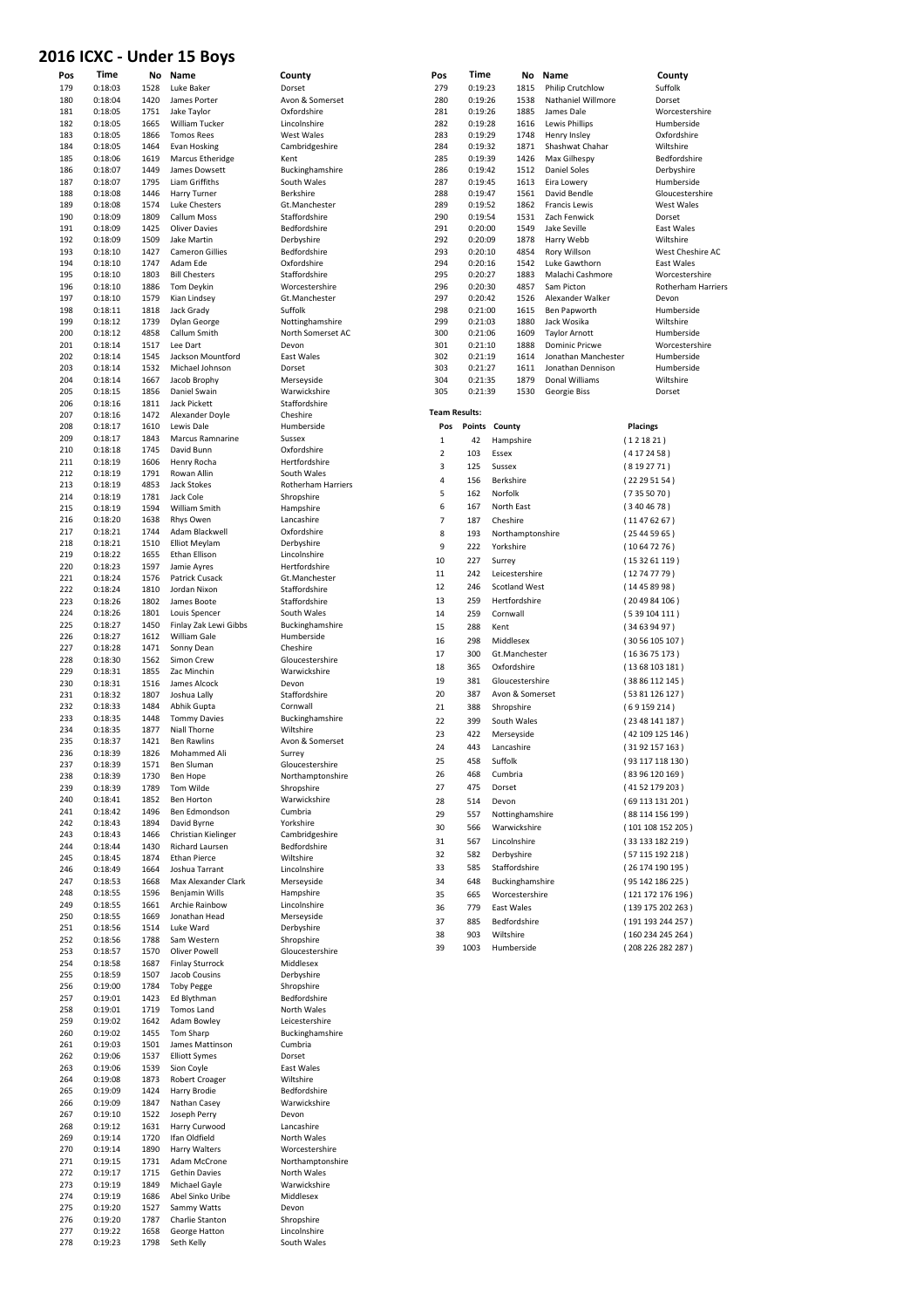# 2016 ICXC - Under 15 Boys

| Pos | Time | No | Name | County |
|---|---|---|---|---|
| 179 | 0:18:03 | 1528 | Luke Baker | Dorset |
| 180 | 0:18:04 | 1420 | James Porter | Avon & Somerset |
| 181 | 0:18:05 | 1751 | Jake Taylor | Oxfordshire |
| 182 | 0:18:05 | 1665 | William Tucker | Lincolnshire |
| 183 | 0:18:05 | 1866 | Tomos Rees | West Wales |
| 184 | 0:18:05 | 1464 | Evan Hosking | Cambridgeshire |
| 185 | 0:18:06 | 1619 | Marcus Etheridge | Kent |
| 186 | 0:18:07 | 1449 | James Dowsett | Buckinghamshire |
| 187 | 0:18:07 | 1795 | Liam Griffiths | South Wales |
| 188 | 0:18:08 | 1446 | Harry Turner | Berkshire |
| 189 | 0:18:08 | 1574 | Luke Chesters | Gt.Manchester |
| 190 | 0:18:09 | 1809 | Callum Moss | Staffordshire |
| 191 | 0:18:09 | 1425 | Oliver Davies | Bedfordshire |
| 192 | 0:18:09 | 1509 | Jake Martin | Derbyshire |
| 193 | 0:18:10 | 1427 | Cameron Gillies | Bedfordshire |
| 194 | 0:18:10 | 1747 | Adam Ede | Oxfordshire |
| 195 | 0:18:10 | 1803 | Bill Chesters | Staffordshire |
| 196 | 0:18:10 | 1886 | Tom Deykin | Worcestershire |
| 197 | 0:18:10 | 1579 | Kian Lindsey | Gt.Manchester |
| 198 | 0:18:11 | 1818 | Jack Grady | Suffolk |
| 199 | 0:18:12 | 1739 | Dylan George | Nottinghamshire |
| 200 | 0:18:12 | 4858 | Callum Smith | North Somerset AC |
| 201 | 0:18:14 | 1517 | Lee Dart | Devon |
| 202 | 0:18:14 | 1545 | Jackson Mountford | East Wales |
| 203 | 0:18:14 | 1532 | Michael Johnson | Dorset |
| 204 | 0:18:14 | 1667 | Jacob Brophy | Merseyside |
| 205 | 0:18:15 | 1856 | Daniel Swain | Warwickshire |
| 206 | 0:18:16 | 1811 | Jack Pickett | Staffordshire |
| 207 | 0:18:16 | 1472 | Alexander Doyle | Cheshire |
| 208 | 0:18:17 | 1610 | Lewis Dale | Humberside |
| 209 | 0:18:17 | 1843 | Marcus Ramnarine | Sussex |
| 210 | 0:18:18 | 1745 | David Bunn | Oxfordshire |
| 211 | 0:18:19 | 1606 | Henry Rocha | Hertfordshire |
| 212 | 0:18:19 | 1791 | Rowan Allin | South Wales |
| 213 | 0:18:19 | 4853 | Jack Stokes | Rotherham Harriers |
| 214 | 0:18:19 | 1781 | Jack Cole | Shropshire |
| 215 | 0:18:19 | 1594 | William Smith | Hampshire |
| 216 | 0:18:20 | 1638 | Rhys Owen | Lancashire |
| 217 | 0:18:21 | 1744 | Adam Blackwell | Oxfordshire |
| 218 | 0:18:21 | 1510 | Elliot Meylam | Derbyshire |
| 219 | 0:18:22 | 1655 | Ethan Ellison | Lincolnshire |
| 220 | 0:18:23 | 1597 | Jamie Ayres | Hertfordshire |
| 221 | 0:18:24 | 1576 | Patrick Cusack | Gt.Manchester |
| 222 | 0:18:24 | 1810 | Jordan Nixon | Staffordshire |
| 223 | 0:18:26 | 1802 | James Boote | Staffordshire |
| 224 | 0:18:26 | 1801 | Louis Spencer | South Wales |
| 225 | 0:18:27 | 1450 | Finlay Zak Lewi Gibbs | Buckinghamshire |
| 226 | 0:18:27 | 1612 | William Gale | Humberside |
| 227 | 0:18:28 | 1471 | Sonny Dean | Cheshire |
| 228 | 0:18:30 | 1562 | Simon Crew | Gloucestershire |
| 229 | 0:18:31 | 1855 | Zac Minchin | Warwickshire |
| 230 | 0:18:31 | 1516 | James Alcock | Devon |
| 231 | 0:18:32 | 1807 | Joshua Lally | Staffordshire |
| 232 | 0:18:33 | 1484 | Abhik Gupta | Cornwall |
| 233 | 0:18:35 | 1448 | Tommy Davies | Buckinghamshire |
| 234 | 0:18:35 | 1877 | Niall Thorne | Wiltshire |
| 235 | 0:18:37 | 1421 | Ben Rawlins | Avon & Somerset |
| 236 | 0:18:39 | 1826 | Mohammed Ali | Surrey |
| 237 | 0:18:39 | 1571 | Ben Sluman | Gloucestershire |
| 238 | 0:18:39 | 1730 | Ben Hope | Northamptonshire |
| 239 | 0:18:39 | 1789 | Tom Wilde | Shropshire |
| 240 | 0:18:41 | 1852 | Ben Horton | Warwickshire |
| 241 | 0:18:42 | 1496 | Ben Edmondson | Cumbria |
| 242 | 0:18:43 | 1894 | David Byrne | Yorkshire |
| 243 | 0:18:43 | 1466 | Christian Kielinger | Cambridgeshire |
| 244 | 0:18:44 | 1430 | Richard Laursen | Bedfordshire |
| 245 | 0:18:45 | 1874 | Ethan Pierce | Wiltshire |
| 246 | 0:18:49 | 1664 | Joshua Tarrant | Lincolnshire |
| 247 | 0:18:53 | 1668 | Max Alexander Clark | Merseyside |
| 248 | 0:18:55 | 1596 | Benjamin Wills | Hampshire |
| 249 | 0:18:55 | 1661 | Archie Rainbow | Lincolnshire |
| 250 | 0:18:55 | 1669 | Jonathan Head | Merseyside |
| 251 | 0:18:56 | 1514 | Luke Ward | Derbyshire |
| 252 | 0:18:56 | 1788 | Sam Western | Shropshire |
| 253 | 0:18:57 | 1570 | Oliver Powell | Gloucestershire |
| 254 | 0:18:58 | 1687 | Finlay Sturrock | Middlesex |
| 255 | 0:18:59 | 1507 | Jacob Cousins | Derbyshire |
| 256 | 0:19:00 | 1784 | Toby Pegge | Shropshire |
| 257 | 0:19:01 | 1423 | Ed Blythman | Bedfordshire |
| 258 | 0:19:01 | 1719 | Tomos Land | North Wales |
| 259 | 0:19:02 | 1642 | Adam Bowley | Leicestershire |
| 260 | 0:19:02 | 1455 | Tom Sharp | Buckinghamshire |
| 261 | 0:19:03 | 1501 | James Mattinson | Cumbria |
| 262 | 0:19:06 | 1537 | Elliott Symes | Dorset |
| 263 | 0:19:06 | 1539 | Sion Coyle | East Wales |
| 264 | 0:19:08 | 1873 | Robert Croager | Wiltshire |
| 265 | 0:19:09 | 1424 | Harry Brodie | Bedfordshire |
| 266 | 0:19:09 | 1847 | Nathan Casey | Warwickshire |
| 267 | 0:19:10 | 1522 | Joseph Perry | Devon |
| 268 | 0:19:12 | 1631 | Harry Curwood | Lancashire |
| 269 | 0:19:14 | 1720 | Ifan Oldfield | North Wales |
| 270 | 0:19:14 | 1890 | Harry Walters | Worcestershire |
| 271 | 0:19:15 | 1731 | Adam McCrone | Northamptonshire |
| 272 | 0:19:17 | 1715 | Gethin Davies | North Wales |
| 273 | 0:19:19 | 1849 | Michael Gayle | Warwickshire |
| 274 | 0:19:19 | 1686 | Abel Sinko Uribe | Middlesex |
| 275 | 0:19:20 | 1527 | Sammy Watts | Devon |
| 276 | 0:19:20 | 1787 | Charlie Stanton | Shropshire |
| 277 | 0:19:22 | 1658 | George Hatton | Lincolnshire |
| 278 | 0:19:23 | 1798 | Seth Kelly | South Wales |
| 279 | 0:19:23 | 1815 | Philip Crutchlow | Suffolk |
| 280 | 0:19:26 | 1538 | Nathaniel Willmore | Dorset |
| 281 | 0:19:26 | 1885 | James Dale | Worcestershire |
| 282 | 0:19:28 | 1616 | Lewis Phillips | Humberside |
| 283 | 0:19:29 | 1748 | Henry Insley | Oxfordshire |
| 284 | 0:19:32 | 1871 | Shashwat Chahar | Wiltshire |
| 285 | 0:19:39 | 1426 | Max Gilhespy | Bedfordshire |
| 286 | 0:19:42 | 1512 | Daniel Soles | Derbyshire |
| 287 | 0:19:45 | 1613 | Eira Lowery | Humberside |
| 288 | 0:19:47 | 1561 | David Bendle | Gloucestershire |
| 289 | 0:19:52 | 1862 | Francis Lewis | West Wales |
| 290 | 0:19:54 | 1531 | Zach Fenwick | Dorset |
| 291 | 0:20:00 | 1549 | Jake Seville | East Wales |
| 292 | 0:20:09 | 1878 | Harry Webb | Wiltshire |
| 293 | 0:20:10 | 4854 | Rory Willson | West Cheshire AC |
| 294 | 0:20:16 | 1542 | Luke Gawthorn | East Wales |
| 295 | 0:20:27 | 1883 | Malachi Cashmore | Worcestershire |
| 296 | 0:20:30 | 4857 | Sam Picton | Rotherham Harriers |
| 297 | 0:20:42 | 1526 | Alexander Walker | Devon |
| 298 | 0:21:00 | 1615 | Ben Papworth | Humberside |
| 299 | 0:21:03 | 1880 | Jack Wosika | Wiltshire |
| 300 | 0:21:06 | 1609 | Taylor Arnott | Humberside |
| 301 | 0:21:10 | 1888 | Dominic Pricwe | Worcestershire |
| 302 | 0:21:19 | 1614 | Jonathan Manchester | Humberside |
| 303 | 0:21:27 | 1611 | Jonathan Dennison | Humberside |
| 304 | 0:21:35 | 1879 | Donal Williams | Wiltshire |
| 305 | 0:21:39 | 1530 | Georgie Biss | Dorset |

**Team Results:**

| Pos | Points | County | Placings |
|---|---|---|---|
| 1 | 42 | Hampshire | ( 1 2 18 21 ) |
| 2 | 103 | Essex | ( 4 17 24 58 ) |
| 3 | 125 | Sussex | ( 8 19 27 71 ) |
| 4 | 156 | Berkshire | ( 22 29 51 54 ) |
| 5 | 162 | Norfolk | ( 7 35 50 70 ) |
| 6 | 167 | North East | ( 3 40 46 78 ) |
| 7 | 187 | Cheshire | ( 11 47 62 67 ) |
| 8 | 193 | Northamptonshire | ( 25 44 59 65 ) |
| 9 | 222 | Yorkshire | ( 10 64 72 76 ) |
| 10 | 227 | Surrey | ( 15 32 61 119 ) |
| 11 | 242 | Leicestershire | ( 12 74 77 79 ) |
| 12 | 246 | Scotland West | ( 14 45 89 98 ) |
| 13 | 259 | Hertfordshire | ( 20 49 84 106 ) |
| 14 | 259 | Cornwall | ( 5 39 104 111 ) |
| 15 | 288 | Kent | ( 34 63 94 97 ) |
| 16 | 298 | Middlesex | ( 30 56 105 107 ) |
| 17 | 300 | Gt.Manchester | ( 16 36 75 173 ) |
| 18 | 365 | Oxfordshire | ( 13 68 103 181 ) |
| 19 | 381 | Gloucestershire | ( 38 86 112 145 ) |
| 20 | 387 | Avon & Somerset | ( 53 81 126 127 ) |
| 21 | 388 | Shropshire | ( 6 9 159 214 ) |
| 22 | 399 | South Wales | ( 23 48 141 187 ) |
| 23 | 422 | Merseyside | ( 42 109 125 146 ) |
| 24 | 443 | Lancashire | ( 31 92 157 163 ) |
| 25 | 458 | Suffolk | ( 93 117 118 130 ) |
| 26 | 468 | Cumbria | ( 83 96 120 169 ) |
| 27 | 475 | Dorset | ( 41 52 179 203 ) |
| 28 | 514 | Devon | ( 69 113 131 201 ) |
| 29 | 557 | Nottinghamshire | ( 88 114 156 199 ) |
| 30 | 566 | Warwickshire | ( 101 108 152 205 ) |
| 31 | 567 | Lincolnshire | ( 33 133 182 219 ) |
| 32 | 582 | Derbyshire | ( 57 115 192 218 ) |
| 33 | 585 | Staffordshire | ( 26 174 190 195 ) |
| 34 | 648 | Buckinghamshire | ( 95 142 186 225 ) |
| 35 | 665 | Worcestershire | ( 121 172 176 196 ) |
| 36 | 779 | East Wales | ( 139 175 202 263 ) |
| 37 | 885 | Bedfordshire | ( 191 193 244 257 ) |
| 38 | 903 | Wiltshire | ( 160 234 245 264 ) |
| 39 | 1003 | Humberside | ( 208 226 282 287 ) |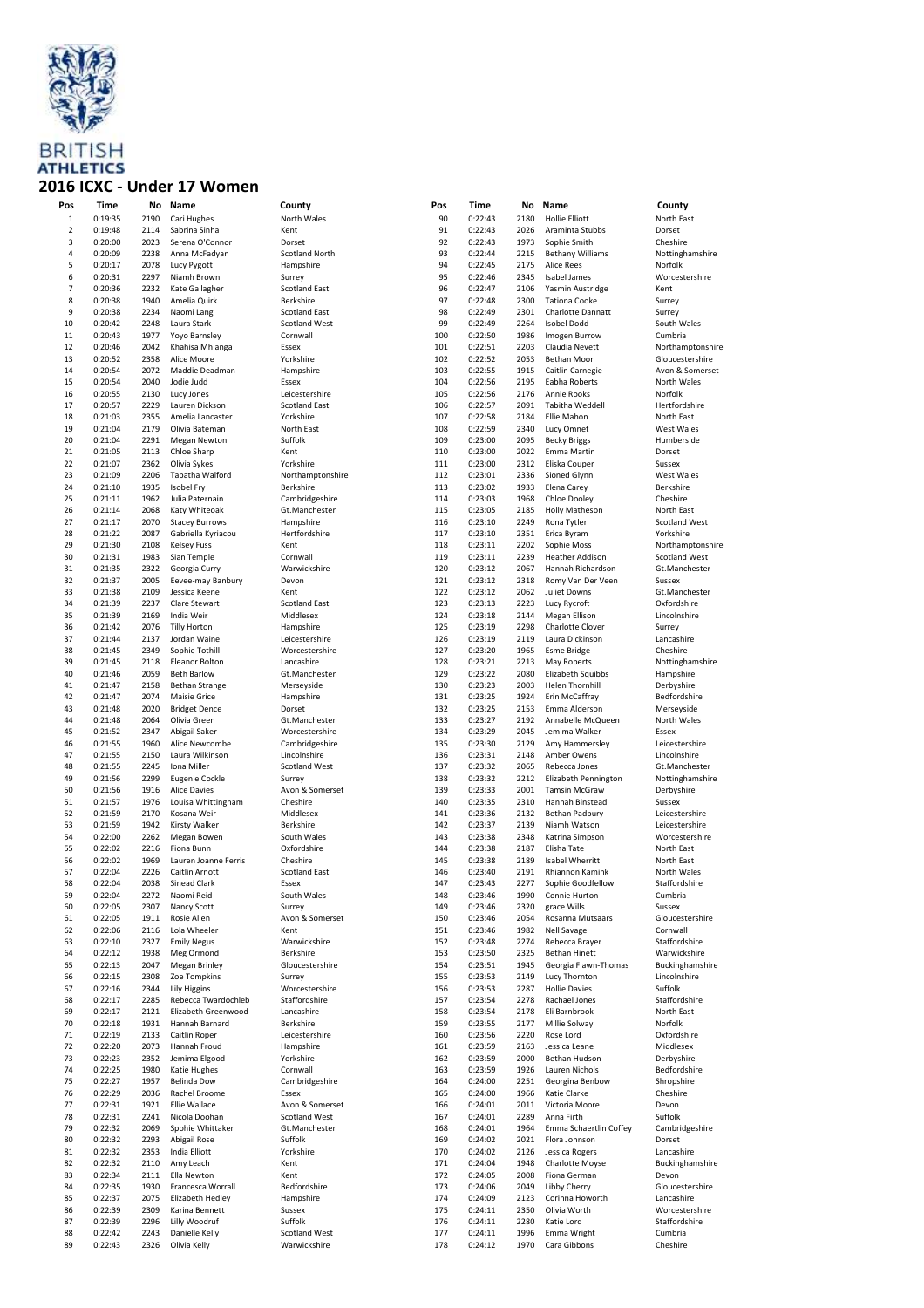BRITISH ATHLETICS

# 2016 ICXC - Under 17 Women

| Pos | Time | No | Name | County |
|---|---|---|---|---|
| 1 | 0:19:35 | 2190 | Cari Hughes | North Wales |
| 2 | 0:19:48 | 2114 | Sabrina Sinha | Kent |
| 3 | 0:20:00 | 2023 | Serena O'Connor | Dorset |
| 4 | 0:20:09 | 2238 | Anna McFadyan | Scotland North |
| 5 | 0:20:17 | 2078 | Lucy Pygott | Hampshire |
| 6 | 0:20:31 | 2297 | Niamh Brown | Surrey |
| 7 | 0:20:36 | 2232 | Kate Gallagher | Scotland East |
| 8 | 0:20:38 | 1940 | Amelia Quirk | Berkshire |
| 9 | 0:20:38 | 2234 | Naomi Lang | Scotland East |
| 10 | 0:20:42 | 2248 | Laura Stark | Scotland West |
| 11 | 0:20:43 | 1977 | Yoyo Barnsley | Cornwall |
| 12 | 0:20:46 | 2042 | Khahisa Mhlanga | Essex |
| 13 | 0:20:52 | 2358 | Alice Moore | Yorkshire |
| 14 | 0:20:54 | 2072 | Maddie Deadman | Hampshire |
| 15 | 0:20:54 | 2040 | Jodie Judd | Essex |
| 16 | 0:20:55 | 2130 | Lucy Jones | Leicestershire |
| 17 | 0:20:57 | 2229 | Lauren Dickson | Scotland East |
| 18 | 0:21:03 | 2355 | Amelia Lancaster | Yorkshire |
| 19 | 0:21:04 | 2179 | Olivia Bateman | North East |
| 20 | 0:21:04 | 2291 | Megan Newton | Suffolk |
| 21 | 0:21:05 | 2113 | Chloe Sharp | Kent |
| 22 | 0:21:07 | 2362 | Olivia Sykes | Yorkshire |
| 23 | 0:21:09 | 2206 | Tabatha Walford | Northamptonshire |
| 24 | 0:21:10 | 1935 | Isobel Fry | Berkshire |
| 25 | 0:21:11 | 1962 | Julia Paternain | Cambridgeshire |
| 26 | 0:21:14 | 2068 | Katy Whiteoak | Gt.Manchester |
| 27 | 0:21:17 | 2070 | Stacey Burrows | Hampshire |
| 28 | 0:21:22 | 2087 | Gabriella Kyriacou | Hertfordshire |
| 29 | 0:21:30 | 2108 | Kelsey Fuss | Kent |
| 30 | 0:21:31 | 1983 | Sian Temple | Cornwall |
| 31 | 0:21:35 | 2322 | Georgia Curry | Warwickshire |
| 32 | 0:21:37 | 2005 | Eevee-may Banbury | Devon |
| 33 | 0:21:38 | 2109 | Jessica Keene | Kent |
| 34 | 0:21:39 | 2237 | Clare Stewart | Scotland East |
| 35 | 0:21:39 | 2169 | India Weir | Middlesex |
| 36 | 0:21:42 | 2076 | Tilly Horton | Hampshire |
| 37 | 0:21:44 | 2137 | Jordan Waine | Leicestershire |
| 38 | 0:21:45 | 2349 | Sophie Tothill | Worcestershire |
| 39 | 0:21:45 | 2118 | Eleanor Bolton | Lancashire |
| 40 | 0:21:46 | 2059 | Beth Barlow | Gt.Manchester |
| 41 | 0:21:47 | 2158 | Bethan Strange | Merseyside |
| 42 | 0:21:47 | 2074 | Maisie Grice | Hampshire |
| 43 | 0:21:48 | 2020 | Bridget Dence | Dorset |
| 44 | 0:21:48 | 2064 | Olivia Green | Gt.Manchester |
| 45 | 0:21:52 | 2347 | Abigail Saker | Worcestershire |
| 46 | 0:21:55 | 1960 | Alice Newcombe | Cambridgeshire |
| 47 | 0:21:55 | 2150 | Laura Wilkinson | Lincolnshire |
| 48 | 0:21:55 | 2245 | Iona Miller | Scotland West |
| 49 | 0:21:56 | 2299 | Eugenie Cockle | Surrey |
| 50 | 0:21:56 | 1916 | Alice Davies | Avon & Somerset |
| 51 | 0:21:57 | 1976 | Louisa Whittingham | Cheshire |
| 52 | 0:21:59 | 2170 | Kosana Weir | Middlesex |
| 53 | 0:21:59 | 1942 | Kirsty Walker | Berkshire |
| 54 | 0:22:00 | 2262 | Megan Bowen | South Wales |
| 55 | 0:22:02 | 2216 | Fiona Bunn | Oxfordshire |
| 56 | 0:22:02 | 1969 | Lauren Joanne Ferris | Cheshire |
| 57 | 0:22:04 | 2226 | Caitlin Arnott | Scotland East |
| 58 | 0:22:04 | 2038 | Sinead Clark | Essex |
| 59 | 0:22:04 | 2272 | Naomi Reid | South Wales |
| 60 | 0:22:05 | 2307 | Nancy Scott | Surrey |
| 61 | 0:22:05 | 1911 | Rosie Allen | Avon & Somerset |
| 62 | 0:22:06 | 2116 | Lola Wheeler | Kent |
| 63 | 0:22:10 | 2327 | Emily Negus | Warwickshire |
| 64 | 0:22:12 | 1938 | Meg Ormond | Berkshire |
| 65 | 0:22:13 | 2047 | Megan Brinley | Gloucestershire |
| 66 | 0:22:15 | 2308 | Zoe Tompkins | Surrey |
| 67 | 0:22:16 | 2344 | Lily Higgins | Worcestershire |
| 68 | 0:22:17 | 2285 | Rebecca Twardochleb | Staffordshire |
| 69 | 0:22:17 | 2121 | Elizabeth Greenwood | Lancashire |
| 70 | 0:22:18 | 1931 | Hannah Barnard | Berkshire |
| 71 | 0:22:19 | 2133 | Caitlin Roper | Leicestershire |
| 72 | 0:22:20 | 2073 | Hannah Froud | Hampshire |
| 73 | 0:22:23 | 2352 | Jemima Elgood | Yorkshire |
| 74 | 0:22:25 | 1980 | Katie Hughes | Cornwall |
| 75 | 0:22:27 | 1957 | Belinda Dow | Cambridgeshire |
| 76 | 0:22:29 | 2036 | Rachel Broome | Essex |
| 77 | 0:22:31 | 1921 | Ellie Wallace | Avon & Somerset |
| 78 | 0:22:31 | 2241 | Nicola Doohan | Scotland West |
| 79 | 0:22:32 | 2069 | Spohie Whittaker | Gt.Manchester |
| 80 | 0:22:32 | 2293 | Abigail Rose | Suffolk |
| 81 | 0:22:32 | 2353 | India Elliott | Yorkshire |
| 82 | 0:22:32 | 2110 | Amy Leach | Kent |
| 83 | 0:22:34 | 2111 | Ella Newton | Kent |
| 84 | 0:22:35 | 1930 | Francesca Worrall | Bedfordshire |
| 85 | 0:22:37 | 2075 | Elizabeth Hedley | Hampshire |
| 86 | 0:22:39 | 2309 | Karina Bennett | Sussex |
| 87 | 0:22:39 | 2296 | Lilly Woodruf | Suffolk |
| 88 | 0:22:42 | 2243 | Danielle Kelly | Scotland West |
| 89 | 0:22:43 | 2326 | Olivia Kelly | Warwickshire |
| 90 | 0:22:43 | 2180 | Hollie Elliott | North East |
| 91 | 0:22:43 | 2026 | Araminta Stubbs | Dorset |
| 92 | 0:22:43 | 1973 | Sophie Smith | Cheshire |
| 93 | 0:22:44 | 2215 | Bethany Williams | Nottinghamshire |
| 94 | 0:22:45 | 2175 | Alice Rees | Norfolk |
| 95 | 0:22:46 | 2345 | Isabel James | Worcestershire |
| 96 | 0:22:47 | 2106 | Yasmin Austridge | Kent |
| 97 | 0:22:48 | 2300 | Tationa Cooke | Surrey |
| 98 | 0:22:49 | 2301 | Charlotte Dannatt | Surrey |
| 99 | 0:22:49 | 2264 | Isobel Dodd | South Wales |
| 100 | 0:22:50 | 1986 | Imogen Burrow | Cumbria |
| 101 | 0:22:51 | 2203 | Claudia Nevett | Northamptonshire |
| 102 | 0:22:52 | 2053 | Bethan Moor | Gloucestershire |
| 103 | 0:22:55 | 1915 | Caitlin Carnegie | Avon & Somerset |
| 104 | 0:22:56 | 2195 | Eabha Roberts | North Wales |
| 105 | 0:22:56 | 2176 | Annie Rooks | Norfolk |
| 106 | 0:22:57 | 2091 | Tabitha Weddell | Hertfordshire |
| 107 | 0:22:58 | 2184 | Ellie Mahon | North East |
| 108 | 0:22:59 | 2340 | Lucy Omnet | West Wales |
| 109 | 0:23:00 | 2095 | Becky Briggs | Humberside |
| 110 | 0:23:00 | 2022 | Emma Martin | Dorset |
| 111 | 0:23:00 | 2312 | Eliska Couper | Sussex |
| 112 | 0:23:01 | 2336 | Sioned Glynn | West Wales |
| 113 | 0:23:02 | 1933 | Elena Carey | Berkshire |
| 114 | 0:23:03 | 1968 | Chloe Dooley | Cheshire |
| 115 | 0:23:05 | 2185 | Holly Matheson | North East |
| 116 | 0:23:10 | 2249 | Rona Tytler | Scotland West |
| 117 | 0:23:10 | 2351 | Erica Byram | Yorkshire |
| 118 | 0:23:11 | 2202 | Sophie Moss | Northamptonshire |
| 119 | 0:23:11 | 2239 | Heather Addison | Scotland West |
| 120 | 0:23:12 | 2067 | Hannah Richardson | Gt.Manchester |
| 121 | 0:23:12 | 2318 | Romy Van Der Veen | Sussex |
| 122 | 0:23:12 | 2062 | Juliet Downs | Gt.Manchester |
| 123 | 0:23:13 | 2223 | Lucy Rycroft | Oxfordshire |
| 124 | 0:23:18 | 2144 | Megan Ellison | Lincolnshire |
| 125 | 0:23:19 | 2298 | Charlotte Clover | Surrey |
| 126 | 0:23:19 | 2119 | Laura Dickinson | Lancashire |
| 127 | 0:23:20 | 1965 | Esme Bridge | Cheshire |
| 128 | 0:23:21 | 2213 | May Roberts | Nottinghamshire |
| 129 | 0:23:22 | 2080 | Elizabeth Squibbs | Hampshire |
| 130 | 0:23:23 | 2003 | Helen Thornhill | Derbyshire |
| 131 | 0:23:25 | 1924 | Erin McCaffray | Bedfordshire |
| 132 | 0:23:25 | 2153 | Emma Alderson | Merseyside |
| 133 | 0:23:27 | 2192 | Annabelle McQueen | North Wales |
| 134 | 0:23:29 | 2045 | Jemima Walker | Essex |
| 135 | 0:23:30 | 2129 | Amy Hammersley | Leicestershire |
| 136 | 0:23:31 | 2148 | Amber Owens | Lincolnshire |
| 137 | 0:23:32 | 2065 | Rebecca Jones | Gt.Manchester |
| 138 | 0:23:32 | 2212 | Elizabeth Pennington | Nottinghamshire |
| 139 | 0:23:33 | 2001 | Tamsin McGraw | Derbyshire |
| 140 | 0:23:35 | 2310 | Hannah Binstead | Sussex |
| 141 | 0:23:36 | 2132 | Bethan Padbury | Leicestershire |
| 142 | 0:23:37 | 2139 | Niamh Watson | Leicestershire |
| 143 | 0:23:38 | 2348 | Katrina Simpson | Worcestershire |
| 144 | 0:23:38 | 2187 | Elisha Tate | North East |
| 145 | 0:23:38 | 2189 | Isabel Wherritt | North East |
| 146 | 0:23:40 | 2191 | Rhiannon Kamink | North Wales |
| 147 | 0:23:43 | 2277 | Sophie Goodfellow | Staffordshire |
| 148 | 0:23:46 | 1990 | Connie Hurton | Cumbria |
| 149 | 0:23:46 | 2320 | grace Wills | Sussex |
| 150 | 0:23:46 | 2054 | Rosanna Mutsaars | Gloucestershire |
| 151 | 0:23:46 | 1982 | Nell Savage | Cornwall |
| 152 | 0:23:48 | 2274 | Rebecca Brayer | Staffordshire |
| 153 | 0:23:50 | 2325 | Bethan Hinett | Warwickshire |
| 154 | 0:23:51 | 1945 | Georgia Flawn-Thomas | Buckinghamshire |
| 155 | 0:23:53 | 2149 | Lucy Thornton | Lincolnshire |
| 156 | 0:23:53 | 2287 | Hollie Davies | Suffolk |
| 157 | 0:23:54 | 2278 | Rachael Jones | Staffordshire |
| 158 | 0:23:54 | 2178 | Eli Barnbrook | North East |
| 159 | 0:23:55 | 2177 | Millie Solway | Norfolk |
| 160 | 0:23:56 | 2220 | Rose Lord | Oxfordshire |
| 161 | 0:23:59 | 2163 | Jessica Leane | Middlesex |
| 162 | 0:23:59 | 2000 | Bethan Hudson | Derbyshire |
| 163 | 0:23:59 | 1926 | Lauren Nichols | Bedfordshire |
| 164 | 0:24:00 | 2251 | Georgina Benbow | Shropshire |
| 165 | 0:24:00 | 1966 | Katie Clarke | Cheshire |
| 166 | 0:24:01 | 2011 | Victoria Moore | Devon |
| 167 | 0:24:01 | 2289 | Anna Firth | Suffolk |
| 168 | 0:24:01 | 1964 | Emma Schaertlin Coffey | Cambridgeshire |
| 169 | 0:24:02 | 2021 | Flora Johnson | Dorset |
| 170 | 0:24:02 | 2126 | Jessica Rogers | Lancashire |
| 171 | 0:24:04 | 1948 | Charlotte Moyse | Buckinghamshire |
| 172 | 0:24:05 | 2008 | Fiona German | Devon |
| 173 | 0:24:06 | 2049 | Libby Cherry | Gloucestershire |
| 174 | 0:24:09 | 2123 | Corinna Howorth | Lancashire |
| 175 | 0:24:11 | 2350 | Olivia Worth | Worcestershire |
| 176 | 0:24:11 | 2280 | Katie Lord | Staffordshire |
| 177 | 0:24:11 | 1996 | Emma Wright | Cumbria |
| 178 | 0:24:12 | 1970 | Cara Gibbons | Cheshire |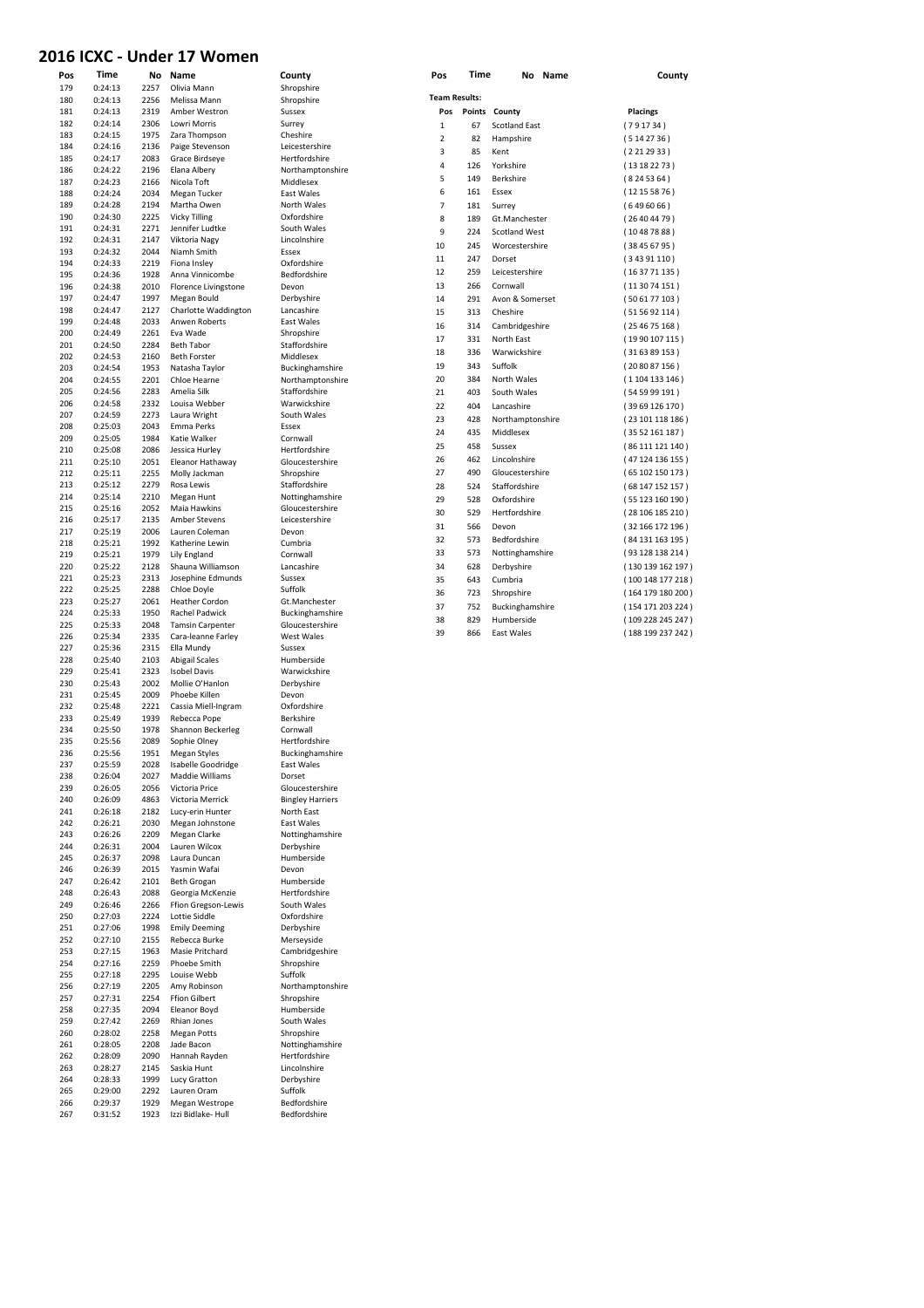# 2016 ICXC - Under 17 Women

| Pos | Time | No | Name | County |
|---|---|---|---|---|
| 179 | 0:24:13 | 2257 | Olivia Mann | Shropshire |
| 180 | 0:24:13 | 2256 | Melissa Mann | Shropshire |
| 181 | 0:24:13 | 2319 | Amber Westron | Sussex |
| 182 | 0:24:14 | 2306 | Lowri Morris | Surrey |
| 183 | 0:24:15 | 1975 | Zara Thompson | Cheshire |
| 184 | 0:24:16 | 2136 | Paige Stevenson | Leicestershire |
| 185 | 0:24:17 | 2083 | Grace Birdseye | Hertfordshire |
| 186 | 0:24:22 | 2196 | Elana Albery | Northamptonshire |
| 187 | 0:24:23 | 2166 | Nicola Toft | Middlesex |
| 188 | 0:24:24 | 2034 | Megan Tucker | East Wales |
| 189 | 0:24:28 | 2194 | Martha Owen | North Wales |
| 190 | 0:24:30 | 2225 | Vicky Tilling | Oxfordshire |
| 191 | 0:24:31 | 2271 | Jennifer Ludtke | South Wales |
| 192 | 0:24:31 | 2147 | Viktoria Nagy | Lincolnshire |
| 193 | 0:24:32 | 2044 | Niamh Smith | Essex |
| 194 | 0:24:33 | 2219 | Fiona Insley | Oxfordshire |
| 195 | 0:24:36 | 1928 | Anna Vinnicombe | Bedfordshire |
| 196 | 0:24:38 | 2010 | Florence Livingstone | Devon |
| 197 | 0:24:47 | 1997 | Megan Bould | Derbyshire |
| 198 | 0:24:47 | 2127 | Charlotte Waddington | Lancashire |
| 199 | 0:24:48 | 2033 | Anwen Roberts | East Wales |
| 200 | 0:24:49 | 2261 | Eva Wade | Shropshire |
| 201 | 0:24:50 | 2284 | Beth Tabor | Staffordshire |
| 202 | 0:24:53 | 2160 | Beth Forster | Middlesex |
| 203 | 0:24:54 | 1953 | Natasha Taylor | Buckinghamshire |
| 204 | 0:24:55 | 2201 | Chloe Hearne | Northamptonshire |
| 205 | 0:24:56 | 2283 | Amelia Silk | Staffordshire |
| 206 | 0:24:58 | 2332 | Louisa Webber | Warwickshire |
| 207 | 0:24:59 | 2273 | Laura Wright | South Wales |
| 208 | 0:25:03 | 2043 | Emma Perks | Essex |
| 209 | 0:25:05 | 1984 | Katie Walker | Cornwall |
| 210 | 0:25:08 | 2086 | Jessica Hurley | Hertfordshire |
| 211 | 0:25:10 | 2051 | Eleanor Hathaway | Gloucestershire |
| 212 | 0:25:11 | 2255 | Molly Jackman | Shropshire |
| 213 | 0:25:12 | 2279 | Rosa Lewis | Staffordshire |
| 214 | 0:25:14 | 2210 | Megan Hunt | Nottinghamshire |
| 215 | 0:25:16 | 2052 | Maia Hawkins | Gloucestershire |
| 216 | 0:25:17 | 2135 | Amber Stevens | Leicestershire |
| 217 | 0:25:19 | 2006 | Lauren Coleman | Devon |
| 218 | 0:25:21 | 1992 | Katherine Lewin | Cumbria |
| 219 | 0:25:21 | 1979 | Lily England | Cornwall |
| 220 | 0:25:22 | 2128 | Shauna Williamson | Lancashire |
| 221 | 0:25:23 | 2313 | Josephine Edmunds | Sussex |
| 222 | 0:25:25 | 2288 | Chloe Doyle | Suffolk |
| 223 | 0:25:27 | 2061 | Heather Cordon | Gt.Manchester |
| 224 | 0:25:33 | 1950 | Rachel Padwick | Buckinghamshire |
| 225 | 0:25:33 | 2048 | Tamsin Carpenter | Gloucestershire |
| 226 | 0:25:34 | 2335 | Cara-leanne Farley | West Wales |
| 227 | 0:25:36 | 2315 | Ella Mundy | Sussex |
| 228 | 0:25:40 | 2103 | Abigail Scales | Humberside |
| 229 | 0:25:41 | 2323 | Isobel Davis | Warwickshire |
| 230 | 0:25:43 | 2002 | Mollie O'Hanlon | Derbyshire |
| 231 | 0:25:45 | 2009 | Phoebe Killen | Devon |
| 232 | 0:25:48 | 2221 | Cassia Miell-Ingram | Oxfordshire |
| 233 | 0:25:49 | 1939 | Rebecca Pope | Berkshire |
| 234 | 0:25:50 | 1978 | Shannon Beckerleg | Cornwall |
| 235 | 0:25:56 | 2089 | Sophie Olney | Hertfordshire |
| 236 | 0:25:56 | 1951 | Megan Styles | Buckinghamshire |
| 237 | 0:25:59 | 2028 | Isabelle Goodridge | East Wales |
| 238 | 0:26:04 | 2027 | Maddie Williams | Dorset |
| 239 | 0:26:05 | 2056 | Victoria Price | Gloucestershire |
| 240 | 0:26:09 | 4863 | Victoria Merrick | Bingley Harriers |
| 241 | 0:26:18 | 2182 | Lucy-erin Hunter | North East |
| 242 | 0:26:21 | 2030 | Megan Johnstone | East Wales |
| 243 | 0:26:26 | 2209 | Megan Clarke | Nottinghamshire |
| 244 | 0:26:31 | 2004 | Lauren Wilcox | Derbyshire |
| 245 | 0:26:37 | 2098 | Laura Duncan | Humberside |
| 246 | 0:26:39 | 2015 | Yasmin Wafai | Devon |
| 247 | 0:26:42 | 2101 | Beth Grogan | Humberside |
| 248 | 0:26:43 | 2088 | Georgia McKenzie | Hertfordshire |
| 249 | 0:26:46 | 2266 | Ffion Gregson-Lewis | South Wales |
| 250 | 0:27:03 | 2224 | Lottie Siddle | Oxfordshire |
| 251 | 0:27:06 | 1998 | Emily Deeming | Derbyshire |
| 252 | 0:27:10 | 2155 | Rebecca Burke | Merseyside |
| 253 | 0:27:15 | 1963 | Masie Pritchard | Cambridgeshire |
| 254 | 0:27:16 | 2259 | Phoebe Smith | Shropshire |
| 255 | 0:27:18 | 2295 | Louise Webb | Suffolk |
| 256 | 0:27:19 | 2205 | Amy Robinson | Northamptonshire |
| 257 | 0:27:31 | 2254 | Ffion Gilbert | Shropshire |
| 258 | 0:27:35 | 2094 | Eleanor Boyd | Humberside |
| 259 | 0:27:42 | 2269 | Rhian Jones | South Wales |
| 260 | 0:28:02 | 2258 | Megan Potts | Shropshire |
| 261 | 0:28:05 | 2208 | Jade Bacon | Nottinghamshire |
| 262 | 0:28:09 | 2090 | Hannah Rayden | Hertfordshire |
| 263 | 0:28:27 | 2145 | Saskia Hunt | Lincolnshire |
| 264 | 0:28:33 | 1999 | Lucy Gratton | Derbyshire |
| 265 | 0:29:00 | 2292 | Lauren Oram | Suffolk |
| 266 | 0:29:37 | 1929 | Megan Westrope | Bedfordshire |
| 267 | 0:31:52 | 1923 | Izzi Bidlake- Hull | Bedfordshire |

**Team Results:**

| Pos | Points | County | Placings |
|---|---|---|---|
| 1 | 67 | Scotland East | ( 7 9 17 34 ) |
| 2 | 82 | Hampshire | ( 5 14 27 36 ) |
| 3 | 85 | Kent | ( 2 21 29 33 ) |
| 4 | 126 | Yorkshire | ( 13 18 22 73 ) |
| 5 | 149 | Berkshire | ( 8 24 53 64 ) |
| 6 | 161 | Essex | ( 12 15 58 76 ) |
| 7 | 181 | Surrey | ( 6 49 60 66 ) |
| 8 | 189 | Gt.Manchester | ( 26 40 44 79 ) |
| 9 | 224 | Scotland West | ( 10 48 78 88 ) |
| 10 | 245 | Worcestershire | ( 38 45 67 95 ) |
| 11 | 247 | Dorset | ( 3 43 91 110 ) |
| 12 | 259 | Leicestershire | ( 16 37 71 135 ) |
| 13 | 266 | Cornwall | ( 11 30 74 151 ) |
| 14 | 291 | Avon & Somerset | ( 50 61 77 103 ) |
| 15 | 313 | Cheshire | ( 51 56 92 114 ) |
| 16 | 314 | Cambridgeshire | ( 25 46 75 168 ) |
| 17 | 331 | North East | ( 19 90 107 115 ) |
| 18 | 336 | Warwickshire | ( 31 63 89 153 ) |
| 19 | 343 | Suffolk | ( 20 80 87 156 ) |
| 20 | 384 | North Wales | ( 1 104 133 146 ) |
| 21 | 403 | South Wales | ( 54 59 99 191 ) |
| 22 | 404 | Lancashire | ( 39 69 126 170 ) |
| 23 | 428 | Northamptonshire | ( 23 101 118 186 ) |
| 24 | 435 | Middlesex | ( 35 52 161 187 ) |
| 25 | 458 | Sussex | ( 86 111 121 140 ) |
| 26 | 462 | Lincolnshire | ( 47 124 136 155 ) |
| 27 | 490 | Gloucestershire | ( 65 102 150 173 ) |
| 28 | 524 | Staffordshire | ( 68 147 152 157 ) |
| 29 | 528 | Oxfordshire | ( 55 123 160 190 ) |
| 30 | 529 | Hertfordshire | ( 28 106 185 210 ) |
| 31 | 566 | Devon | ( 32 166 172 196 ) |
| 32 | 573 | Bedfordshire | ( 84 131 163 195 ) |
| 33 | 573 | Nottinghamshire | ( 93 128 138 214 ) |
| 34 | 628 | Derbyshire | ( 130 139 162 197 ) |
| 35 | 643 | Cumbria | ( 100 148 177 218 ) |
| 36 | 723 | Shropshire | ( 164 179 180 200 ) |
| 37 | 752 | Buckinghamshire | ( 154 171 203 224 ) |
| 38 | 829 | Humberside | ( 109 228 245 247 ) |
| 39 | 866 | East Wales | ( 188 199 237 242 ) |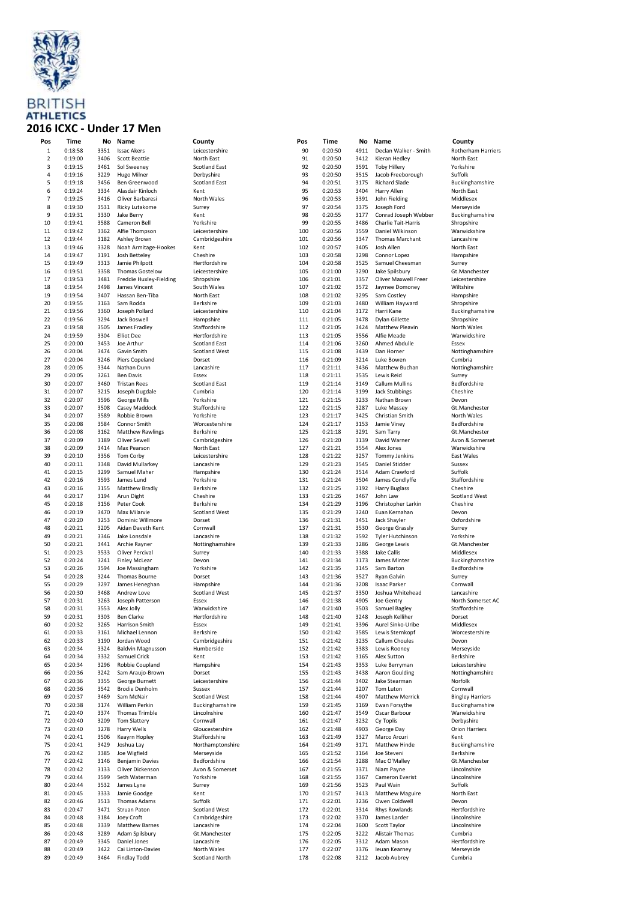BRITISH ATHLETICS

# 2016 ICXC - Under 17 Men

| Pos | Time | No | Name | County |
|---|---|---|---|---|
| 1 | 0:18:58 | 3351 | Issac Akers | Leicestershire |
| 2 | 0:19:00 | 3406 | Scott Beattie | North East |
| 3 | 0:19:15 | 3461 | Sol Sweeney | Scotland East |
| 4 | 0:19:16 | 3229 | Hugo Milner | Derbyshire |
| 5 | 0:19:18 | 3456 | Ben Greenwood | Scotland East |
| 6 | 0:19:24 | 3334 | Alasdair Kinloch | Kent |
| 7 | 0:19:25 | 3416 | Oliver Barbaresi | North Wales |
| 8 | 0:19:30 | 3531 | Ricky Lutakome | Surrey |
| 9 | 0:19:31 | 3330 | Jake Berry | Kent |
| 10 | 0:19:41 | 3588 | Cameron Bell | Yorkshire |
| 11 | 0:19:42 | 3362 | Alfie Thompson | Leicestershire |
| 12 | 0:19:44 | 3182 | Ashley Brown | Cambridgeshire |
| 13 | 0:19:46 | 3328 | Noah Armitage-Hookes | Kent |
| 14 | 0:19:47 | 3191 | Josh Betteley | Cheshire |
| 15 | 0:19:49 | 3313 | Jamie Philpott | Hertfordshire |
| 16 | 0:19:51 | 3358 | Thomas Gostelow | Leicestershire |
| 17 | 0:19:53 | 3481 | Freddie Huxley-Fielding | Shropshire |
| 18 | 0:19:54 | 3498 | James Vincent | South Wales |
| 19 | 0:19:54 | 3407 | Hassan Ben-Tiba | North East |
| 20 | 0:19:55 | 3163 | Sam Rodda | Berkshire |
| 21 | 0:19:56 | 3360 | Joseph Pollard | Leicestershire |
| 22 | 0:19:56 | 3294 | Jack Boswell | Hampshire |
| 23 | 0:19:58 | 3505 | James Fradley | Staffordshire |
| 24 | 0:19:59 | 3304 | Elliot Dee | Hertfordshire |
| 25 | 0:20:00 | 3453 | Joe Arthur | Scotland East |
| 26 | 0:20:04 | 3474 | Gavin Smith | Scotland West |
| 27 | 0:20:04 | 3246 | Piers Copeland | Dorset |
| 28 | 0:20:05 | 3344 | Nathan Dunn | Lancashire |
| 29 | 0:20:05 | 3261 | Ben Davis | Essex |
| 30 | 0:20:07 | 3460 | Tristan Rees | Scotland East |
| 31 | 0:20:07 | 3215 | Joseph Dugdale | Cumbria |
| 32 | 0:20:07 | 3596 | George Mills | Yorkshire |
| 33 | 0:20:07 | 3508 | Casey Maddock | Staffordshire |
| 34 | 0:20:07 | 3589 | Robbie Brown | Yorkshire |
| 35 | 0:20:08 | 3584 | Connor Smith | Worcestershire |
| 36 | 0:20:08 | 3162 | Matthew Rawlings | Berkshire |
| 37 | 0:20:09 | 3189 | Oliver Sewell | Cambridgeshire |
| 38 | 0:20:09 | 3414 | Max Pearson | North East |
| 39 | 0:20:10 | 3356 | Tom Corby | Leicestershire |
| 40 | 0:20:11 | 3348 | David Mullarkey | Lancashire |
| 41 | 0:20:15 | 3299 | Samuel Maher | Hampshire |
| 42 | 0:20:16 | 3593 | James Lund | Yorkshire |
| 43 | 0:20:16 | 3155 | Matthew Bradly | Berkshire |
| 44 | 0:20:17 | 3194 | Arun Dight | Cheshire |
| 45 | 0:20:18 | 3156 | Peter Cook | Berkshire |
| 46 | 0:20:19 | 3470 | Max Milarvie | Scotland West |
| 47 | 0:20:20 | 3253 | Dominic Willmore | Dorset |
| 48 | 0:20:21 | 3205 | Aidan Daveth Kent | Cornwall |
| 49 | 0:20:21 | 3346 | Jake Lonsdale | Lancashire |
| 50 | 0:20:21 | 3441 | Archie Rayner | Nottinghamshire |
| 51 | 0:20:23 | 3533 | Oliver Percival | Surrey |
| 52 | 0:20:24 | 3241 | Finley McLear | Devon |
| 53 | 0:20:26 | 3594 | Joe Massingham | Yorkshire |
| 54 | 0:20:28 | 3244 | Thomas Bourne | Dorset |
| 55 | 0:20:29 | 3297 | James Heneghan | Hampshire |
| 56 | 0:20:30 | 3468 | Andrew Love | Scotland West |
| 57 | 0:20:31 | 3263 | Joseph Patterson | Essex |
| 58 | 0:20:31 | 3553 | Alex Jolly | Warwickshire |
| 59 | 0:20:31 | 3303 | Ben Clarke | Hertfordshire |
| 60 | 0:20:32 | 3265 | Harrison Smith | Essex |
| 61 | 0:20:33 | 3161 | Michael Lennon | Berkshire |
| 62 | 0:20:33 | 3190 | Jordan Wood | Cambridgeshire |
| 63 | 0:20:34 | 3324 | Baldvin Magnusson | Humberside |
| 64 | 0:20:34 | 3332 | Samuel Crick | Kent |
| 65 | 0:20:34 | 3296 | Robbie Coupland | Hampshire |
| 66 | 0:20:36 | 3242 | Sam Araujo-Brown | Dorset |
| 67 | 0:20:36 | 3355 | George Burnett | Leicestershire |
| 68 | 0:20:36 | 3542 | Brodie Denholm | Sussex |
| 69 | 0:20:37 | 3469 | Sam McNair | Scotland West |
| 70 | 0:20:38 | 3174 | William Perkin | Buckinghamshire |
| 71 | 0:20:40 | 3374 | Thomas Trimble | Lincolnshire |
| 72 | 0:20:40 | 3209 | Tom Slattery | Cornwall |
| 73 | 0:20:40 | 3278 | Harry Wells | Gloucestershire |
| 74 | 0:20:41 | 3506 | Keayrn Hopley | Staffordshire |
| 75 | 0:20:41 | 3429 | Joshua Lay | Northamptonshire |
| 76 | 0:20:42 | 3385 | Joe Wigfield | Merseyside |
| 77 | 0:20:42 | 3146 | Benjamin Davies | Bedfordshire |
| 78 | 0:20:42 | 3133 | Oliver Dickenson | Avon & Somerset |
| 79 | 0:20:44 | 3599 | Seth Waterman | Yorkshire |
| 80 | 0:20:44 | 3532 | James Lyne | Surrey |
| 81 | 0:20:45 | 3333 | Jamie Goodge | Kent |
| 82 | 0:20:46 | 3513 | Thomas Adams | Suffolk |
| 83 | 0:20:47 | 3471 | Struan Paton | Scotland West |
| 84 | 0:20:48 | 3184 | Joey Croft | Cambridgeshire |
| 85 | 0:20:48 | 3339 | Matthew Barnes | Lancashire |
| 86 | 0:20:48 | 3289 | Adam Spilsbury | Gt.Manchester |
| 87 | 0:20:49 | 3345 | Daniel Jones | Lancashire |
| 88 | 0:20:49 | 3422 | Cai Linton-Davies | North Wales |
| 89 | 0:20:49 | 3464 | Findlay Todd | Scotland North |
| 90 | 0:20:50 | 4911 | Declan Walker - Smith | Rotherham Harriers |
| 91 | 0:20:50 | 3412 | Kieran Hedley | North East |
| 92 | 0:20:50 | 3591 | Toby Hillery | Yorkshire |
| 93 | 0:20:50 | 3515 | Jacob Freeborough | Suffolk |
| 94 | 0:20:51 | 3175 | Richard Slade | Buckinghamshire |
| 95 | 0:20:53 | 3404 | Harry Allen | North East |
| 96 | 0:20:53 | 3391 | John Fielding | Middlesex |
| 97 | 0:20:54 | 3375 | Joseph Ford | Merseyside |
| 98 | 0:20:55 | 3177 | Conrad Joseph Webber | Buckinghamshire |
| 99 | 0:20:55 | 3486 | Charlie Tait-Harris | Shropshire |
| 100 | 0:20:56 | 3559 | Daniel Wilkinson | Warwickshire |
| 101 | 0:20:56 | 3347 | Thomas Marchant | Lancashire |
| 102 | 0:20:57 | 3405 | Josh Allen | North East |
| 103 | 0:20:58 | 3298 | Connor Lopez | Hampshire |
| 104 | 0:20:58 | 3525 | Samuel Cheesman | Surrey |
| 105 | 0:21:00 | 3290 | Jake Spilsbury | Gt.Manchester |
| 106 | 0:21:01 | 3357 | Oliver Maxwell Freer | Leicestershire |
| 107 | 0:21:02 | 3572 | Jaymee Domoney | Wiltshire |
| 108 | 0:21:02 | 3295 | Sam Costley | Hampshire |
| 109 | 0:21:03 | 3480 | William Hayward | Shropshire |
| 110 | 0:21:04 | 3172 | Harri Kane | Buckinghamshire |
| 111 | 0:21:05 | 3478 | Dylan Gillette | Shropshire |
| 112 | 0:21:05 | 3424 | Matthew Pleavin | North Wales |
| 113 | 0:21:05 | 3556 | Alfie Meade | Warwickshire |
| 114 | 0:21:06 | 3260 | Ahmed Abdulle | Essex |
| 115 | 0:21:08 | 3439 | Dan Horner | Nottinghamshire |
| 116 | 0:21:09 | 3214 | Luke Bowen | Cumbria |
| 117 | 0:21:11 | 3436 | Matthew Buchan | Nottinghamshire |
| 118 | 0:21:11 | 3535 | Lewis Reid | Surrey |
| 119 | 0:21:14 | 3149 | Callum Mullins | Bedfordshire |
| 120 | 0:21:14 | 3199 | Jack Stubbings | Cheshire |
| 121 | 0:21:15 | 3233 | Nathan Brown | Devon |
| 122 | 0:21:15 | 3287 | Luke Massey | Gt.Manchester |
| 123 | 0:21:17 | 3425 | Christian Smith | North Wales |
| 124 | 0:21:17 | 3153 | Jamie Viney | Bedfordshire |
| 125 | 0:21:18 | 3291 | Sam Tarry | Gt.Manchester |
| 126 | 0:21:20 | 3139 | David Warner | Avon & Somerset |
| 127 | 0:21:21 | 3554 | Alex Jones | Warwickshire |
| 128 | 0:21:22 | 3257 | Tommy Jenkins | East Wales |
| 129 | 0:21:23 | 3545 | Daniel Stidder | Sussex |
| 130 | 0:21:24 | 3514 | Adam Crawford | Suffolk |
| 131 | 0:21:24 | 3504 | James Condlyffe | Staffordshire |
| 132 | 0:21:25 | 3192 | Harry Buglass | Cheshire |
| 133 | 0:21:26 | 3467 | John Law | Scotland West |
| 134 | 0:21:29 | 3196 | Christopher Larkin | Cheshire |
| 135 | 0:21:29 | 3240 | Euan Kernahan | Devon |
| 136 | 0:21:31 | 3451 | Jack Shayler | Oxfordshire |
| 137 | 0:21:31 | 3530 | George Grassly | Surrey |
| 138 | 0:21:32 | 3592 | Tyler Hutchinson | Yorkshire |
| 139 | 0:21:33 | 3286 | George Lewis | Gt.Manchester |
| 140 | 0:21:33 | 3388 | Jake Callis | Middlesex |
| 141 | 0:21:34 | 3173 | James Minter | Buckinghamshire |
| 142 | 0:21:35 | 3145 | Sam Barton | Bedfordshire |
| 143 | 0:21:36 | 3527 | Ryan Galvin | Surrey |
| 144 | 0:21:36 | 3208 | Isaac Parker | Cornwall |
| 145 | 0:21:37 | 3350 | Joshua Whitehead | Lancashire |
| 146 | 0:21:38 | 4905 | Joe Gentry | North Somerset AC |
| 147 | 0:21:40 | 3503 | Samuel Bagley | Staffordshire |
| 148 | 0:21:40 | 3248 | Joseph Kelliher | Dorset |
| 149 | 0:21:41 | 3396 | Aurel Sinko-Uribe | Middlesex |
| 150 | 0:21:42 | 3585 | Lewis Sternkopf | Worcestershire |
| 151 | 0:21:42 | 3235 | Callum Choules | Devon |
| 152 | 0:21:42 | 3383 | Lewis Rooney | Merseyside |
| 153 | 0:21:42 | 3165 | Alex Sutton | Berkshire |
| 154 | 0:21:43 | 3353 | Luke Berryman | Leicestershire |
| 155 | 0:21:43 | 3438 | Aaron Goulding | Nottinghamshire |
| 156 | 0:21:44 | 3402 | Jake Stearman | Norfolk |
| 157 | 0:21:44 | 3207 | Tom Luton | Cornwall |
| 158 | 0:21:44 | 4907 | Matthew Merrick | Bingley Harriers |
| 159 | 0:21:45 | 3169 | Ewan Forsythe | Buckinghamshire |
| 160 | 0:21:47 | 3549 | Oscar Barbour | Warwickshire |
| 161 | 0:21:47 | 3232 | Cy Toplis | Derbyshire |
| 162 | 0:21:48 | 4903 | George Day | Orion Harriers |
| 163 | 0:21:49 | 3327 | Marco Arcuri | Kent |
| 164 | 0:21:49 | 3171 | Matthew Hinde | Buckinghamshire |
| 165 | 0:21:52 | 3164 | Joe Steveni | Berkshire |
| 166 | 0:21:54 | 3288 | Mac O'Malley | Gt.Manchester |
| 167 | 0:21:55 | 3371 | Niam Payne | Lincolnshire |
| 168 | 0:21:55 | 3367 | Cameron Everist | Lincolnshire |
| 169 | 0:21:56 | 3523 | Paul Wain | Suffolk |
| 170 | 0:21:57 | 3413 | Matthew Maguire | North East |
| 171 | 0:22:01 | 3236 | Owen Coldwell | Devon |
| 172 | 0:22:01 | 3314 | Rhys Rowlands | Hertfordshire |
| 173 | 0:22:02 | 3370 | James Larder | Lincolnshire |
| 174 | 0:22:04 | 3600 | Scott Taylor | Lincolnshire |
| 175 | 0:22:05 | 3222 | Alistair Thomas | Cumbria |
| 176 | 0:22:05 | 3312 | Adam Mason | Hertfordshire |
| 177 | 0:22:07 | 3376 | Ieuan Kearney | Merseyside |
| 178 | 0:22:08 | 3212 | Jacob Aubrey | Cumbria |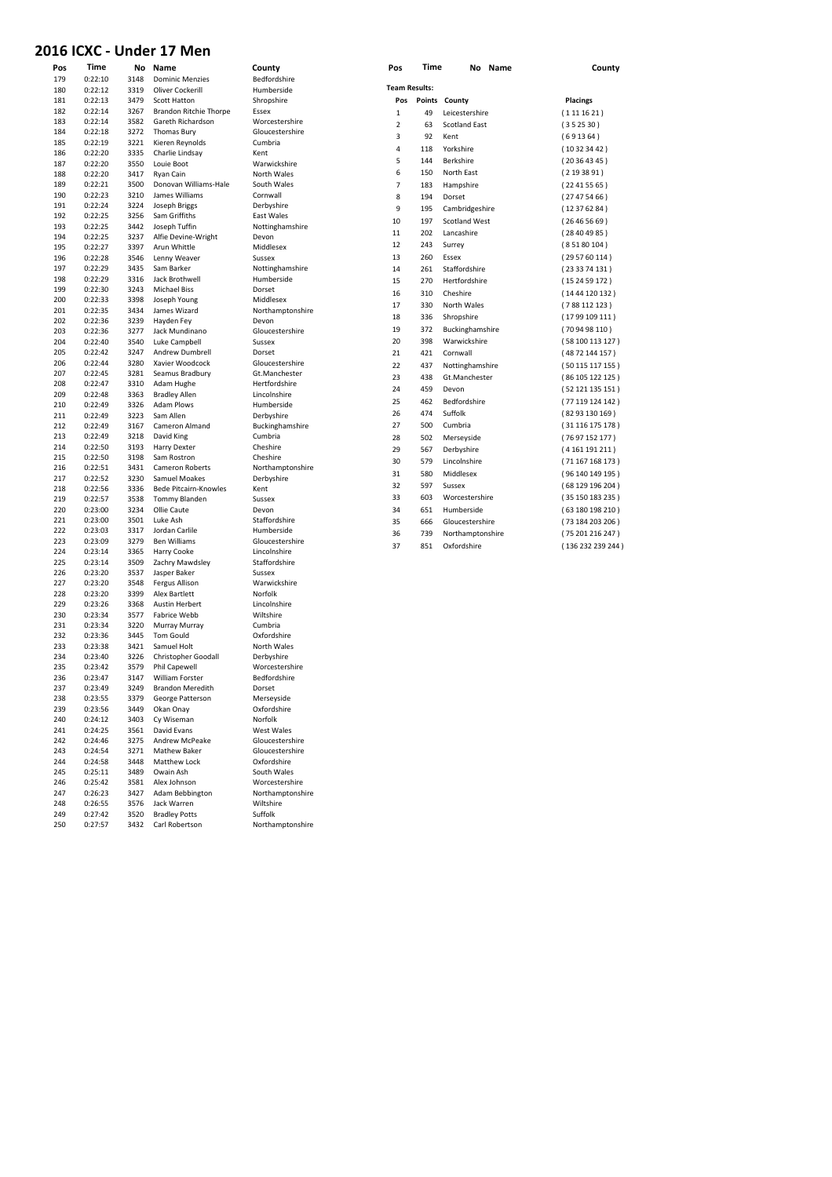# 2016 ICXC - Under 17 Men

| Pos | Time | No | Name | County |
|---|---|---|---|---|
| 179 | 0:22:10 | 3148 | Dominic Menzies | Bedfordshire |
| 180 | 0:22:12 | 3319 | Oliver Cockerill | Humberside |
| 181 | 0:22:13 | 3479 | Scott Hatton | Shropshire |
| 182 | 0:22:14 | 3267 | Brandon Ritchie Thorpe | Essex |
| 183 | 0:22:14 | 3582 | Gareth Richardson | Worcestershire |
| 184 | 0:22:18 | 3272 | Thomas Bury | Gloucestershire |
| 185 | 0:22:19 | 3221 | Kieren Reynolds | Cumbria |
| 186 | 0:22:20 | 3335 | Charlie Lindsay | Kent |
| 187 | 0:22:20 | 3550 | Louie Boot | Warwickshire |
| 188 | 0:22:20 | 3417 | Ryan Cain | North Wales |
| 189 | 0:22:21 | 3500 | Donovan Williams-Hale | South Wales |
| 190 | 0:22:23 | 3210 | James Williams | Cornwall |
| 191 | 0:22:24 | 3224 | Joseph Briggs | Derbyshire |
| 192 | 0:22:25 | 3256 | Sam Griffiths | East Wales |
| 193 | 0:22:25 | 3442 | Joseph Tuffin | Nottinghamshire |
| 194 | 0:22:25 | 3237 | Alfie Devine-Wright | Devon |
| 195 | 0:22:27 | 3397 | Arun Whittle | Middlesex |
| 196 | 0:22:28 | 3546 | Lenny Weaver | Sussex |
| 197 | 0:22:29 | 3435 | Sam Barker | Nottinghamshire |
| 198 | 0:22:29 | 3316 | Jack Brothwell | Humberside |
| 199 | 0:22:30 | 3243 | Michael Biss | Dorset |
| 200 | 0:22:33 | 3398 | Joseph Young | Middlesex |
| 201 | 0:22:35 | 3434 | James Wizard | Northamptonshire |
| 202 | 0:22:36 | 3239 | Hayden Fey | Devon |
| 203 | 0:22:36 | 3277 | Jack Mundinano | Gloucestershire |
| 204 | 0:22:40 | 3540 | Luke Campbell | Sussex |
| 205 | 0:22:42 | 3247 | Andrew Dumbrell | Dorset |
| 206 | 0:22:44 | 3280 | Xavier Woodcock | Gloucestershire |
| 207 | 0:22:45 | 3281 | Seamus Bradbury | Gt.Manchester |
| 208 | 0:22:47 | 3310 | Adam Hughe | Hertfordshire |
| 209 | 0:22:48 | 3363 | Bradley Allen | Lincolnshire |
| 210 | 0:22:49 | 3326 | Adam Plows | Humberside |
| 211 | 0:22:49 | 3223 | Sam Allen | Derbyshire |
| 212 | 0:22:49 | 3167 | Cameron Almand | Buckinghamshire |
| 213 | 0:22:49 | 3218 | David King | Cumbria |
| 214 | 0:22:50 | 3193 | Harry Dexter | Cheshire |
| 215 | 0:22:50 | 3198 | Sam Rostron | Cheshire |
| 216 | 0:22:51 | 3431 | Cameron Roberts | Northamptonshire |
| 217 | 0:22:52 | 3230 | Samuel Moakes | Derbyshire |
| 218 | 0:22:56 | 3336 | Bede Pitcairn-Knowles | Kent |
| 219 | 0:22:57 | 3538 | Tommy Blanden | Sussex |
| 220 | 0:23:00 | 3234 | Ollie Caute | Devon |
| 221 | 0:23:00 | 3501 | Luke Ash | Staffordshire |
| 222 | 0:23:03 | 3317 | Jordan Carlile | Humberside |
| 223 | 0:23:09 | 3279 | Ben Williams | Gloucestershire |
| 224 | 0:23:14 | 3365 | Harry Cooke | Lincolnshire |
| 225 | 0:23:14 | 3509 | Zachry Mawdsley | Staffordshire |
| 226 | 0:23:20 | 3537 | Jasper Baker | Sussex |
| 227 | 0:23:20 | 3548 | Fergus Allison | Warwickshire |
| 228 | 0:23:20 | 3399 | Alex Bartlett | Norfolk |
| 229 | 0:23:26 | 3368 | Austin Herbert | Lincolnshire |
| 230 | 0:23:34 | 3577 | Fabrice Webb | Wiltshire |
| 231 | 0:23:34 | 3220 | Murray Murray | Cumbria |
| 232 | 0:23:36 | 3445 | Tom Gould | Oxfordshire |
| 233 | 0:23:38 | 3421 | Samuel Holt | North Wales |
| 234 | 0:23:40 | 3226 | Christopher Goodall | Derbyshire |
| 235 | 0:23:42 | 3579 | Phil Capewell | Worcestershire |
| 236 | 0:23:47 | 3147 | William Forster | Bedfordshire |
| 237 | 0:23:49 | 3249 | Brandon Meredith | Dorset |
| 238 | 0:23:55 | 3379 | George Patterson | Merseyside |
| 239 | 0:23:56 | 3449 | Okan Onay | Oxfordshire |
| 240 | 0:24:12 | 3403 | Cy Wiseman | Norfolk |
| 241 | 0:24:25 | 3561 | David Evans | West Wales |
| 242 | 0:24:46 | 3275 | Andrew McPeake | Gloucestershire |
| 243 | 0:24:54 | 3271 | Mathew Baker | Gloucestershire |
| 244 | 0:24:58 | 3448 | Matthew Lock | Oxfordshire |
| 245 | 0:25:11 | 3489 | Owain Ash | South Wales |
| 246 | 0:25:42 | 3581 | Alex Johnson | Worcestershire |
| 247 | 0:26:23 | 3427 | Adam Bebbington | Northamptonshire |
| 248 | 0:26:55 | 3576 | Jack Warren | Wiltshire |
| 249 | 0:27:42 | 3520 | Bradley Potts | Suffolk |
| 250 | 0:27:57 | 3432 | Carl Robertson | Northamptonshire |

**Team Results:**

| Pos | Points | County | Placings |
|---|---|---|---|
| 1 | 49 | Leicestershire | ( 1 11 16 21 ) |
| 2 | 63 | Scotland East | ( 3 5 25 30 ) |
| 3 | 92 | Kent | ( 6 9 13 64 ) |
| 4 | 118 | Yorkshire | ( 10 32 34 42 ) |
| 5 | 144 | Berkshire | ( 20 36 43 45 ) |
| 6 | 150 | North East | ( 2 19 38 91 ) |
| 7 | 183 | Hampshire | ( 22 41 55 65 ) |
| 8 | 194 | Dorset | ( 27 47 54 66 ) |
| 9 | 195 | Cambridgeshire | ( 12 37 62 84 ) |
| 10 | 197 | Scotland West | ( 26 46 56 69 ) |
| 11 | 202 | Lancashire | ( 28 40 49 85 ) |
| 12 | 243 | Surrey | ( 8 51 80 104 ) |
| 13 | 260 | Essex | ( 29 57 60 114 ) |
| 14 | 261 | Staffordshire | ( 23 33 74 131 ) |
| 15 | 270 | Hertfordshire | ( 15 24 59 172 ) |
| 16 | 310 | Cheshire | ( 14 44 120 132 ) |
| 17 | 330 | North Wales | ( 7 88 112 123 ) |
| 18 | 336 | Shropshire | ( 17 99 109 111 ) |
| 19 | 372 | Buckinghamshire | ( 70 94 98 110 ) |
| 20 | 398 | Warwickshire | ( 58 100 113 127 ) |
| 21 | 421 | Cornwall | ( 48 72 144 157 ) |
| 22 | 437 | Nottinghamshire | ( 50 115 117 155 ) |
| 23 | 438 | Gt.Manchester | ( 86 105 122 125 ) |
| 24 | 459 | Devon | ( 52 121 135 151 ) |
| 25 | 462 | Bedfordshire | ( 77 119 124 142 ) |
| 26 | 474 | Suffolk | ( 82 93 130 169 ) |
| 27 | 500 | Cumbria | ( 31 116 175 178 ) |
| 28 | 502 | Merseyside | ( 76 97 152 177 ) |
| 29 | 567 | Derbyshire | ( 4 161 191 211 ) |
| 30 | 579 | Lincolnshire | ( 71 167 168 173 ) |
| 31 | 580 | Middlesex | ( 96 140 149 195 ) |
| 32 | 597 | Sussex | ( 68 129 196 204 ) |
| 33 | 603 | Worcestershire | ( 35 150 183 235 ) |
| 34 | 651 | Humberside | ( 63 180 198 210 ) |
| 35 | 666 | Gloucestershire | ( 73 184 203 206 ) |
| 36 | 739 | Northamptonshire | ( 75 201 216 247 ) |
| 37 | 851 | Oxfordshire | ( 136 232 239 244 ) |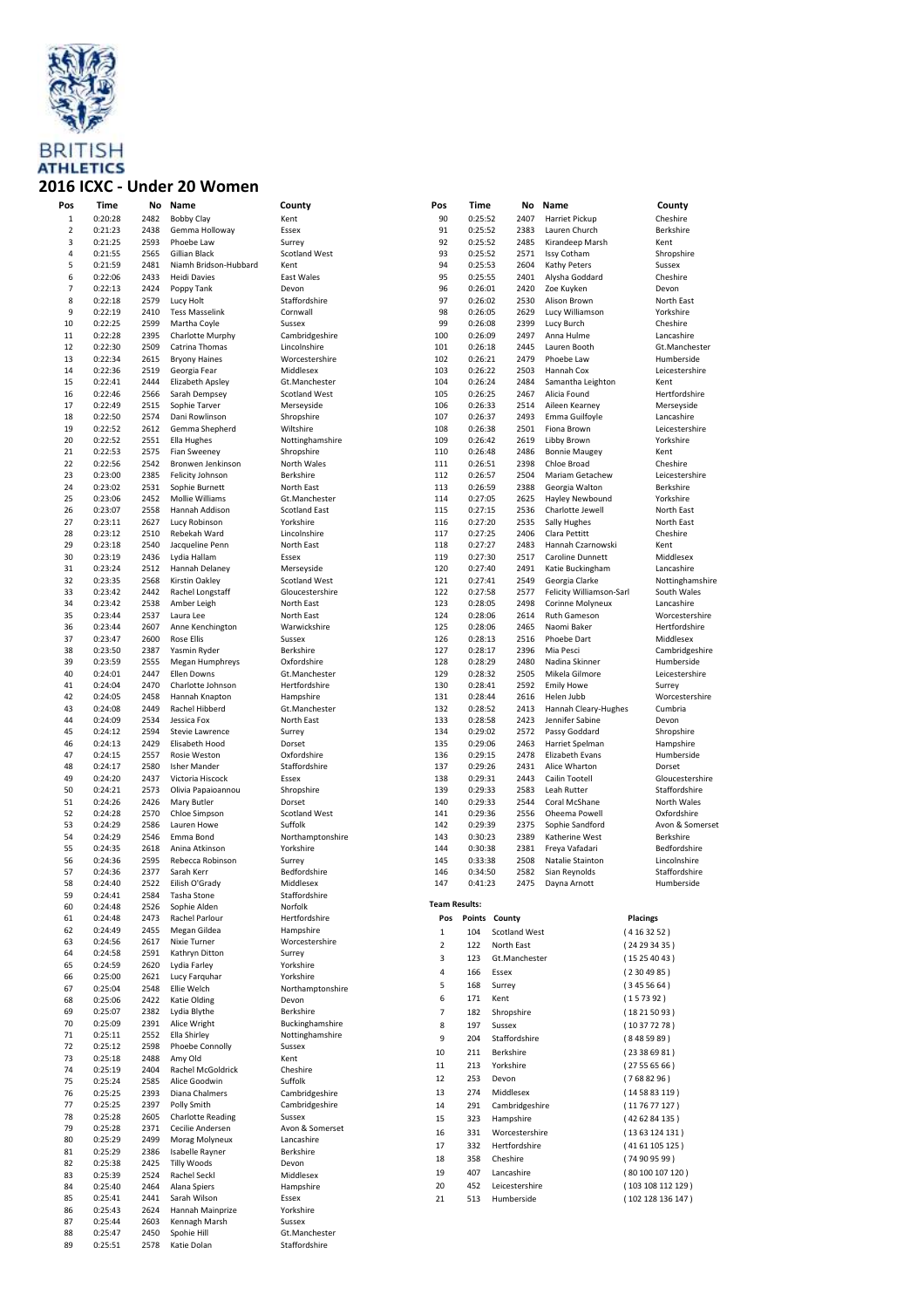BRITISH ATHLETICS

# 2016 ICXC - Under 20 Women

| Pos | Time | No | Name | County |
|---|---|---|---|---|
| 1 | 0:20:28 | 2482 | Bobby Clay | Kent |
| 2 | 0:21:23 | 2438 | Gemma Holloway | Essex |
| 3 | 0:21:25 | 2593 | Phoebe Law | Surrey |
| 4 | 0:21:55 | 2565 | Gillian Black | Scotland West |
| 5 | 0:21:59 | 2481 | Niamh Bridson-Hubbard | Kent |
| 6 | 0:22:06 | 2433 | Heidi Davies | East Wales |
| 7 | 0:22:13 | 2424 | Poppy Tank | Devon |
| 8 | 0:22:18 | 2579 | Lucy Holt | Staffordshire |
| 9 | 0:22:19 | 2410 | Tess Masselink | Cornwall |
| 10 | 0:22:25 | 2599 | Martha Coyle | Sussex |
| 11 | 0:22:28 | 2395 | Charlotte Murphy | Cambridgeshire |
| 12 | 0:22:30 | 2509 | Catrina Thomas | Lincolnshire |
| 13 | 0:22:34 | 2615 | Bryony Haines | Worcestershire |
| 14 | 0:22:36 | 2519 | Georgia Fear | Middlesex |
| 15 | 0:22:41 | 2444 | Elizabeth Apsley | Gt.Manchester |
| 16 | 0:22:46 | 2566 | Sarah Dempsey | Scotland West |
| 17 | 0:22:49 | 2515 | Sophie Tarver | Merseyside |
| 18 | 0:22:50 | 2574 | Dani Rowlinson | Shropshire |
| 19 | 0:22:52 | 2612 | Gemma Shepherd | Wiltshire |
| 20 | 0:22:52 | 2551 | Ella Hughes | Nottinghamshire |
| 21 | 0:22:53 | 2575 | Fian Sweeney | Shropshire |
| 22 | 0:22:56 | 2542 | Bronwen Jenkinson | North Wales |
| 23 | 0:23:00 | 2385 | Felicity Johnson | Berkshire |
| 24 | 0:23:02 | 2531 | Sophie Burnett | North East |
| 25 | 0:23:06 | 2452 | Mollie Williams | Gt.Manchester |
| 26 | 0:23:07 | 2558 | Hannah Addison | Scotland East |
| 27 | 0:23:11 | 2627 | Lucy Robinson | Yorkshire |
| 28 | 0:23:12 | 2510 | Rebekah Ward | Lincolnshire |
| 29 | 0:23:18 | 2540 | Jacqueline Penn | North East |
| 30 | 0:23:19 | 2436 | Lydia Hallam | Essex |
| 31 | 0:23:24 | 2512 | Hannah Delaney | Merseyside |
| 32 | 0:23:35 | 2568 | Kirstin Oakley | Scotland West |
| 33 | 0:23:42 | 2442 | Rachel Longstaff | Gloucestershire |
| 34 | 0:23:42 | 2538 | Amber Leigh | North East |
| 35 | 0:23:44 | 2537 | Laura Lee | North East |
| 36 | 0:23:44 | 2607 | Anne Kenchington | Warwickshire |
| 37 | 0:23:47 | 2600 | Rose Ellis | Sussex |
| 38 | 0:23:50 | 2387 | Yasmin Ryder | Berkshire |
| 39 | 0:23:59 | 2555 | Megan Humphreys | Oxfordshire |
| 40 | 0:24:01 | 2447 | Ellen Downs | Gt.Manchester |
| 41 | 0:24:04 | 2470 | Charlotte Johnson | Hertfordshire |
| 42 | 0:24:05 | 2458 | Hannah Knapton | Hampshire |
| 43 | 0:24:08 | 2449 | Rachel Hibberd | Gt.Manchester |
| 44 | 0:24:09 | 2534 | Jessica Fox | North East |
| 45 | 0:24:12 | 2594 | Stevie Lawrence | Surrey |
| 46 | 0:24:13 | 2429 | Elisabeth Hood | Dorset |
| 47 | 0:24:15 | 2557 | Rosie Weston | Oxfordshire |
| 48 | 0:24:17 | 2580 | Isher Mander | Staffordshire |
| 49 | 0:24:20 | 2437 | Victoria Hiscock | Essex |
| 50 | 0:24:21 | 2573 | Olivia Papaioannou | Shropshire |
| 51 | 0:24:26 | 2426 | Mary Butler | Dorset |
| 52 | 0:24:28 | 2570 | Chloe Simpson | Scotland West |
| 53 | 0:24:29 | 2586 | Lauren Howe | Suffolk |
| 54 | 0:24:29 | 2546 | Emma Bond | Northamptonshire |
| 55 | 0:24:35 | 2618 | Anina Atkinson | Yorkshire |
| 56 | 0:24:36 | 2595 | Rebecca Robinson | Surrey |
| 57 | 0:24:36 | 2377 | Sarah Kerr | Bedfordshire |
| 58 | 0:24:40 | 2522 | Eilish O'Grady | Middlesex |
| 59 | 0:24:41 | 2584 | Tasha Stone | Staffordshire |
| 60 | 0:24:48 | 2526 | Sophie Alden | Norfolk |
| 61 | 0:24:48 | 2473 | Rachel Parlour | Hertfordshire |
| 62 | 0:24:49 | 2455 | Megan Gildea | Hampshire |
| 63 | 0:24:56 | 2617 | Nixie Turner | Worcestershire |
| 64 | 0:24:58 | 2591 | Kathryn Ditton | Surrey |
| 65 | 0:24:59 | 2620 | Lydia Farley | Yorkshire |
| 66 | 0:25:00 | 2621 | Lucy Farquhar | Yorkshire |
| 67 | 0:25:04 | 2548 | Ellie Welch | Northamptonshire |
| 68 | 0:25:06 | 2422 | Katie Olding | Devon |
| 69 | 0:25:07 | 2382 | Lydia Blythe | Berkshire |
| 70 | 0:25:09 | 2391 | Alice Wright | Buckinghamshire |
| 71 | 0:25:11 | 2552 | Ella Shirley | Nottinghamshire |
| 72 | 0:25:12 | 2598 | Phoebe Connolly | Sussex |
| 73 | 0:25:18 | 2488 | Amy Old | Kent |
| 74 | 0:25:19 | 2404 | Rachel McGoldrick | Cheshire |
| 75 | 0:25:24 | 2585 | Alice Goodwin | Suffolk |
| 76 | 0:25:25 | 2393 | Diana Chalmers | Cambridgeshire |
| 77 | 0:25:25 | 2397 | Polly Smith | Cambridgeshire |
| 78 | 0:25:28 | 2605 | Charlotte Reading | Sussex |
| 79 | 0:25:28 | 2371 | Cecilie Andersen | Avon & Somerset |
| 80 | 0:25:29 | 2499 | Morag Molyneux | Lancashire |
| 81 | 0:25:29 | 2386 | Isabelle Rayner | Berkshire |
| 82 | 0:25:38 | 2425 | Tilly Woods | Devon |
| 83 | 0:25:39 | 2524 | Rachel Seckl | Middlesex |
| 84 | 0:25:40 | 2464 | Alana Spiers | Hampshire |
| 85 | 0:25:41 | 2441 | Sarah Wilson | Essex |
| 86 | 0:25:43 | 2624 | Hannah Mainprize | Yorkshire |
| 87 | 0:25:44 | 2603 | Kennagh Marsh | Sussex |
| 88 | 0:25:47 | 2450 | Spohie Hill | Gt.Manchester |
| 89 | 0:25:51 | 2578 | Katie Dolan | Staffordshire |
| 90 | 0:25:52 | 2407 | Harriet Pickup | Cheshire |
| 91 | 0:25:52 | 2383 | Lauren Church | Berkshire |
| 92 | 0:25:52 | 2485 | Kirandeep Marsh | Kent |
| 93 | 0:25:52 | 2571 | Issy Cotham | Shropshire |
| 94 | 0:25:53 | 2604 | Kathy Peters | Sussex |
| 95 | 0:25:55 | 2401 | Alysha Goddard | Cheshire |
| 96 | 0:26:01 | 2420 | Zoe Kuyken | Devon |
| 97 | 0:26:02 | 2530 | Alison Brown | North East |
| 98 | 0:26:05 | 2629 | Lucy Williamson | Yorkshire |
| 99 | 0:26:08 | 2399 | Lucy Burch | Cheshire |
| 100 | 0:26:09 | 2497 | Anna Hulme | Lancashire |
| 101 | 0:26:18 | 2445 | Lauren Booth | Gt.Manchester |
| 102 | 0:26:21 | 2479 | Phoebe Law | Humberside |
| 103 | 0:26:22 | 2503 | Hannah Cox | Leicestershire |
| 104 | 0:26:24 | 2484 | Samantha Leighton | Kent |
| 105 | 0:26:25 | 2467 | Alicia Found | Hertfordshire |
| 106 | 0:26:33 | 2514 | Aileen Kearney | Merseyside |
| 107 | 0:26:37 | 2493 | Emma Guilfoyle | Lancashire |
| 108 | 0:26:38 | 2501 | Fiona Brown | Leicestershire |
| 109 | 0:26:42 | 2619 | Libby Brown | Yorkshire |
| 110 | 0:26:48 | 2486 | Bonnie Maugey | Kent |
| 111 | 0:26:51 | 2398 | Chloe Broad | Cheshire |
| 112 | 0:26:57 | 2504 | Mariam Getachew | Leicestershire |
| 113 | 0:26:59 | 2388 | Georgia Walton | Berkshire |
| 114 | 0:27:05 | 2625 | Hayley Newbound | Yorkshire |
| 115 | 0:27:15 | 2536 | Charlotte Jewell | North East |
| 116 | 0:27:20 | 2535 | Sally Hughes | North East |
| 117 | 0:27:25 | 2406 | Clara Pettitt | Cheshire |
| 118 | 0:27:27 | 2483 | Hannah Czarnowski | Kent |
| 119 | 0:27:30 | 2517 | Caroline Dunnett | Middlesex |
| 120 | 0:27:40 | 2491 | Katie Buckingham | Lancashire |
| 121 | 0:27:41 | 2549 | Georgia Clarke | Nottinghamshire |
| 122 | 0:27:58 | 2577 | Felicity Williamson-Sarl | South Wales |
| 123 | 0:28:05 | 2498 | Corinne Molyneux | Lancashire |
| 124 | 0:28:06 | 2614 | Ruth Gameson | Worcestershire |
| 125 | 0:28:06 | 2465 | Naomi Baker | Hertfordshire |
| 126 | 0:28:13 | 2516 | Phoebe Dart | Middlesex |
| 127 | 0:28:17 | 2396 | Mia Pesci | Cambridgeshire |
| 128 | 0:28:29 | 2480 | Nadina Skinner | Humberside |
| 129 | 0:28:32 | 2505 | Mikela Gilmore | Leicestershire |
| 130 | 0:28:41 | 2592 | Emily Howe | Surrey |
| 131 | 0:28:44 | 2616 | Helen Jubb | Worcestershire |
| 132 | 0:28:52 | 2413 | Hannah Cleary-Hughes | Cumbria |
| 133 | 0:28:58 | 2423 | Jennifer Sabine | Devon |
| 134 | 0:29:02 | 2572 | Passy Goddard | Shropshire |
| 135 | 0:29:06 | 2463 | Harriet Spelman | Hampshire |
| 136 | 0:29:15 | 2478 | Elizabeth Evans | Humberside |
| 137 | 0:29:26 | 2431 | Alice Wharton | Dorset |
| 138 | 0:29:31 | 2443 | Cailin Tootell | Gloucestershire |
| 139 | 0:29:33 | 2583 | Leah Rutter | Staffordshire |
| 140 | 0:29:33 | 2544 | Coral McShane | North Wales |
| 141 | 0:29:36 | 2556 | Oheema Powell | Oxfordshire |
| 142 | 0:29:39 | 2375 | Sophie Sandford | Avon & Somerset |
| 143 | 0:30:23 | 2389 | Katherine West | Berkshire |
| 144 | 0:30:38 | 2381 | Freya Vafadari | Bedfordshire |
| 145 | 0:33:38 | 2508 | Natalie Stainton | Lincolnshire |
| 146 | 0:34:50 | 2582 | Sian Reynolds | Staffordshire |
| 147 | 0:41:23 | 2475 | Dayna Arnott | Humberside |

**Team Results:**

| Pos | Points | County | Placings |
|---|---|---|---|
| 1 | 104 | Scotland West | ( 4 16 32 52 ) |
| 2 | 122 | North East | ( 24 29 34 35 ) |
| 3 | 123 | Gt.Manchester | ( 15 25 40 43 ) |
| 4 | 166 | Essex | ( 2 30 49 85 ) |
| 5 | 168 | Surrey | ( 3 45 56 64 ) |
| 6 | 171 | Kent | ( 1 5 73 92 ) |
| 7 | 182 | Shropshire | ( 18 21 50 93 ) |
| 8 | 197 | Sussex | ( 10 37 72 78 ) |
| 9 | 204 | Staffordshire | ( 8 48 59 89 ) |
| 10 | 211 | Berkshire | ( 23 38 69 81 ) |
| 11 | 213 | Yorkshire | ( 27 55 65 66 ) |
| 12 | 253 | Devon | ( 7 68 82 96 ) |
| 13 | 274 | Middlesex | ( 14 58 83 119 ) |
| 14 | 291 | Cambridgeshire | ( 11 76 77 127 ) |
| 15 | 323 | Hampshire | ( 42 62 84 135 ) |
| 16 | 331 | Worcestershire | ( 13 63 124 131 ) |
| 17 | 332 | Hertfordshire | ( 41 61 105 125 ) |
| 18 | 358 | Cheshire | ( 74 90 95 99 ) |
| 19 | 407 | Lancashire | ( 80 100 107 120 ) |
| 20 | 452 | Leicestershire | ( 103 108 112 129 ) |
| 21 | 513 | Humberside | ( 102 128 136 147 ) |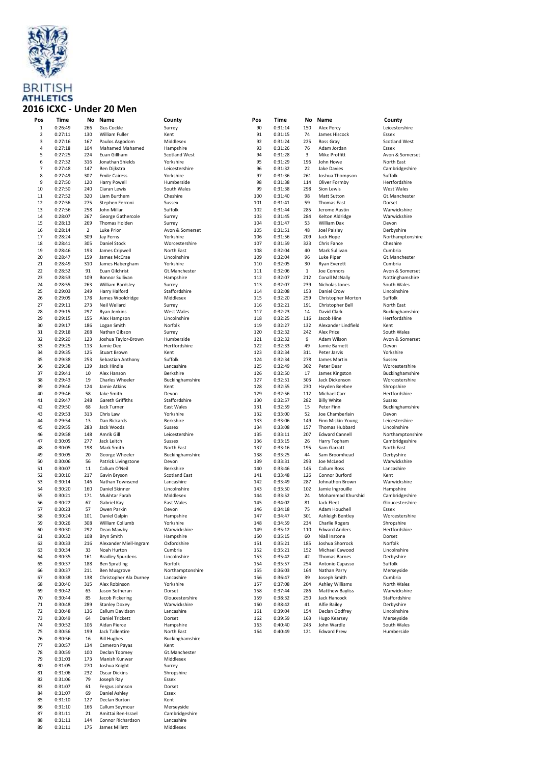BRITISH ATHLETICS

# 2016 ICXC - Under 20 Men

| Pos | Time | No | Name | County |
|---|---|---|---|---|
| 1 | 0:26:49 | 266 | Gus Cockle | Surrey |
| 2 | 0:27:11 | 130 | William Fuller | Kent |
| 3 | 0:27:16 | 167 | Paulos Asgodom | Middlesex |
| 4 | 0:27:18 | 104 | Mahamed Mahamed | Hampshire |
| 5 | 0:27:25 | 224 | Euan Gillham | Scotland West |
| 6 | 0:27:32 | 316 | Jonathan Shields | Yorkshire |
| 7 | 0:27:48 | 147 | Ben Dijkstra | Leicestershire |
| 8 | 0:27:49 | 307 | Emile Cairess | Yorkshire |
| 9 | 0:27:50 | 120 | Harry Powell | Humberside |
| 10 | 0:27:50 | 240 | Ciaran Lewis | South Wales |
| 11 | 0:27:52 | 320 | Liam Burthem | Cheshire |
| 12 | 0:27:56 | 275 | Stephen Ferroni | Sussex |
| 13 | 0:27:56 | 258 | John Millar | Suffolk |
| 14 | 0:28:07 | 267 | George Gathercole | Surrey |
| 15 | 0:28:13 | 269 | Thomas Holden | Surrey |
| 16 | 0:28:14 | 2 | Luke Prior | Avon & Somerset |
| 17 | 0:28:24 | 309 | Jay Ferns | Yorkshire |
| 18 | 0:28:41 | 305 | Daniel Stock | Worcestershire |
| 19 | 0:28:46 | 193 | James Cripwell | North East |
| 20 | 0:28:47 | 159 | James McCrae | Lincolnshire |
| 21 | 0:28:49 | 310 | James Habergham | Yorkshire |
| 22 | 0:28:52 | 91 | Euan Gilchrist | Gt.Manchester |
| 23 | 0:28:53 | 109 | Bonnor Sullivan | Hampshire |
| 24 | 0:28:55 | 263 | William Bardsley | Surrey |
| 25 | 0:29:03 | 249 | Harry Halford | Staffordshire |
| 26 | 0:29:05 | 178 | James Wooldridge | Middlesex |
| 27 | 0:29:11 | 273 | Neil Wellard | Surrey |
| 28 | 0:29:15 | 297 | Ryan Jenkins | West Wales |
| 29 | 0:29:15 | 155 | Alex Hampson | Lincolnshire |
| 30 | 0:29:17 | 186 | Logan Smith | Norfolk |
| 31 | 0:29:18 | 268 | Nathan Gibson | Surrey |
| 32 | 0:29:20 | 123 | Joshua Taylor-Brown | Humberside |
| 33 | 0:29:25 | 113 | Jamie Dee | Hertfordshire |
| 34 | 0:29:35 | 125 | Stuart Brown | Kent |
| 35 | 0:29:38 | 253 | Sebastian Anthony | Suffolk |
| 36 | 0:29:38 | 139 | Jack Hindle | Lancashire |
| 37 | 0:29:41 | 10 | Alex Hanson | Berkshire |
| 38 | 0:29:43 | 19 | Charles Wheeler | Buckinghamshire |
| 39 | 0:29:46 | 124 | Jamie Atkins | Kent |
| 40 | 0:29:46 | 58 | Jake Smith | Devon |
| 41 | 0:29:47 | 248 | Gareth Griffiths | Staffordshire |
| 42 | 0:29:50 | 68 | Jack Turner | East Wales |
| 43 | 0:29:53 | 313 | Chris Law | Yorkshire |
| 44 | 0:29:54 | 13 | Dan Rickards | Berkshire |
| 45 | 0:29:55 | 283 | Jack Woods | Sussex |
| 46 | 0:29:58 | 148 | Amrik Gill | Leicestershire |
| 47 | 0:30:05 | 277 | Jack Leitch | Sussex |
| 48 | 0:30:05 | 198 | Mark Smith | North East |
| 49 | 0:30:05 | 20 | George Wheeler | Buckinghamshire |
| 50 | 0:30:06 | 56 | Patrick Livingstone | Devon |
| 51 | 0:30:07 | 11 | Callum O'Neil | Berkshire |
| 52 | 0:30:10 | 217 | Gavin Bryson | Scotland East |
| 53 | 0:30:14 | 146 | Nathan Townsend | Lancashire |
| 54 | 0:30:20 | 160 | Daniel Skinner | Lincolnshire |
| 55 | 0:30:21 | 171 | Mukhtar Farah | Middlesex |
| 56 | 0:30:22 | 67 | Gabriel Kay | East Wales |
| 57 | 0:30:23 | 57 | Owen Parkin | Devon |
| 58 | 0:30:24 | 101 | Daniel Galpin | Hampshire |
| 59 | 0:30:26 | 308 | William Collumb | Yorkshire |
| 60 | 0:30:30 | 292 | Dean Mawby | Warwickshire |
| 61 | 0:30:32 | 108 | Bryn Smith | Hampshire |
| 62 | 0:30:33 | 216 | Alexander Miell-Ingram | Oxfordshire |
| 63 | 0:30:34 | 33 | Noah Hurton | Cumbria |
| 64 | 0:30:35 | 161 | Bradley Spurdens | Lincolnshire |
| 65 | 0:30:37 | 188 | Ben Spratling | Norfolk |
| 66 | 0:30:37 | 211 | Ben Musgrove | Northamptonshire |
| 67 | 0:30:38 | 138 | Christopher Ala Durney | Lancashire |
| 68 | 0:30:40 | 315 | Alex Robinson | Yorkshire |
| 69 | 0:30:42 | 63 | Jason Sotheran | Dorset |
| 70 | 0:30:44 | 85 | Jacob Pickering | Gloucestershire |
| 71 | 0:30:48 | 289 | Stanley Doxey | Warwickshire |
| 72 | 0:30:48 | 136 | Callum Davidson | Lancashire |
| 73 | 0:30:49 | 64 | Daniel Trickett | Dorset |
| 74 | 0:30:52 | 106 | Aidan Pierce | Hampshire |
| 75 | 0:30:56 | 199 | Jack Tallentire | North East |
| 76 | 0:30:56 | 16 | Bill Hughes | Buckinghamshire |
| 77 | 0:30:57 | 134 | Cameron Payas | Kent |
| 78 | 0:30:59 | 100 | Declan Toomey | Gt.Manchester |
| 79 | 0:31:03 | 173 | Manish Kunwar | Middlesex |
| 80 | 0:31:05 | 270 | Joshua Knight | Surrey |
| 81 | 0:31:06 | 232 | Oscar Dickins | Shropshire |
| 82 | 0:31:06 | 79 | Joseph Ray | Essex |
| 83 | 0:31:07 | 61 | Fergus Johnson | Dorset |
| 84 | 0:31:07 | 69 | Daniel Ashley | Essex |
| 85 | 0:31:10 | 127 | Declan Burton | Kent |
| 86 | 0:31:10 | 166 | Callum Seymour | Merseyside |
| 87 | 0:31:11 | 21 | Amittai Ben-Israel | Cambridgeshire |
| 88 | 0:31:11 | 144 | Connor Richardson | Lancashire |
| 89 | 0:31:11 | 175 | James Millett | Middlesex |
| 90 | 0:31:14 | 150 | Alex Percy | Leicestershire |
| 91 | 0:31:15 | 74 | James Hiscock | Essex |
| 92 | 0:31:24 | 225 | Ross Gray | Scotland West |
| 93 | 0:31:26 | 76 | Adam Jordan | Essex |
| 94 | 0:31:28 | 3 | Mike Proffitt | Avon & Somerset |
| 95 | 0:31:29 | 196 | John Howe | North East |
| 96 | 0:31:32 | 22 | Jake Davies | Cambridgeshire |
| 97 | 0:31:36 | 261 | Joshua Thompson | Suffolk |
| 98 | 0:31:38 | 114 | Oliver Formby | Hertfordshire |
| 99 | 0:31:38 | 298 | Sion Lewis | West Wales |
| 100 | 0:31:40 | 98 | Matt Sutton | Gt.Manchester |
| 101 | 0:31:41 | 59 | Thomas East | Dorset |
| 102 | 0:31:44 | 285 | Jerome Austin | Warwickshire |
| 103 | 0:31:45 | 284 | Kelton Aldridge | Warwickshire |
| 104 | 0:31:47 | 53 | William Dax | Devon |
| 105 | 0:31:51 | 48 | Joel Paisley | Derbyshire |
| 106 | 0:31:56 | 209 | Jack Hope | Northamptonshire |
| 107 | 0:31:59 | 323 | Chris Fance | Cheshire |
| 108 | 0:32:04 | 40 | Mark Sullivan | Cumbria |
| 109 | 0:32:04 | 96 | Luke Piper | Gt.Manchester |
| 110 | 0:32:05 | 30 | Ryan Everett | Cumbria |
| 111 | 0:32:06 | 1 | Joe Connors | Avon & Somerset |
| 112 | 0:32:07 | 212 | Conall McNally | Nottinghamshire |
| 113 | 0:32:07 | 239 | Nicholas Jones | South Wales |
| 114 | 0:32:08 | 153 | Daniel Crow | Lincolnshire |
| 115 | 0:32:20 | 259 | Christopher Morton | Suffolk |
| 116 | 0:32:21 | 191 | Christopher Bell | North East |
| 117 | 0:32:23 | 14 | David Clark | Buckinghamshire |
| 118 | 0:32:25 | 116 | Jacob Hine | Hertfordshire |
| 119 | 0:32:27 | 132 | Alexander Lindfield | Kent |
| 120 | 0:32:32 | 242 | Alex Price | South Wales |
| 121 | 0:32:32 | 9 | Adam Wilson | Avon & Somerset |
| 122 | 0:32:33 | 49 | Jamie Barnett | Devon |
| 123 | 0:32:34 | 311 | Peter Jarvis | Yorkshire |
| 124 | 0:32:34 | 278 | James Martin | Sussex |
| 125 | 0:32:49 | 302 | Peter Dear | Worcestershire |
| 126 | 0:32:50 | 17 | James Kingston | Buckinghamshire |
| 127 | 0:32:51 | 303 | Jack Dickenson | Worcestershire |
| 128 | 0:32:55 | 230 | Hayden Beebee | Shropshire |
| 129 | 0:32:56 | 112 | Michael Carr | Hertfordshire |
| 130 | 0:32:57 | 282 | Billy White | Sussex |
| 131 | 0:32:59 | 15 | Peter Finn | Buckinghamshire |
| 132 | 0:33:00 | 52 | Joe Chamberlain | Devon |
| 133 | 0:33:06 | 149 | Finn Miskin-Young | Leicestershire |
| 134 | 0:33:08 | 157 | Thomas Hubbard | Lincolnshire |
| 135 | 0:33:11 | 207 | Edward Cannell | Northamptonshire |
| 136 | 0:33:15 | 26 | Harry Topham | Cambridgeshire |
| 137 | 0:33:16 | 195 | Sam Garratt | North East |
| 138 | 0:33:25 | 44 | Sam Broomhead | Derbyshire |
| 139 | 0:33:31 | 293 | Joe McLeod | Warwickshire |
| 140 | 0:33:46 | 145 | Callum Ross | Lancashire |
| 141 | 0:33:48 | 126 | Connor Burford | Kent |
| 142 | 0:33:49 | 287 | Johnathon Brown | Warwickshire |
| 143 | 0:33:50 | 102 | Jamie Ingrouille | Hampshire |
| 144 | 0:33:52 | 24 | Mohammad Khurshid | Cambridgeshire |
| 145 | 0:34:02 | 81 | Jack Fleet | Gloucestershire |
| 146 | 0:34:18 | 75 | Adam Houchell | Essex |
| 147 | 0:34:47 | 301 | Ashleigh Bentley | Worcestershire |
| 148 | 0:34:59 | 234 | Charlie Rogers | Shropshire |
| 149 | 0:35:12 | 110 | Edward Anders | Hertfordshire |
| 150 | 0:35:15 | 60 | Niall Instone | Dorset |
| 151 | 0:35:21 | 185 | Joshua Shorrock | Norfolk |
| 152 | 0:35:21 | 152 | Michael Cawood | Lincolnshire |
| 153 | 0:35:42 | 42 | Thomas Barnes | Derbyshire |
| 154 | 0:35:57 | 254 | Antonio Capasso | Suffolk |
| 155 | 0:36:03 | 164 | Nathan Parry | Merseyside |
| 156 | 0:36:47 | 39 | Joseph Smith | Cumbria |
| 157 | 0:37:08 | 204 | Ashley Williams | North Wales |
| 158 | 0:37:44 | 286 | Matthew Bayliss | Warwickshire |
| 159 | 0:38:32 | 250 | Jack Hancock | Staffordshire |
| 160 | 0:38:42 | 41 | Alfie Bailey | Derbyshire |
| 161 | 0:39:04 | 154 | Declan Godfrey | Lincolnshire |
| 162 | 0:39:59 | 163 | Hugo Kearsey | Merseyside |
| 163 | 0:40:40 | 243 | John Wardle | South Wales |
| 164 | 0:40:49 | 121 | Edward Prew | Humberside |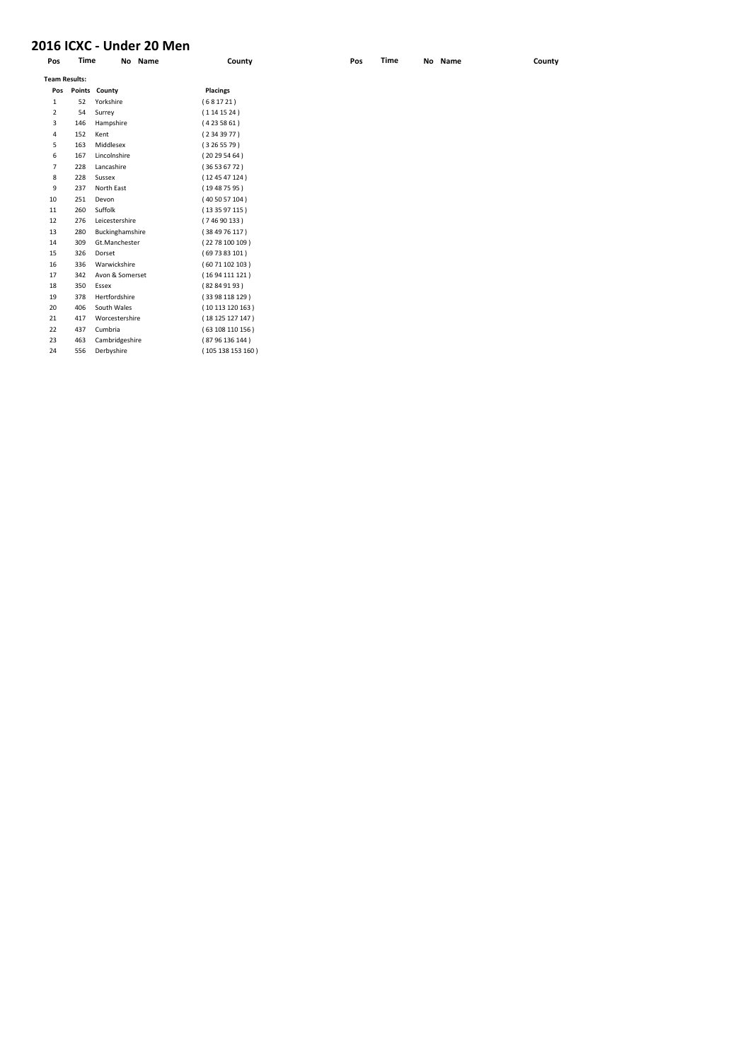# 2016 ICXC - Under 20 Men

| Pos | Time | No | Name | County | Pos | Time | No | Name | County |
|---|---|---|---|---|---|---|---|---|---|

**Team Results:**

| Pos | Points | County | Placings |
|---|---|---|---|
| 1 | 52 | Yorkshire | ( 6 8 17 21 ) |
| 2 | 54 | Surrey | ( 1 14 15 24 ) |
| 3 | 146 | Hampshire | ( 4 23 58 61 ) |
| 4 | 152 | Kent | ( 2 34 39 77 ) |
| 5 | 163 | Middlesex | ( 3 26 55 79 ) |
| 6 | 167 | Lincolnshire | ( 20 29 54 64 ) |
| 7 | 228 | Lancashire | ( 36 53 67 72 ) |
| 8 | 228 | Sussex | ( 12 45 47 124 ) |
| 9 | 237 | North East | ( 19 48 75 95 ) |
| 10 | 251 | Devon | ( 40 50 57 104 ) |
| 11 | 260 | Suffolk | ( 13 35 97 115 ) |
| 12 | 276 | Leicestershire | ( 7 46 90 133 ) |
| 13 | 280 | Buckinghamshire | ( 38 49 76 117 ) |
| 14 | 309 | Gt.Manchester | ( 22 78 100 109 ) |
| 15 | 326 | Dorset | ( 69 73 83 101 ) |
| 16 | 336 | Warwickshire | ( 60 71 102 103 ) |
| 17 | 342 | Avon & Somerset | ( 16 94 111 121 ) |
| 18 | 350 | Essex | ( 82 84 91 93 ) |
| 19 | 378 | Hertfordshire | ( 33 98 118 129 ) |
| 20 | 406 | South Wales | ( 10 113 120 163 ) |
| 21 | 417 | Worcestershire | ( 18 125 127 147 ) |
| 22 | 437 | Cumbria | ( 63 108 110 156 ) |
| 23 | 463 | Cambridgeshire | ( 87 96 136 144 ) |
| 24 | 556 | Derbyshire | ( 105 138 153 160 ) |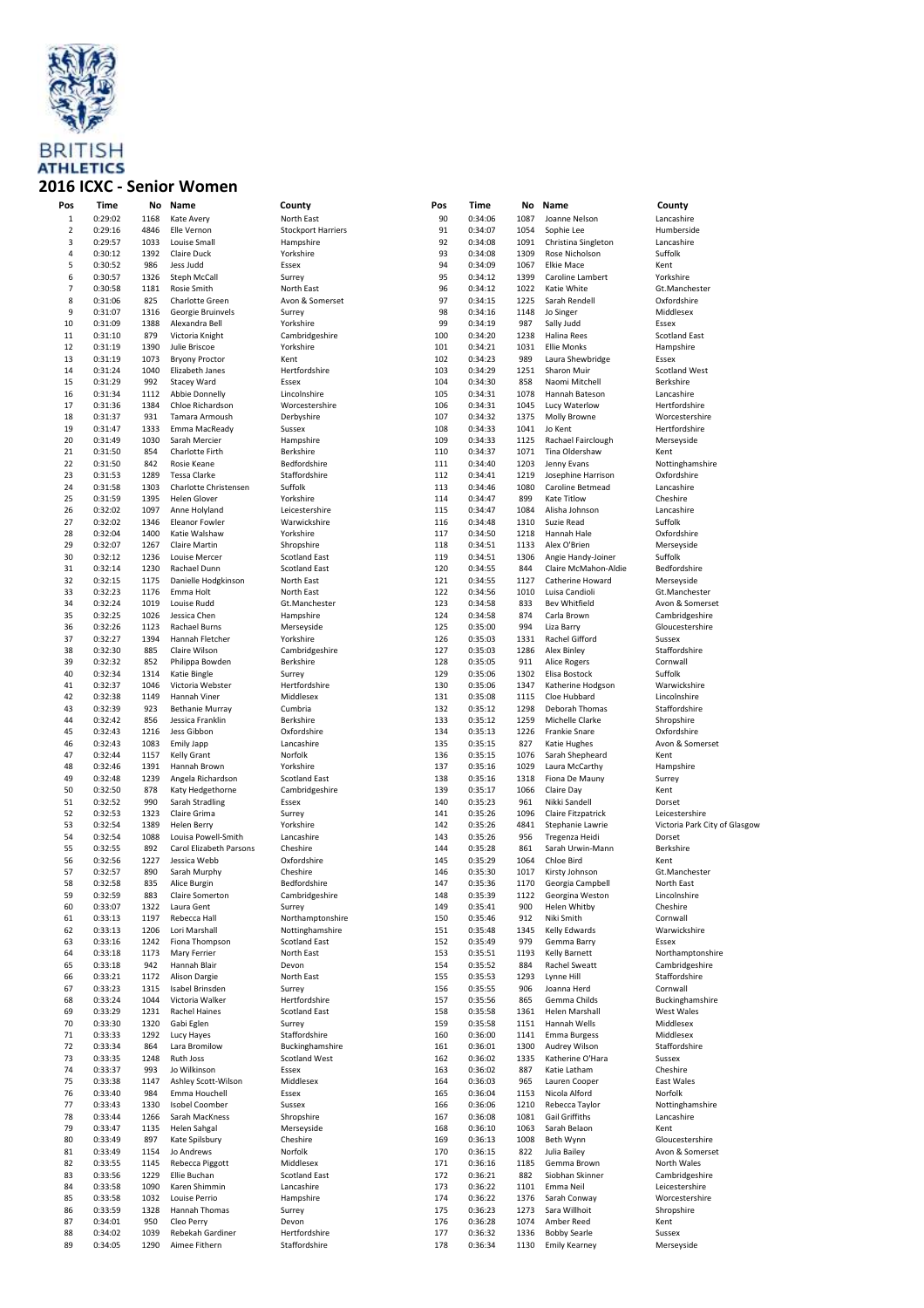BRITISH ATHLETICS

# 2016 ICXC - Senior Women

| Pos | Time | No | Name | County |
|---|---|---|---|---|
| 1 | 0:29:02 | 1168 | Kate Avery | North East |
| 2 | 0:29:16 | 4846 | Elle Vernon | Stockport Harriers |
| 3 | 0:29:57 | 1033 | Louise Small | Hampshire |
| 4 | 0:30:12 | 1392 | Claire Duck | Yorkshire |
| 5 | 0:30:52 | 986 | Jess Judd | Essex |
| 6 | 0:30:57 | 1326 | Steph McCall | Surrey |
| 7 | 0:30:58 | 1181 | Rosie Smith | North East |
| 8 | 0:31:06 | 825 | Charlotte Green | Avon & Somerset |
| 9 | 0:31:07 | 1316 | Georgie Bruinvels | Surrey |
| 10 | 0:31:09 | 1388 | Alexandra Bell | Yorkshire |
| 11 | 0:31:10 | 879 | Victoria Knight | Cambridgeshire |
| 12 | 0:31:19 | 1390 | Julie Briscoe | Yorkshire |
| 13 | 0:31:19 | 1073 | Bryony Proctor | Kent |
| 14 | 0:31:24 | 1040 | Elizabeth Janes | Hertfordshire |
| 15 | 0:31:29 | 992 | Stacey Ward | Essex |
| 16 | 0:31:34 | 1112 | Abbie Donnelly | Lincolnshire |
| 17 | 0:31:36 | 1384 | Chloe Richardson | Worcestershire |
| 18 | 0:31:37 | 931 | Tamara Armoush | Derbyshire |
| 19 | 0:31:47 | 1333 | Emma MacReady | Sussex |
| 20 | 0:31:49 | 1030 | Sarah Mercier | Hampshire |
| 21 | 0:31:50 | 854 | Charlotte Firth | Berkshire |
| 22 | 0:31:50 | 842 | Rosie Keane | Bedfordshire |
| 23 | 0:31:53 | 1289 | Tessa Clarke | Staffordshire |
| 24 | 0:31:58 | 1303 | Charlotte Christensen | Suffolk |
| 25 | 0:31:59 | 1395 | Helen Glover | Yorkshire |
| 26 | 0:32:02 | 1097 | Anne Holyland | Leicestershire |
| 27 | 0:32:02 | 1346 | Eleanor Fowler | Warwickshire |
| 28 | 0:32:04 | 1400 | Katie Walshaw | Yorkshire |
| 29 | 0:32:07 | 1267 | Claire Martin | Shropshire |
| 30 | 0:32:12 | 1236 | Louise Mercer | Scotland East |
| 31 | 0:32:14 | 1230 | Rachael Dunn | Scotland East |
| 32 | 0:32:15 | 1175 | Danielle Hodgkinson | North East |
| 33 | 0:32:23 | 1176 | Emma Holt | North East |
| 34 | 0:32:24 | 1019 | Louise Rudd | Gt.Manchester |
| 35 | 0:32:25 | 1026 | Jessica Chen | Hampshire |
| 36 | 0:32:26 | 1123 | Rachael Burns | Merseyside |
| 37 | 0:32:27 | 1394 | Hannah Fletcher | Yorkshire |
| 38 | 0:32:30 | 885 | Claire Wilson | Cambridgeshire |
| 39 | 0:32:32 | 852 | Philippa Bowden | Berkshire |
| 40 | 0:32:34 | 1314 | Katie Bingle | Surrey |
| 41 | 0:32:37 | 1046 | Victoria Webster | Hertfordshire |
| 42 | 0:32:38 | 1149 | Hannah Viner | Middlesex |
| 43 | 0:32:39 | 923 | Bethanie Murray | Cumbria |
| 44 | 0:32:42 | 856 | Jessica Franklin | Berkshire |
| 45 | 0:32:43 | 1216 | Jess Gibbon | Oxfordshire |
| 46 | 0:32:43 | 1083 | Emily Japp | Lancashire |
| 47 | 0:32:44 | 1157 | Kelly Grant | Norfolk |
| 48 | 0:32:46 | 1391 | Hannah Brown | Yorkshire |
| 49 | 0:32:48 | 1239 | Angela Richardson | Scotland East |
| 50 | 0:32:50 | 878 | Katy Hedgethorne | Cambridgeshire |
| 51 | 0:32:52 | 990 | Sarah Stradling | Essex |
| 52 | 0:32:53 | 1323 | Claire Grima | Surrey |
| 53 | 0:32:54 | 1389 | Helen Berry | Yorkshire |
| 54 | 0:32:54 | 1088 | Louisa Powell-Smith | Lancashire |
| 55 | 0:32:55 | 892 | Carol Elizabeth Parsons | Cheshire |
| 56 | 0:32:56 | 1227 | Jessica Webb | Oxfordshire |
| 57 | 0:32:57 | 890 | Sarah Murphy | Cheshire |
| 58 | 0:32:58 | 835 | Alice Burgin | Bedfordshire |
| 59 | 0:32:59 | 883 | Claire Somerton | Cambridgeshire |
| 60 | 0:33:07 | 1322 | Laura Gent | Surrey |
| 61 | 0:33:13 | 1197 | Rebecca Hall | Northamptonshire |
| 62 | 0:33:13 | 1206 | Lori Marshall | Nottinghamshire |
| 63 | 0:33:16 | 1242 | Fiona Thompson | Scotland East |
| 64 | 0:33:18 | 1173 | Mary Ferrier | North East |
| 65 | 0:33:18 | 942 | Hannah Blair | Devon |
| 66 | 0:33:21 | 1172 | Alison Dargie | North East |
| 67 | 0:33:23 | 1315 | Isabel Brinsden | Surrey |
| 68 | 0:33:24 | 1044 | Victoria Walker | Hertfordshire |
| 69 | 0:33:29 | 1231 | Rachel Haines | Scotland East |
| 70 | 0:33:30 | 1320 | Gabi Eglen | Surrey |
| 71 | 0:33:33 | 1292 | Lucy Hayes | Staffordshire |
| 72 | 0:33:34 | 864 | Lara Bromilow | Buckinghamshire |
| 73 | 0:33:35 | 1248 | Ruth Joss | Scotland West |
| 74 | 0:33:37 | 993 | Jo Wilkinson | Essex |
| 75 | 0:33:38 | 1147 | Ashley Scott-Wilson | Middlesex |
| 76 | 0:33:40 | 984 | Emma Houchell | Essex |
| 77 | 0:33:43 | 1330 | Isobel Coomber | Sussex |
| 78 | 0:33:44 | 1266 | Sarah MacKness | Shropshire |
| 79 | 0:33:47 | 1135 | Helen Sahgal | Merseyside |
| 80 | 0:33:49 | 897 | Kate Spilsbury | Cheshire |
| 81 | 0:33:49 | 1154 | Jo Andrews | Norfolk |
| 82 | 0:33:55 | 1145 | Rebecca Piggott | Middlesex |
| 83 | 0:33:56 | 1229 | Ellie Buchan | Scotland East |
| 84 | 0:33:58 | 1090 | Karen Shimmin | Lancashire |
| 85 | 0:33:58 | 1032 | Louise Perrio | Hampshire |
| 86 | 0:33:59 | 1328 | Hannah Thomas | Surrey |
| 87 | 0:34:01 | 950 | Cleo Perry | Devon |
| 88 | 0:34:02 | 1039 | Rebekah Gardiner | Hertfordshire |
| 89 | 0:34:05 | 1290 | Aimee Fithern | Staffordshire |
| 90 | 0:34:06 | 1087 | Joanne Nelson | Lancashire |
| 91 | 0:34:07 | 1054 | Sophie Lee | Humberside |
| 92 | 0:34:08 | 1091 | Christina Singleton | Lancashire |
| 93 | 0:34:08 | 1309 | Rose Nicholson | Suffolk |
| 94 | 0:34:09 | 1067 | Elkie Mace | Kent |
| 95 | 0:34:12 | 1399 | Caroline Lambert | Yorkshire |
| 96 | 0:34:12 | 1022 | Katie White | Gt.Manchester |
| 97 | 0:34:15 | 1225 | Sarah Rendell | Oxfordshire |
| 98 | 0:34:16 | 1148 | Jo Singer | Middlesex |
| 99 | 0:34:19 | 987 | Sally Judd | Essex |
| 100 | 0:34:20 | 1238 | Halina Rees | Scotland East |
| 101 | 0:34:21 | 1031 | Ellie Monks | Hampshire |
| 102 | 0:34:23 | 989 | Laura Shewbridge | Essex |
| 103 | 0:34:29 | 1251 | Sharon Muir | Scotland West |
| 104 | 0:34:30 | 858 | Naomi Mitchell | Berkshire |
| 105 | 0:34:31 | 1078 | Hannah Bateson | Lancashire |
| 106 | 0:34:31 | 1045 | Lucy Waterlow | Hertfordshire |
| 107 | 0:34:32 | 1375 | Molly Browne | Worcestershire |
| 108 | 0:34:33 | 1041 | Jo Kent | Hertfordshire |
| 109 | 0:34:33 | 1125 | Rachael Fairclough | Merseyside |
| 110 | 0:34:37 | 1071 | Tina Oldershaw | Kent |
| 111 | 0:34:40 | 1203 | Jenny Evans | Nottinghamshire |
| 112 | 0:34:41 | 1219 | Josephine Harrison | Oxfordshire |
| 113 | 0:34:46 | 1080 | Caroline Betmead | Lancashire |
| 114 | 0:34:47 | 899 | Kate Titlow | Cheshire |
| 115 | 0:34:47 | 1084 | Alisha Johnson | Lancashire |
| 116 | 0:34:48 | 1310 | Suzie Read | Suffolk |
| 117 | 0:34:50 | 1218 | Hannah Hale | Oxfordshire |
| 118 | 0:34:51 | 1133 | Alex O'Brien | Merseyside |
| 119 | 0:34:51 | 1306 | Angie Handy-Joiner | Suffolk |
| 120 | 0:34:55 | 844 | Claire McMahon-Aldie | Bedfordshire |
| 121 | 0:34:55 | 1127 | Catherine Howard | Merseyside |
| 122 | 0:34:56 | 1010 | Luisa Candioli | Gt.Manchester |
| 123 | 0:34:58 | 833 | Bev Whitfield | Avon & Somerset |
| 124 | 0:34:58 | 874 | Carla Brown | Cambridgeshire |
| 125 | 0:35:00 | 994 | Liza Barry | Gloucestershire |
| 126 | 0:35:03 | 1331 | Rachel Gifford | Sussex |
| 127 | 0:35:03 | 1286 | Alex Binley | Staffordshire |
| 128 | 0:35:05 | 911 | Alice Rogers | Cornwall |
| 129 | 0:35:06 | 1302 | Elisa Bostock | Suffolk |
| 130 | 0:35:06 | 1347 | Katherine Hodgson | Warwickshire |
| 131 | 0:35:08 | 1115 | Cloe Hubbard | Lincolnshire |
| 132 | 0:35:12 | 1298 | Deborah Thomas | Staffordshire |
| 133 | 0:35:12 | 1259 | Michelle Clarke | Shropshire |
| 134 | 0:35:13 | 1226 | Frankie Snare | Oxfordshire |
| 135 | 0:35:15 | 827 | Katie Hughes | Avon & Somerset |
| 136 | 0:35:15 | 1076 | Sarah Shepheard | Kent |
| 137 | 0:35:16 | 1029 | Laura McCarthy | Hampshire |
| 138 | 0:35:16 | 1318 | Fiona De Mauny | Surrey |
| 139 | 0:35:17 | 1066 | Claire Day | Kent |
| 140 | 0:35:23 | 961 | Nikki Sandell | Dorset |
| 141 | 0:35:26 | 1096 | Claire Fitzpatrick | Leicestershire |
| 142 | 0:35:26 | 4841 | Stephanie Lawrie | Victoria Park City of Glasgow |
| 143 | 0:35:26 | 956 | Tregenza Heidi | Dorset |
| 144 | 0:35:28 | 861 | Sarah Urwin-Mann | Berkshire |
| 145 | 0:35:29 | 1064 | Chloe Bird | Kent |
| 146 | 0:35:30 | 1017 | Kirsty Johnson | Gt.Manchester |
| 147 | 0:35:36 | 1170 | Georgia Campbell | North East |
| 148 | 0:35:39 | 1122 | Georgina Weston | Lincolnshire |
| 149 | 0:35:41 | 900 | Helen Whitby | Cheshire |
| 150 | 0:35:46 | 912 | Niki Smith | Cornwall |
| 151 | 0:35:48 | 1345 | Kelly Edwards | Warwickshire |
| 152 | 0:35:49 | 979 | Gemma Barry | Essex |
| 153 | 0:35:51 | 1193 | Kelly Barnett | Northamptonshire |
| 154 | 0:35:52 | 884 | Rachel Sweatt | Cambridgeshire |
| 155 | 0:35:53 | 1293 | Lynne Hill | Staffordshire |
| 156 | 0:35:55 | 906 | Joanna Herd | Cornwall |
| 157 | 0:35:56 | 865 | Gemma Childs | Buckinghamshire |
| 158 | 0:35:58 | 1361 | Helen Marshall | West Wales |
| 159 | 0:35:58 | 1151 | Hannah Wells | Middlesex |
| 160 | 0:36:00 | 1141 | Emma Burgess | Middlesex |
| 161 | 0:36:01 | 1300 | Audrey Wilson | Staffordshire |
| 162 | 0:36:02 | 1335 | Katherine O'Hara | Sussex |
| 163 | 0:36:02 | 887 | Katie Latham | Cheshire |
| 164 | 0:36:03 | 965 | Lauren Cooper | East Wales |
| 165 | 0:36:04 | 1153 | Nicola Alford | Norfolk |
| 166 | 0:36:06 | 1210 | Rebecca Taylor | Nottinghamshire |
| 167 | 0:36:08 | 1081 | Gail Griffiths | Lancashire |
| 168 | 0:36:10 | 1063 | Sarah Belaon | Kent |
| 169 | 0:36:13 | 1008 | Beth Wynn | Gloucestershire |
| 170 | 0:36:15 | 822 | Julia Bailey | Avon & Somerset |
| 171 | 0:36:16 | 1185 | Gemma Brown | North Wales |
| 172 | 0:36:21 | 882 | Siobhan Skinner | Cambridgeshire |
| 173 | 0:36:22 | 1101 | Emma Neil | Leicestershire |
| 174 | 0:36:22 | 1376 | Sarah Conway | Worcestershire |
| 175 | 0:36:23 | 1273 | Sara Willhoit | Shropshire |
| 176 | 0:36:28 | 1074 | Amber Reed | Kent |
| 177 | 0:36:32 | 1336 | Bobby Searle | Sussex |
| 178 | 0:36:34 | 1130 | Emily Kearney | Merseyside |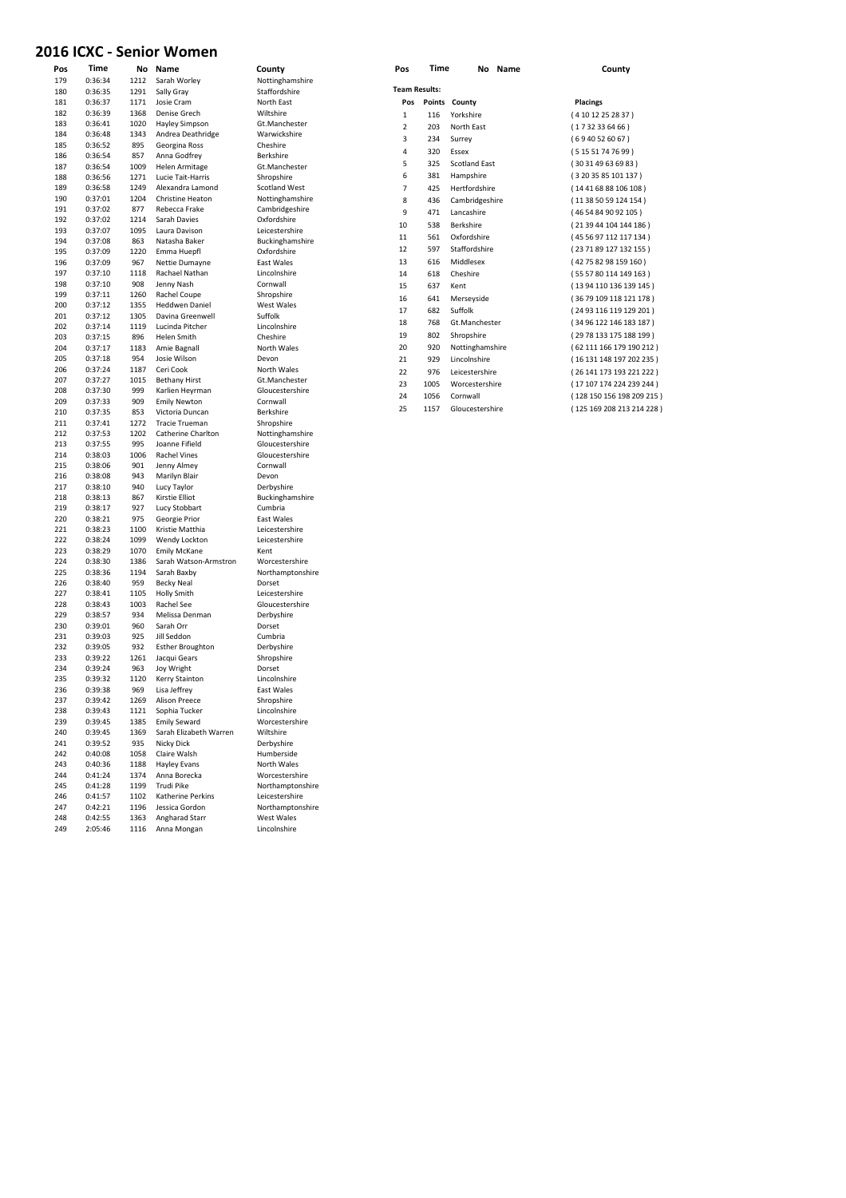# 2016 ICXC - Senior Women

| Pos | Time | No | Name | County |
|---|---|---|---|---|
| 179 | 0:36:34 | 1212 | Sarah Worley | Nottinghamshire |
| 180 | 0:36:35 | 1291 | Sally Gray | Staffordshire |
| 181 | 0:36:37 | 1171 | Josie Cram | North East |
| 182 | 0:36:39 | 1368 | Denise Grech | Wiltshire |
| 183 | 0:36:41 | 1020 | Hayley Simpson | Gt.Manchester |
| 184 | 0:36:48 | 1343 | Andrea Deathridge | Warwickshire |
| 185 | 0:36:52 | 895 | Georgina Ross | Cheshire |
| 186 | 0:36:54 | 857 | Anna Godfrey | Berkshire |
| 187 | 0:36:54 | 1009 | Helen Armitage | Gt.Manchester |
| 188 | 0:36:56 | 1271 | Lucie Tait-Harris | Shropshire |
| 189 | 0:36:58 | 1249 | Alexandra Lamond | Scotland West |
| 190 | 0:37:01 | 1204 | Christine Heaton | Nottinghamshire |
| 191 | 0:37:02 | 877 | Rebecca Frake | Cambridgeshire |
| 192 | 0:37:02 | 1214 | Sarah Davies | Oxfordshire |
| 193 | 0:37:07 | 1095 | Laura Davison | Leicestershire |
| 194 | 0:37:08 | 863 | Natasha Baker | Buckinghamshire |
| 195 | 0:37:09 | 1220 | Emma Huepfl | Oxfordshire |
| 196 | 0:37:09 | 967 | Nettie Dumayne | East Wales |
| 197 | 0:37:10 | 1118 | Rachael Nathan | Lincolnshire |
| 198 | 0:37:10 | 908 | Jenny Nash | Cornwall |
| 199 | 0:37:11 | 1260 | Rachel Coupe | Shropshire |
| 200 | 0:37:12 | 1355 | Heddwen Daniel | West Wales |
| 201 | 0:37:12 | 1305 | Davina Greenwell | Suffolk |
| 202 | 0:37:14 | 1119 | Lucinda Pitcher | Lincolnshire |
| 203 | 0:37:15 | 896 | Helen Smith | Cheshire |
| 204 | 0:37:17 | 1183 | Amie Bagnall | North Wales |
| 205 | 0:37:18 | 954 | Josie Wilson | Devon |
| 206 | 0:37:24 | 1187 | Ceri Cook | North Wales |
| 207 | 0:37:27 | 1015 | Bethany Hirst | Gt.Manchester |
| 208 | 0:37:30 | 999 | Karlien Heyrman | Gloucestershire |
| 209 | 0:37:33 | 909 | Emily Newton | Cornwall |
| 210 | 0:37:35 | 853 | Victoria Duncan | Berkshire |
| 211 | 0:37:41 | 1272 | Tracie Trueman | Shropshire |
| 212 | 0:37:53 | 1202 | Catherine Charlton | Nottinghamshire |
| 213 | 0:37:55 | 995 | Joanne Fifield | Gloucestershire |
| 214 | 0:38:03 | 1006 | Rachel Vines | Gloucestershire |
| 215 | 0:38:06 | 901 | Jenny Almey | Cornwall |
| 216 | 0:38:08 | 943 | Marilyn Blair | Devon |
| 217 | 0:38:10 | 940 | Lucy Taylor | Derbyshire |
| 218 | 0:38:13 | 867 | Kirstie Elliot | Buckinghamshire |
| 219 | 0:38:17 | 927 | Lucy Stobbart | Cumbria |
| 220 | 0:38:21 | 975 | Georgie Prior | East Wales |
| 221 | 0:38:23 | 1100 | Kristie Matthia | Leicestershire |
| 222 | 0:38:24 | 1099 | Wendy Lockton | Leicestershire |
| 223 | 0:38:29 | 1070 | Emily McKane | Kent |
| 224 | 0:38:30 | 1386 | Sarah Watson-Armstron | Worcestershire |
| 225 | 0:38:36 | 1194 | Sarah Baxby | Northamptonshire |
| 226 | 0:38:40 | 959 | Becky Neal | Dorset |
| 227 | 0:38:41 | 1105 | Holly Smith | Leicestershire |
| 228 | 0:38:43 | 1003 | Rachel See | Gloucestershire |
| 229 | 0:38:57 | 934 | Melissa Denman | Derbyshire |
| 230 | 0:39:01 | 960 | Sarah Orr | Dorset |
| 231 | 0:39:03 | 925 | Jill Seddon | Cumbria |
| 232 | 0:39:05 | 932 | Esther Broughton | Derbyshire |
| 233 | 0:39:22 | 1261 | Jacqui Gears | Shropshire |
| 234 | 0:39:24 | 963 | Joy Wright | Dorset |
| 235 | 0:39:32 | 1120 | Kerry Stainton | Lincolnshire |
| 236 | 0:39:38 | 969 | Lisa Jeffrey | East Wales |
| 237 | 0:39:42 | 1269 | Alison Preece | Shropshire |
| 238 | 0:39:43 | 1121 | Sophia Tucker | Lincolnshire |
| 239 | 0:39:45 | 1385 | Emily Seward | Worcestershire |
| 240 | 0:39:45 | 1369 | Sarah Elizabeth Warren | Wiltshire |
| 241 | 0:39:52 | 935 | Nicky Dick | Derbyshire |
| 242 | 0:40:08 | 1058 | Claire Walsh | Humberside |
| 243 | 0:40:36 | 1188 | Hayley Evans | North Wales |
| 244 | 0:41:24 | 1374 | Anna Borecka | Worcestershire |
| 245 | 0:41:28 | 1199 | Trudi Pike | Northamptonshire |
| 246 | 0:41:57 | 1102 | Katherine Perkins | Leicestershire |
| 247 | 0:42:21 | 1196 | Jessica Gordon | Northamptonshire |
| 248 | 0:42:55 | 1363 | Angharad Starr | West Wales |
| 249 | 2:05:46 | 1116 | Anna Mongan | Lincolnshire |

**Team Results:**

| Pos | Points | County | Placings |
|---|---|---|---|
| 1 | 116 | Yorkshire | ( 4 10 12 25 28 37 ) |
| 2 | 203 | North East | ( 1 7 32 33 64 66 ) |
| 3 | 234 | Surrey | ( 6 9 40 52 60 67 ) |
| 4 | 320 | Essex | ( 5 15 51 74 76 99 ) |
| 5 | 325 | Scotland East | ( 30 31 49 63 69 83 ) |
| 6 | 381 | Hampshire | ( 3 20 35 85 101 137 ) |
| 7 | 425 | Hertfordshire | ( 14 41 68 88 106 108 ) |
| 8 | 436 | Cambridgeshire | ( 11 38 50 59 124 154 ) |
| 9 | 471 | Lancashire | ( 46 54 84 90 92 105 ) |
| 10 | 538 | Berkshire | ( 21 39 44 104 144 186 ) |
| 11 | 561 | Oxfordshire | ( 45 56 97 112 117 134 ) |
| 12 | 597 | Staffordshire | ( 23 71 89 127 132 155 ) |
| 13 | 616 | Middlesex | ( 42 75 82 98 159 160 ) |
| 14 | 618 | Cheshire | ( 55 57 80 114 149 163 ) |
| 15 | 637 | Kent | ( 13 94 110 136 139 145 ) |
| 16 | 641 | Merseyside | ( 36 79 109 118 121 178 ) |
| 17 | 682 | Suffolk | ( 24 93 116 119 129 201 ) |
| 18 | 768 | Gt.Manchester | ( 34 96 122 146 183 187 ) |
| 19 | 802 | Shropshire | ( 29 78 133 175 188 199 ) |
| 20 | 920 | Nottinghamshire | ( 62 111 166 179 190 212 ) |
| 21 | 929 | Lincolnshire | ( 16 131 148 197 202 235 ) |
| 22 | 976 | Leicestershire | ( 26 141 173 193 221 222 ) |
| 23 | 1005 | Worcestershire | ( 17 107 174 224 239 244 ) |
| 24 | 1056 | Cornwall | ( 128 150 156 198 209 215 ) |
| 25 | 1157 | Gloucestershire | ( 125 169 208 213 214 228 ) |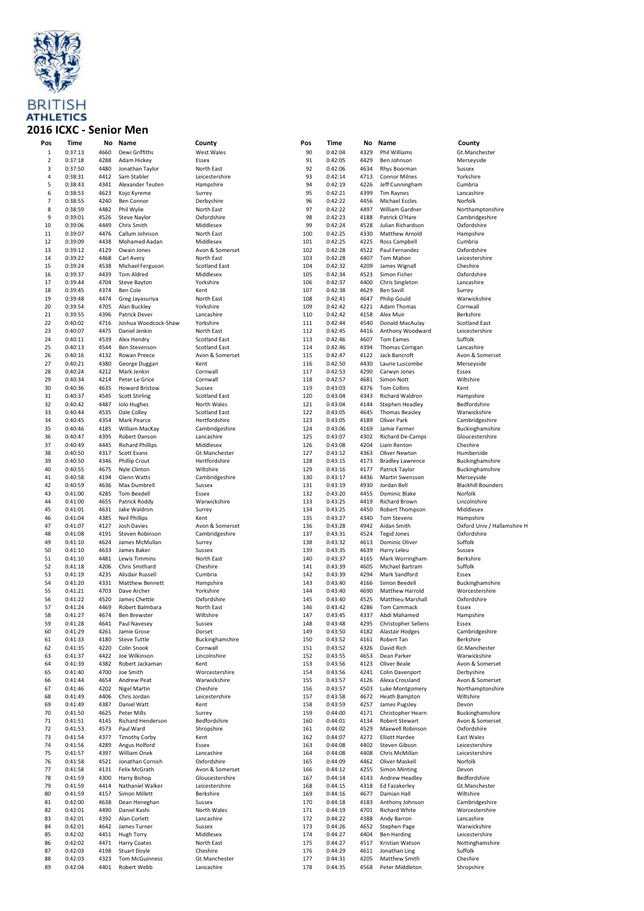BRITISH ATHLETICS

# 2016 ICXC - Senior Men

| Pos | Time | No | Name | County |
|---|---|---|---|---|
| 1 | 0:37:13 | 4660 | Dewi Griffiths | West Wales |
| 2 | 0:37:18 | 4288 | Adam Hickey | Essex |
| 3 | 0:37:50 | 4480 | Jonathan Taylor | North East |
| 4 | 0:38:31 | 4412 | Sam Stabler | Leicestershire |
| 5 | 0:38:43 | 4341 | Alexander Teuten | Hampshire |
| 6 | 0:38:53 | 4623 | Kojo Kyreme | Surrey |
| 7 | 0:38:55 | 4240 | Ben Connor | Derbyshire |
| 8 | 0:38:59 | 4482 | Phil Wylie | North East |
| 9 | 0:39:01 | 4526 | Steve Naylor | Oxfordshire |
| 10 | 0:39:06 | 4449 | Chris Smith | Middlesex |
| 11 | 0:39:07 | 4476 | Callum Johnson | North East |
| 12 | 0:39:09 | 4438 | Mohamed Aadan | Middlesex |
| 13 | 0:39:12 | 4129 | Owain Jones | Avon & Somerset |
| 14 | 0:39:22 | 4468 | Carl Avery | North East |
| 15 | 0:39:24 | 4538 | Michael Ferguson | Scotland East |
| 16 | 0:39:37 | 4439 | Tom Aldred | Middlesex |
| 17 | 0:39:44 | 4704 | Steve Bayton | Yorkshire |
| 18 | 0:39:45 | 4374 | Ben Cole | Kent |
| 19 | 0:39:48 | 4474 | Greg Jayasuriya | North East |
| 20 | 0:39:54 | 4705 | Alan Buckley | Yorkshire |
| 21 | 0:39:55 | 4396 | Patrick Dever | Lancashire |
| 22 | 0:40:02 | 4716 | Joshua Woodcock-Shaw | Yorkshire |
| 23 | 0:40:07 | 4475 | Daniel Jenkin | North East |
| 24 | 0:40:11 | 4539 | Alex Hendry | Scotland East |
| 25 | 0:40:13 | 4544 | Ben Stevenson | Scotland East |
| 26 | 0:40:16 | 4132 | Rowan Preece | Avon & Somerset |
| 27 | 0:40:21 | 4380 | George Duggan | Kent |
| 28 | 0:40:24 | 4212 | Mark Jenkin | Cornwall |
| 29 | 0:40:34 | 4214 | Peter Le Grice | Cornwall |
| 30 | 0:40:36 | 4635 | Howard Bristow | Sussex |
| 31 | 0:40:37 | 4545 | Scott Stirling | Scotland East |
| 32 | 0:40:42 | 4487 | Iolo Hughes | North Wales |
| 33 | 0:40:44 | 4535 | Dale Colley | Scotland East |
| 34 | 0:40:45 | 4354 | Mark Pearce | Hertfordshire |
| 35 | 0:40:46 | 4185 | William MacKay | Cambridgeshire |
| 36 | 0:40:47 | 4395 | Robert Danson | Lancashire |
| 37 | 0:40:49 | 4445 | Richard Phillips | Middlesex |
| 38 | 0:40:50 | 4317 | Scott Evans | Gt.Manchester |
| 39 | 0:40:50 | 4346 | Phillip Crout | Hertfordshire |
| 40 | 0:40:55 | 4675 | Nyle Clinton | Wiltshire |
| 41 | 0:40:58 | 4194 | Glenn Watts | Cambridgeshire |
| 42 | 0:40:59 | 4636 | Max Dumbrell | Sussex |
| 43 | 0:41:00 | 4285 | Tom Beedell | Essex |
| 44 | 0:41:00 | 4655 | Patrick Roddy | Warwickshire |
| 45 | 0:41:01 | 4631 | Jake Waldron | Surrey |
| 46 | 0:41:04 | 4385 | Neil Phillips | Kent |
| 47 | 0:41:07 | 4127 | Josh Davies | Avon & Somerset |
| 48 | 0:41:08 | 4191 | Steven Robinson | Cambridgeshire |
| 49 | 0:41:10 | 4624 | James McMullan | Surrey |
| 50 | 0:41:10 | 4633 | James Baker | Sussex |
| 51 | 0:41:10 | 4481 | Lewis Timmins | North East |
| 52 | 0:41:18 | 4206 | Chris Smithard | Cheshire |
| 53 | 0:41:19 | 4235 | Alisdair Russell | Cumbria |
| 54 | 0:41:20 | 4331 | Matthew Bennett | Hampshire |
| 55 | 0:41:21 | 4703 | Dave Archer | Yorkshire |
| 56 | 0:41:22 | 4520 | James Chettle | Oxfordshire |
| 57 | 0:41:24 | 4469 | Robert Balmbara | North East |
| 58 | 0:41:27 | 4674 | Ben Brewster | Wiltshire |
| 59 | 0:41:28 | 4641 | Paul Navesey | Sussex |
| 60 | 0:41:29 | 4261 | Jamie Grose | Dorset |
| 61 | 0:41:33 | 4180 | Steve Tuttle | Buckinghamshire |
| 62 | 0:41:35 | 4220 | Colin Snook | Cornwall |
| 63 | 0:41:37 | 4422 | Joe Wilkinson | Lincolnshire |
| 64 | 0:41:39 | 4382 | Robert Jackaman | Kent |
| 65 | 0:41:40 | 4700 | Joe Smith | Worcestershire |
| 66 | 0:41:44 | 4654 | Andrew Peat | Warwickshire |
| 67 | 0:41:46 | 4202 | Nigel Martin | Cheshire |
| 68 | 0:41:49 | 4406 | Chris Jordan | Leicestershire |
| 69 | 0:41:49 | 4387 | Daniel Watt | Kent |
| 70 | 0:41:50 | 4625 | Peter Mills | Surrey |
| 71 | 0:41:51 | 4145 | Richard Henderson | Bedfordshire |
| 72 | 0:41:53 | 4573 | Paul Ward | Shropshire |
| 73 | 0:41:54 | 4377 | Timothy Corby | Kent |
| 74 | 0:41:56 | 4289 | Angus Holford | Essex |
| 75 | 0:41:57 | 4397 | William Onek | Lancashire |
| 76 | 0:41:58 | 4521 | Jonathan Cornish | Oxfordshire |
| 77 | 0:41:58 | 4131 | Felix McGrath | Avon & Somerset |
| 78 | 0:41:59 | 4300 | Harry Bishop | Gloucestershire |
| 79 | 0:41:59 | 4414 | Nathaniel Walker | Leicestershire |
| 80 | 0:41:59 | 4157 | Simon Millett | Berkshire |
| 81 | 0:42:00 | 4638 | Dean Heneghan | Sussex |
| 82 | 0:42:01 | 4490 | Daniel Kashi | North Wales |
| 83 | 0:42:01 | 4392 | Alan Corlett | Lancashire |
| 84 | 0:42:01 | 4642 | James Turner | Sussex |
| 85 | 0:42:02 | 4451 | Hugh Torry | Middlesex |
| 86 | 0:42:02 | 4471 | Harry Coates | North East |
| 87 | 0:42:03 | 4198 | Stuart Doyle | Cheshire |
| 88 | 0:42:03 | 4323 | Tom McGuinness | Gt.Manchester |
| 89 | 0:42:04 | 4401 | Robert Webb | Lancashire |
| 90 | 0:42:04 | 4329 | Phil Williams | Gt.Manchester |
| 91 | 0:42:05 | 4429 | Ben Johnson | Merseyside |
| 92 | 0:42:06 | 4634 | Rhys Boorman | Sussex |
| 93 | 0:42:14 | 4713 | Connor Milnes | Yorkshire |
| 94 | 0:42:19 | 4226 | Jeff Cunningham | Cumbria |
| 95 | 0:42:21 | 4399 | Tim Raynes | Lancashire |
| 96 | 0:42:22 | 4456 | Michael Eccles | Norfolk |
| 97 | 0:42:22 | 4497 | William Gardner | Northamptonshire |
| 98 | 0:42:23 | 4188 | Patrick O'Hare | Cambridgeshire |
| 99 | 0:42:24 | 4528 | Julian Richardson | Oxfordshire |
| 100 | 0:42:25 | 4330 | Matthew Arnold | Hampshire |
| 101 | 0:42:25 | 4225 | Ross Campbell | Cumbria |
| 102 | 0:42:28 | 4522 | Paul Fernandez | Oxfordshire |
| 103 | 0:42:28 | 4407 | Tom Mahon | Leicestershire |
| 104 | 0:42:32 | 4209 | James Wignall | Cheshire |
| 105 | 0:42:34 | 4523 | Simon Fisher | Oxfordshire |
| 106 | 0:42:37 | 4400 | Chris Singleton | Lancashire |
| 107 | 0:42:38 | 4629 | Ben Savill | Surrey |
| 108 | 0:42:41 | 4647 | Philip Gould | Warwickshire |
| 109 | 0:42:42 | 4221 | Adam Thomas | Cornwall |
| 110 | 0:42:42 | 4158 | Alex Muir | Berkshire |
| 111 | 0:42:44 | 4540 | Donald MacAulay | Scotland East |
| 112 | 0:42:45 | 4416 | Anthony Woodward | Leicestershire |
| 113 | 0:42:46 | 4607 | Tom Eames | Suffolk |
| 114 | 0:42:46 | 4394 | Thomas Corrigan | Lancashire |
| 115 | 0:42:47 | 4122 | Jack Bancroft | Avon & Somerset |
| 116 | 0:42:50 | 4430 | Laurie Luscombe | Merseyside |
| 117 | 0:42:53 | 4290 | Carwyn Jones | Essex |
| 118 | 0:42:57 | 4681 | Simon Nott | Wiltshire |
| 119 | 0:43:03 | 4376 | Tom Collins | Kent |
| 120 | 0:43:04 | 4343 | Richard Waldron | Hampshire |
| 121 | 0:43:04 | 4144 | Stephen Headley | Bedfordshire |
| 122 | 0:43:05 | 4645 | Thomas Beasley | Warwickshire |
| 123 | 0:43:05 | 4189 | Oliver Park | Cambridgeshire |
| 124 | 0:43:06 | 4169 | Jamie Farmer | Buckinghamshire |
| 125 | 0:43:07 | 4302 | Richard De-Camps | Gloucestershire |
| 126 | 0:43:08 | 4204 | Liam Renton | Cheshire |
| 127 | 0:43:12 | 4363 | Oliver Newton | Humberside |
| 128 | 0:43:15 | 4173 | Bradley Lawrence | Buckinghamshire |
| 129 | 0:43:16 | 4177 | Patrick Taylor | Buckinghamshire |
| 130 | 0:43:17 | 4436 | Martin Swensson | Merseyside |
| 131 | 0:43:19 | 4930 | Jordan Bell | Blackhill Bounders |
| 132 | 0:43:20 | 4455 | Dominic Blake | Norfolk |
| 133 | 0:43:25 | 4419 | Richard Brown | Lincolnshire |
| 134 | 0:43:25 | 4450 | Robert Thompson | Middlesex |
| 135 | 0:43:27 | 4340 | Tom Stevens | Hampshire |
| 136 | 0:43:28 | 4942 | Aidan Smith | Oxford Univ / Hallamshire H |
| 137 | 0:43:31 | 4524 | Tegid Jones | Oxfordshire |
| 138 | 0:43:32 | 4613 | Dominic Oliver | Suffolk |
| 139 | 0:43:35 | 4639 | Harry Leleu | Sussex |
| 140 | 0:43:37 | 4165 | Mark Worringham | Berkshire |
| 141 | 0:43:39 | 4605 | Michael Bartram | Suffolk |
| 142 | 0:43:39 | 4294 | Mark Sandford | Essex |
| 143 | 0:43:40 | 4166 | Simon Beedell | Buckinghamshire |
| 144 | 0:43:40 | 4690 | Matthew Harrold | Worcestershire |
| 145 | 0:43:40 | 4525 | Matthieu Marshall | Oxfordshire |
| 146 | 0:43:42 | 4286 | Tom Cammack | Essex |
| 147 | 0:43:45 | 4337 | Abdi Mahamed | Hampshire |
| 148 | 0:43:48 | 4295 | Christopher Sellens | Essex |
| 149 | 0:43:50 | 4182 | Alastair Hodges | Cambridgeshire |
| 150 | 0:43:52 | 4161 | Robert Tan | Berkshire |
| 151 | 0:43:52 | 4326 | David Rich | Gt.Manchester |
| 152 | 0:43:55 | 4653 | Dean Parker | Warwickshire |
| 153 | 0:43:56 | 4123 | Oliver Beale | Avon & Somerset |
| 154 | 0:43:56 | 4241 | Colin Davenport | Derbyshire |
| 155 | 0:43:57 | 4126 | Alexa Crossland | Avon & Somerset |
| 156 | 0:43:57 | 4503 | Luke Montgomery | Northamptonshire |
| 157 | 0:43:58 | 4672 | Heath Bampton | Wiltshire |
| 158 | 0:43:59 | 4257 | James Pugsley | Devon |
| 159 | 0:44:00 | 4171 | Christopher Hearn | Buckinghamshire |
| 160 | 0:44:01 | 4134 | Robert Stewart | Avon & Somerset |
| 161 | 0:44:02 | 4529 | Maxwell Robinson | Oxfordshire |
| 162 | 0:44:07 | 4272 | Elliott Hardee | East Wales |
| 163 | 0:44:08 | 4402 | Steven Gibson | Leicestershire |
| 164 | 0:44:08 | 4408 | Chris McMillan | Leicestershire |
| 165 | 0:44:09 | 4462 | Oliver Maskell | Norfolk |
| 166 | 0:44:12 | 4255 | Simon Minting | Devon |
| 167 | 0:44:14 | 4143 | Andrew Headley | Bedfordshire |
| 168 | 0:44:15 | 4318 | Ed Fazakerley | Gt.Manchester |
| 169 | 0:44:16 | 4677 | Damian Hall | Wiltshire |
| 170 | 0:44:18 | 4183 | Anthony Johnson | Cambridgeshire |
| 171 | 0:44:19 | 4701 | Richard White | Worcestershire |
| 172 | 0:44:22 | 4388 | Andy Barron | Lancashire |
| 173 | 0:44:26 | 4652 | Stephen Page | Warwickshire |
| 174 | 0:44:27 | 4404 | Ben Harding | Leicestershire |
| 175 | 0:44:27 | 4517 | Kristian Watson | Nottinghamshire |
| 176 | 0:44:29 | 4611 | Jonathan Ling | Suffolk |
| 177 | 0:44:31 | 4205 | Matthew Smith | Cheshire |
| 178 | 0:44:35 | 4568 | Peter Middleton | Shropshire |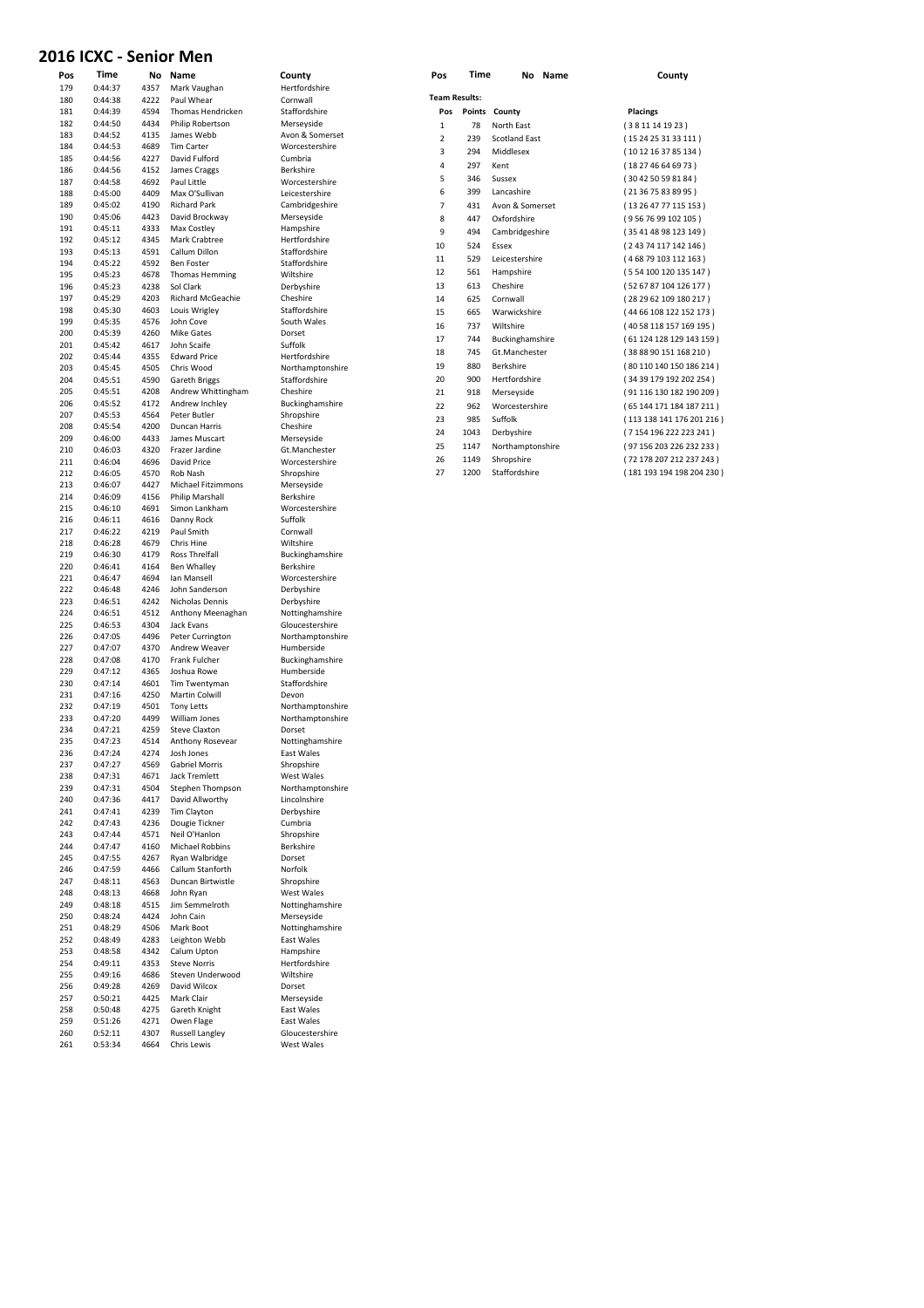# 2016 ICXC - Senior Men

| Pos | Time | No | Name | County |
|---|---|---|---|---|
| 179 | 0:44:37 | 4357 | Mark Vaughan | Hertfordshire |
| 180 | 0:44:38 | 4222 | Paul Whear | Cornwall |
| 181 | 0:44:39 | 4594 | Thomas Hendricken | Staffordshire |
| 182 | 0:44:50 | 4434 | Philip Robertson | Merseyside |
| 183 | 0:44:52 | 4135 | James Webb | Avon & Somerset |
| 184 | 0:44:53 | 4689 | Tim Carter | Worcestershire |
| 185 | 0:44:56 | 4227 | David Fulford | Cumbria |
| 186 | 0:44:56 | 4152 | James Craggs | Berkshire |
| 187 | 0:44:58 | 4692 | Paul Little | Worcestershire |
| 188 | 0:45:00 | 4409 | Max O'Sullivan | Leicestershire |
| 189 | 0:45:02 | 4190 | Richard Park | Cambridgeshire |
| 190 | 0:45:06 | 4423 | David Brockway | Merseyside |
| 191 | 0:45:11 | 4333 | Max Costley | Hampshire |
| 192 | 0:45:12 | 4345 | Mark Crabtree | Hertfordshire |
| 193 | 0:45:13 | 4591 | Callum Dillon | Staffordshire |
| 194 | 0:45:22 | 4592 | Ben Foster | Staffordshire |
| 195 | 0:45:23 | 4678 | Thomas Hemming | Wiltshire |
| 196 | 0:45:23 | 4238 | Sol Clark | Derbyshire |
| 197 | 0:45:29 | 4203 | Richard McGeachie | Cheshire |
| 198 | 0:45:30 | 4603 | Louis Wrigley | Staffordshire |
| 199 | 0:45:35 | 4576 | John Cove | South Wales |
| 200 | 0:45:39 | 4260 | Mike Gates | Dorset |
| 201 | 0:45:42 | 4617 | John Scaife | Suffolk |
| 202 | 0:45:44 | 4355 | Edward Price | Hertfordshire |
| 203 | 0:45:45 | 4505 | Chris Wood | Northamptonshire |
| 204 | 0:45:51 | 4590 | Gareth Briggs | Staffordshire |
| 205 | 0:45:51 | 4208 | Andrew Whittingham | Cheshire |
| 206 | 0:45:52 | 4172 | Andrew Inchley | Buckinghamshire |
| 207 | 0:45:53 | 4564 | Peter Butler | Shropshire |
| 208 | 0:45:54 | 4200 | Duncan Harris | Cheshire |
| 209 | 0:46:00 | 4433 | James Muscart | Merseyside |
| 210 | 0:46:03 | 4320 | Frazer Jardine | Gt.Manchester |
| 211 | 0:46:04 | 4696 | David Price | Worcestershire |
| 212 | 0:46:05 | 4570 | Rob Nash | Shropshire |
| 213 | 0:46:07 | 4427 | Michael Fitzimmons | Merseyside |
| 214 | 0:46:09 | 4156 | Philip Marshall | Berkshire |
| 215 | 0:46:10 | 4691 | Simon Lankham | Worcestershire |
| 216 | 0:46:11 | 4616 | Danny Rock | Suffolk |
| 217 | 0:46:22 | 4219 | Paul Smith | Cornwall |
| 218 | 0:46:28 | 4679 | Chris Hine | Wiltshire |
| 219 | 0:46:30 | 4179 | Ross Threlfall | Buckinghamshire |
| 220 | 0:46:41 | 4164 | Ben Whalley | Berkshire |
| 221 | 0:46:47 | 4694 | Ian Mansell | Worcestershire |
| 222 | 0:46:48 | 4246 | John Sanderson | Derbyshire |
| 223 | 0:46:51 | 4242 | Nicholas Dennis | Derbyshire |
| 224 | 0:46:51 | 4512 | Anthony Meenaghan | Nottinghamshire |
| 225 | 0:46:53 | 4304 | Jack Evans | Gloucestershire |
| 226 | 0:47:05 | 4496 | Peter Currington | Northamptonshire |
| 227 | 0:47:07 | 4370 | Andrew Weaver | Humberside |
| 228 | 0:47:08 | 4170 | Frank Fulcher | Buckinghamshire |
| 229 | 0:47:12 | 4365 | Joshua Rowe | Humberside |
| 230 | 0:47:14 | 4601 | Tim Twentyman | Staffordshire |
| 231 | 0:47:16 | 4250 | Martin Colwill | Devon |
| 232 | 0:47:19 | 4501 | Tony Letts | Northamptonshire |
| 233 | 0:47:20 | 4499 | William Jones | Northamptonshire |
| 234 | 0:47:21 | 4259 | Steve Claxton | Dorset |
| 235 | 0:47:23 | 4514 | Anthony Rosevear | Nottinghamshire |
| 236 | 0:47:24 | 4274 | Josh Jones | East Wales |
| 237 | 0:47:27 | 4569 | Gabriel Morris | Shropshire |
| 238 | 0:47:31 | 4671 | Jack Tremlett | West Wales |
| 239 | 0:47:31 | 4504 | Stephen Thompson | Northamptonshire |
| 240 | 0:47:36 | 4417 | David Allworthy | Lincolnshire |
| 241 | 0:47:41 | 4239 | Tim Clayton | Derbyshire |
| 242 | 0:47:43 | 4236 | Dougie Tickner | Cumbria |
| 243 | 0:47:44 | 4571 | Neil O'Hanlon | Shropshire |
| 244 | 0:47:47 | 4160 | Michael Robbins | Berkshire |
| 245 | 0:47:55 | 4267 | Ryan Walbridge | Dorset |
| 246 | 0:47:59 | 4466 | Callum Stanforth | Norfolk |
| 247 | 0:48:11 | 4563 | Duncan Birtwistle | Shropshire |
| 248 | 0:48:13 | 4668 | John Ryan | West Wales |
| 249 | 0:48:18 | 4515 | Jim Semmelroth | Nottinghamshire |
| 250 | 0:48:24 | 4424 | John Cain | Merseyside |
| 251 | 0:48:29 | 4506 | Mark Boot | Nottinghamshire |
| 252 | 0:48:49 | 4283 | Leighton Webb | East Wales |
| 253 | 0:48:58 | 4342 | Calum Upton | Hampshire |
| 254 | 0:49:11 | 4353 | Steve Norris | Hertfordshire |
| 255 | 0:49:16 | 4686 | Steven Underwood | Wiltshire |
| 256 | 0:49:28 | 4269 | David Wilcox | Dorset |
| 257 | 0:50:21 | 4425 | Mark Clair | Merseyside |
| 258 | 0:50:48 | 4275 | Gareth Knight | East Wales |
| 259 | 0:51:26 | 4271 | Owen Flage | East Wales |
| 260 | 0:52:11 | 4307 | Russell Langley | Gloucestershire |
| 261 | 0:53:34 | 4664 | Chris Lewis | West Wales |

**Team Results:**

| Pos | Points | County | Placings |
|---|---|---|---|
| 1 | 78 | North East | ( 3 8 11 14 19 23 ) |
| 2 | 239 | Scotland East | ( 15 24 25 31 33 111 ) |
| 3 | 294 | Middlesex | ( 10 12 16 37 85 134 ) |
| 4 | 297 | Kent | ( 18 27 46 64 69 73 ) |
| 5 | 346 | Sussex | ( 30 42 50 59 81 84 ) |
| 6 | 399 | Lancashire | ( 21 36 75 83 89 95 ) |
| 7 | 431 | Avon & Somerset | ( 13 26 47 77 115 153 ) |
| 8 | 447 | Oxfordshire | ( 9 56 76 99 102 105 ) |
| 9 | 494 | Cambridgeshire | ( 35 41 48 98 123 149 ) |
| 10 | 524 | Essex | ( 2 43 74 117 142 146 ) |
| 11 | 529 | Leicestershire | ( 4 68 79 103 112 163 ) |
| 12 | 561 | Hampshire | ( 5 54 100 120 135 147 ) |
| 13 | 613 | Cheshire | ( 52 67 87 104 126 177 ) |
| 14 | 625 | Cornwall | ( 28 29 62 109 180 217 ) |
| 15 | 665 | Warwickshire | ( 44 66 108 122 152 173 ) |
| 16 | 737 | Wiltshire | ( 40 58 118 157 169 195 ) |
| 17 | 744 | Buckinghamshire | ( 61 124 128 129 143 159 ) |
| 18 | 745 | Gt.Manchester | ( 38 88 90 151 168 210 ) |
| 19 | 880 | Berkshire | ( 80 110 140 150 186 214 ) |
| 20 | 900 | Hertfordshire | ( 34 39 179 192 202 254 ) |
| 21 | 918 | Merseyside | ( 91 116 130 182 190 209 ) |
| 22 | 962 | Worcestershire | ( 65 144 171 184 187 211 ) |
| 23 | 985 | Suffolk | ( 113 138 141 176 201 216 ) |
| 24 | 1043 | Derbyshire | ( 7 154 196 222 223 241 ) |
| 25 | 1147 | Northamptonshire | ( 97 156 203 226 232 233 ) |
| 26 | 1149 | Shropshire | ( 72 178 207 212 237 243 ) |
| 27 | 1200 | Staffordshire | ( 181 193 194 198 204 230 ) |